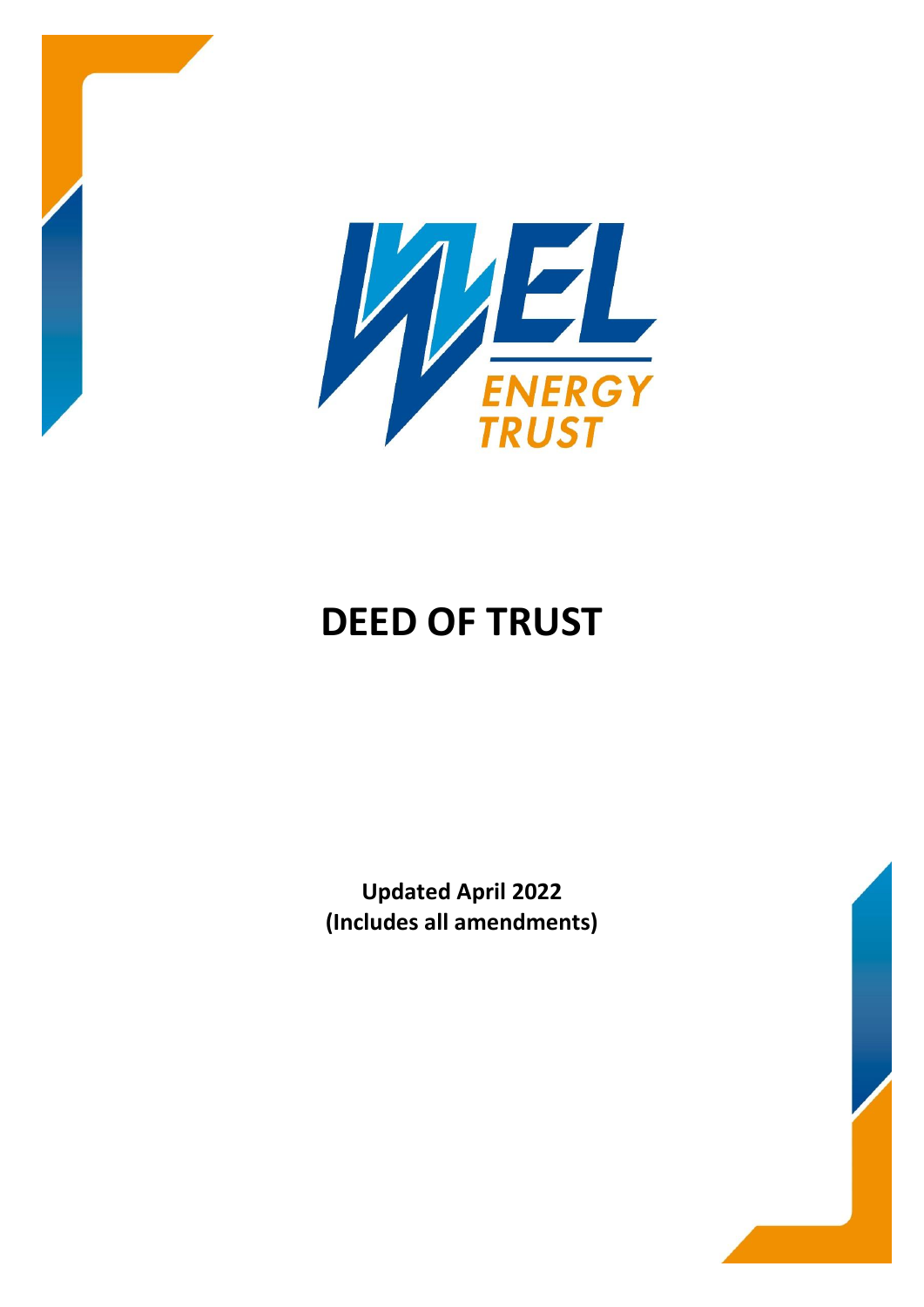WEL ENERGY TRUST

# DEED OF TRUST

**Updated April 2022**
**(Includes all amendments)**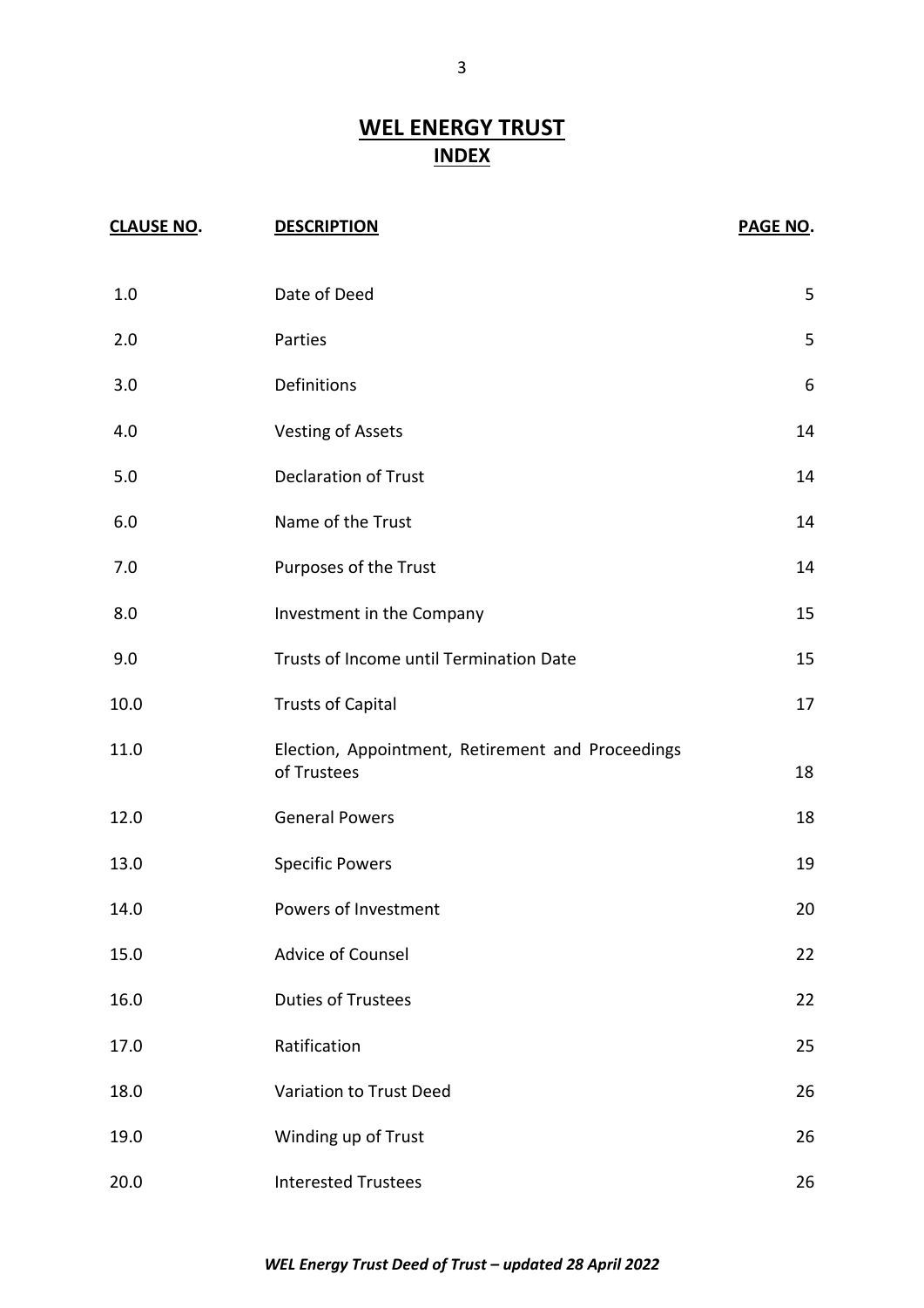# WEL ENERGY TRUST
## INDEX

| CLAUSE NO. | DESCRIPTION | PAGE NO. |
|---|---|---|
| 1.0 | Date of Deed | 5 |
| 2.0 | Parties | 5 |
| 3.0 | Definitions | 6 |
| 4.0 | Vesting of Assets | 14 |
| 5.0 | Declaration of Trust | 14 |
| 6.0 | Name of the Trust | 14 |
| 7.0 | Purposes of the Trust | 14 |
| 8.0 | Investment in the Company | 15 |
| 9.0 | Trusts of Income until Termination Date | 15 |
| 10.0 | Trusts of Capital | 17 |
| 11.0 | Election, Appointment, Retirement and Proceedings of Trustees | 18 |
| 12.0 | General Powers | 18 |
| 13.0 | Specific Powers | 19 |
| 14.0 | Powers of Investment | 20 |
| 15.0 | Advice of Counsel | 22 |
| 16.0 | Duties of Trustees | 22 |
| 17.0 | Ratification | 25 |
| 18.0 | Variation to Trust Deed | 26 |
| 19.0 | Winding up of Trust | 26 |
| 20.0 | Interested Trustees | 26 |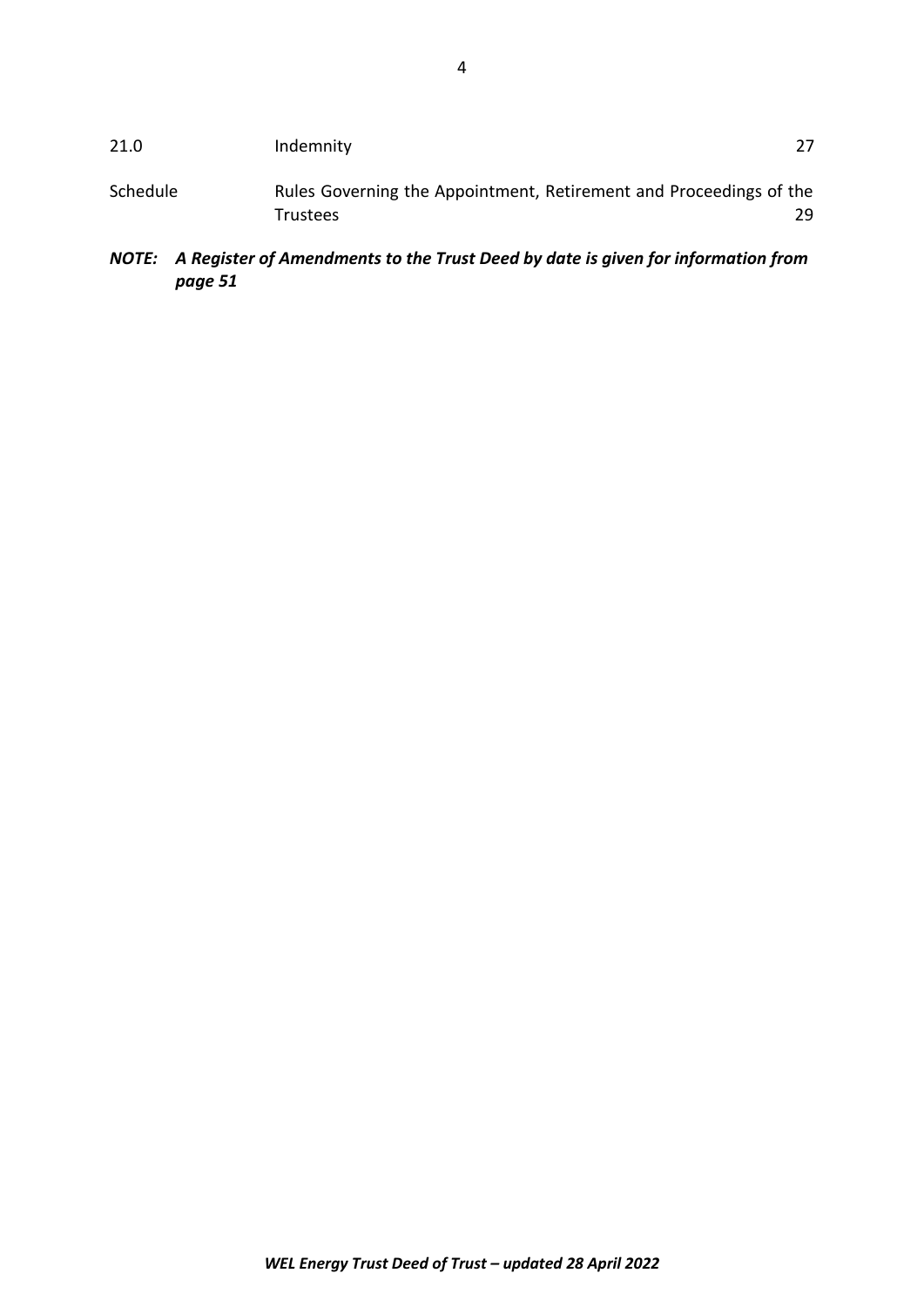| | | |
|---|---|---|
| 21.0 | Indemnity | 27 |
| Schedule | Rules Governing the Appointment, Retirement and Proceedings of the Trustees | 29 |

***NOTE: A Register of Amendments to the Trust Deed by date is given for information from page 51***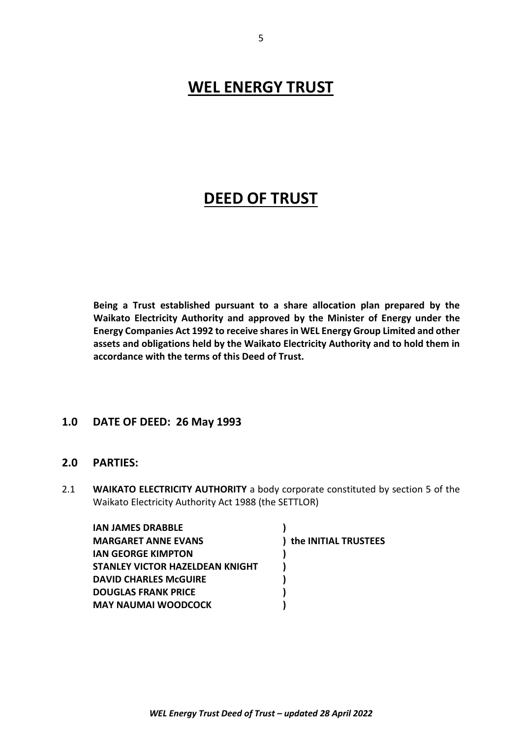# WEL ENERGY TRUST

# DEED OF TRUST

**Being a Trust established pursuant to a share allocation plan prepared by the Waikato Electricity Authority and approved by the Minister of Energy under the Energy Companies Act 1992 to receive shares in WEL Energy Group Limited and other assets and obligations held by the Waikato Electricity Authority and to hold them in accordance with the terms of this Deed of Trust.**

## 1.0 DATE OF DEED: 26 May 1993

## 2.0 PARTIES:

2.1 **WAIKATO ELECTRICITY AUTHORITY** a body corporate constituted by section 5 of the Waikato Electricity Authority Act 1988 (the SETTLOR)

**IAN JAMES DRABBLE** )
**MARGARET ANNE EVANS** ) **the INITIAL TRUSTEES**
**IAN GEORGE KIMPTON** )
**STANLEY VICTOR HAZELDEAN KNIGHT** )
**DAVID CHARLES McGUIRE** )
**DOUGLAS FRANK PRICE** )
**MAY NAUMAI WOODCOCK** )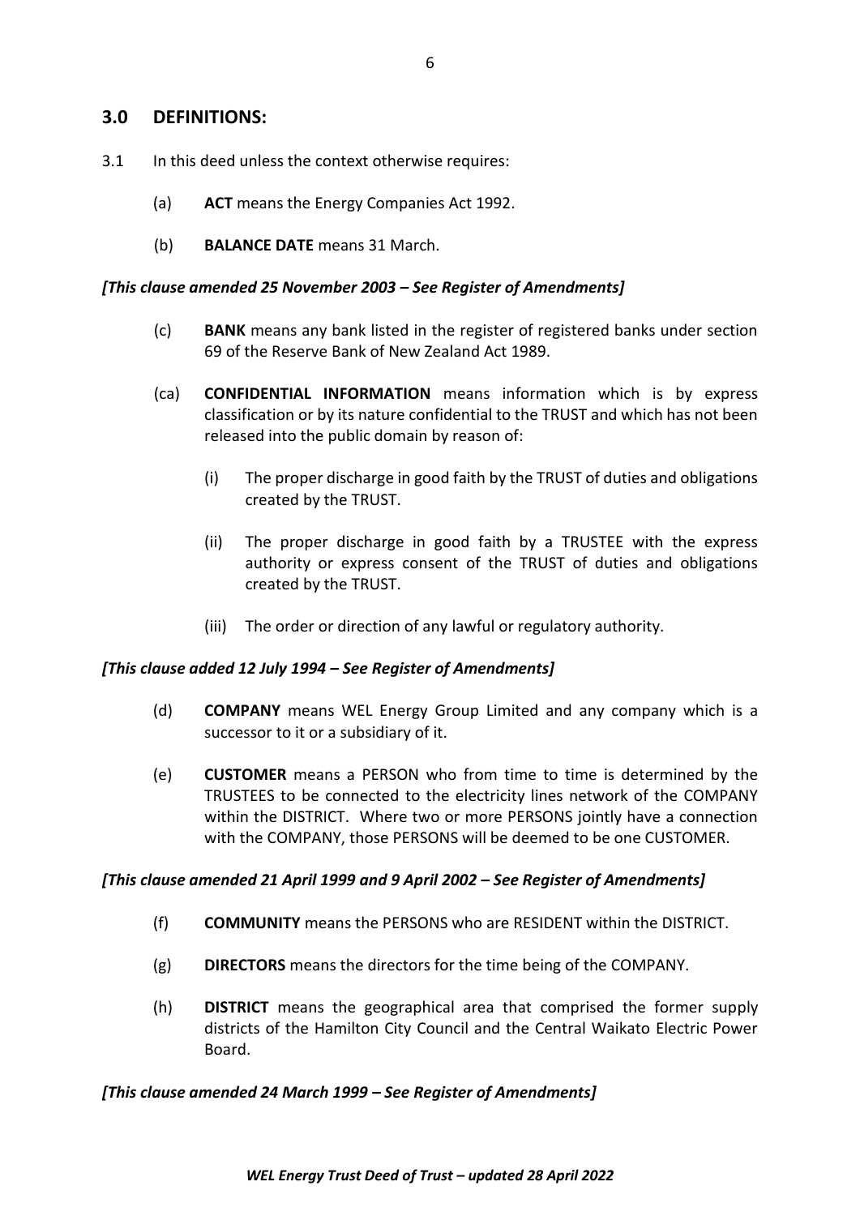## 3.0 DEFINITIONS:

3.1 In this deed unless the context otherwise requires:

(a) **ACT** means the Energy Companies Act 1992.

(b) **BALANCE DATE** means 31 March.

***[This clause amended 25 November 2003 – See Register of Amendments]***

(c) **BANK** means any bank listed in the register of registered banks under section 69 of the Reserve Bank of New Zealand Act 1989.

(ca) **CONFIDENTIAL INFORMATION** means information which is by express classification or by its nature confidential to the TRUST and which has not been released into the public domain by reason of:

(i) The proper discharge in good faith by the TRUST of duties and obligations created by the TRUST.

(ii) The proper discharge in good faith by a TRUSTEE with the express authority or express consent of the TRUST of duties and obligations created by the TRUST.

(iii) The order or direction of any lawful or regulatory authority.

***[This clause added 12 July 1994 – See Register of Amendments]***

(d) **COMPANY** means WEL Energy Group Limited and any company which is a successor to it or a subsidiary of it.

(e) **CUSTOMER** means a PERSON who from time to time is determined by the TRUSTEES to be connected to the electricity lines network of the COMPANY within the DISTRICT. Where two or more PERSONS jointly have a connection with the COMPANY, those PERSONS will be deemed to be one CUSTOMER.

***[This clause amended 21 April 1999 and 9 April 2002 – See Register of Amendments]***

(f) **COMMUNITY** means the PERSONS who are RESIDENT within the DISTRICT.

(g) **DIRECTORS** means the directors for the time being of the COMPANY.

(h) **DISTRICT** means the geographical area that comprised the former supply districts of the Hamilton City Council and the Central Waikato Electric Power Board.

***[This clause amended 24 March 1999 – See Register of Amendments]***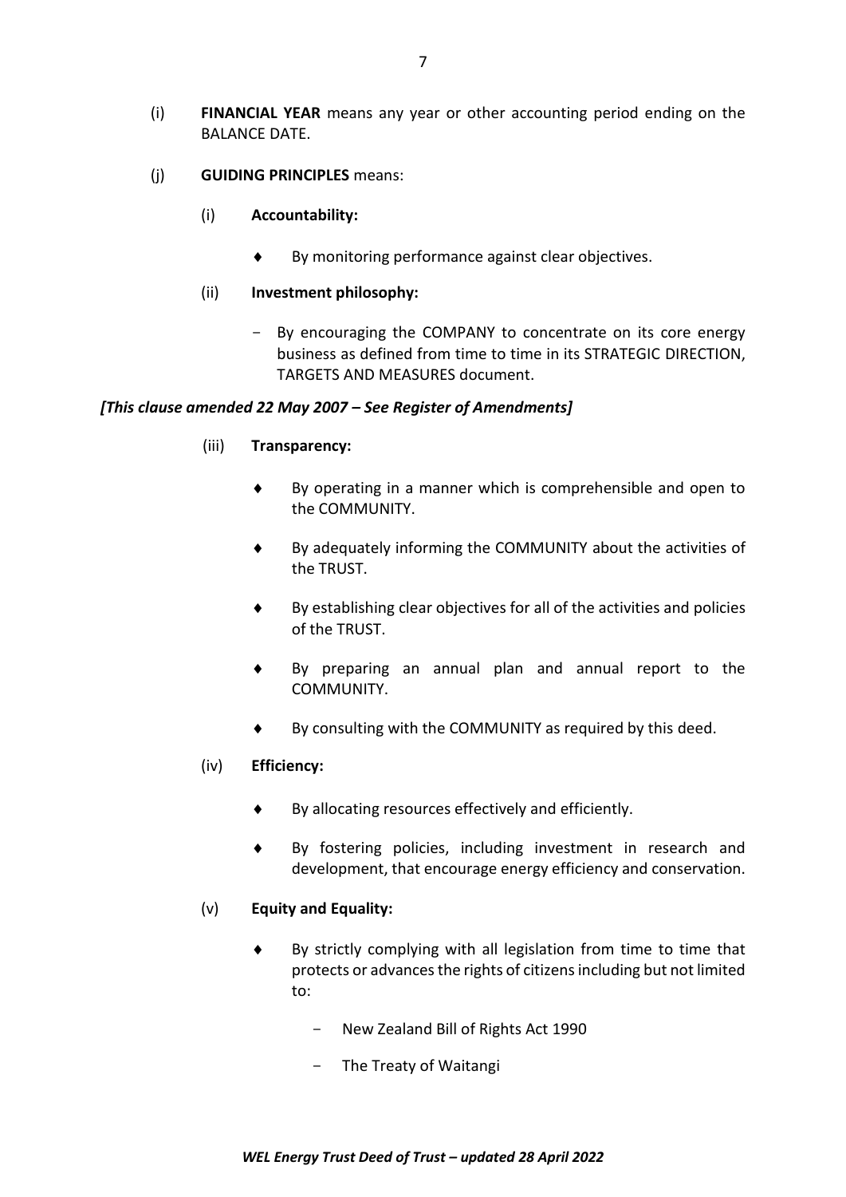(i) **FINANCIAL YEAR** means any year or other accounting period ending on the BALANCE DATE.

(j) **GUIDING PRINCIPLES** means:

(i) **Accountability:**

- By monitoring performance against clear objectives.

(ii) **Investment philosophy:**

- By encouraging the COMPANY to concentrate on its core energy business as defined from time to time in its STRATEGIC DIRECTION, TARGETS AND MEASURES document.

***[This clause amended 22 May 2007 – See Register of Amendments]***

(iii) **Transparency:**

- By operating in a manner which is comprehensible and open to the COMMUNITY.
- By adequately informing the COMMUNITY about the activities of the TRUST.
- By establishing clear objectives for all of the activities and policies of the TRUST.
- By preparing an annual plan and annual report to the COMMUNITY.
- By consulting with the COMMUNITY as required by this deed.

(iv) **Efficiency:**

- By allocating resources effectively and efficiently.
- By fostering policies, including investment in research and development, that encourage energy efficiency and conservation.

(v) **Equity and Equality:**

- By strictly complying with all legislation from time to time that protects or advances the rights of citizens including but not limited to:
  - New Zealand Bill of Rights Act 1990
  - The Treaty of Waitangi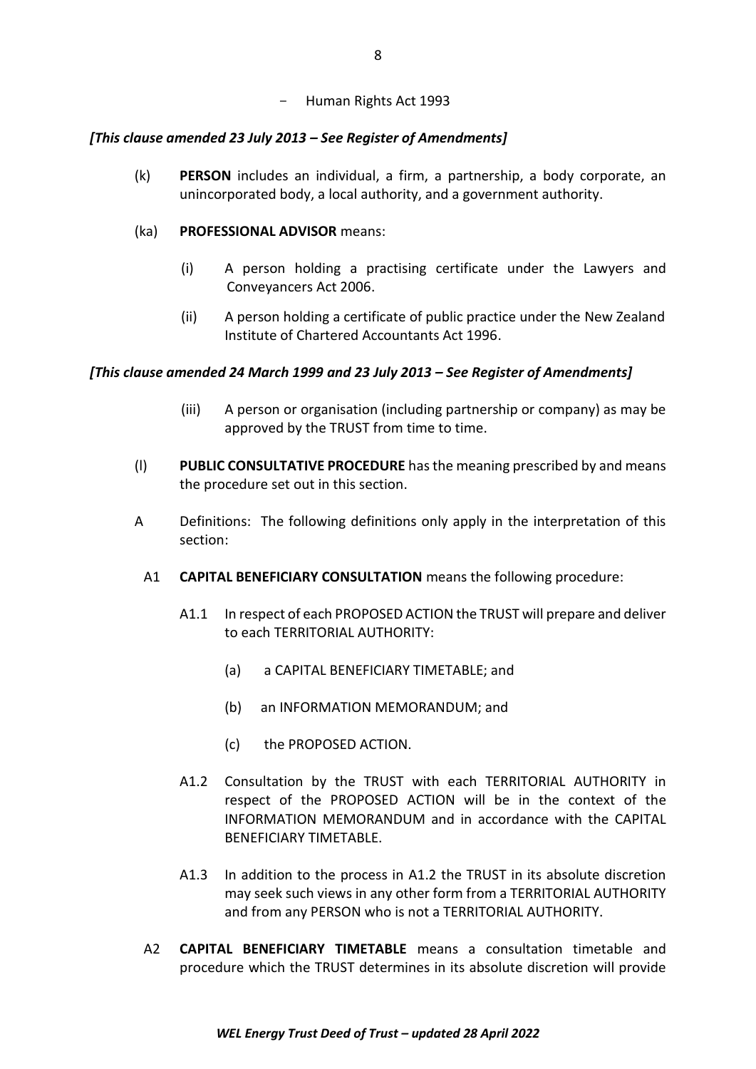- Human Rights Act 1993

***[This clause amended 23 July 2013 – See Register of Amendments]***

(k) **PERSON** includes an individual, a firm, a partnership, a body corporate, an unincorporated body, a local authority, and a government authority.

(ka) **PROFESSIONAL ADVISOR** means:

(i) A person holding a practising certificate under the Lawyers and Conveyancers Act 2006.

(ii) A person holding a certificate of public practice under the New Zealand Institute of Chartered Accountants Act 1996.

***[This clause amended 24 March 1999 and 23 July 2013 – See Register of Amendments]***

(iii) A person or organisation (including partnership or company) as may be approved by the TRUST from time to time.

(l) **PUBLIC CONSULTATIVE PROCEDURE** has the meaning prescribed by and means the procedure set out in this section.

A Definitions: The following definitions only apply in the interpretation of this section:

A1 **CAPITAL BENEFICIARY CONSULTATION** means the following procedure:

A1.1 In respect of each PROPOSED ACTION the TRUST will prepare and deliver to each TERRITORIAL AUTHORITY:

(a) a CAPITAL BENEFICIARY TIMETABLE; and

(b) an INFORMATION MEMORANDUM; and

(c) the PROPOSED ACTION.

A1.2 Consultation by the TRUST with each TERRITORIAL AUTHORITY in respect of the PROPOSED ACTION will be in the context of the INFORMATION MEMORANDUM and in accordance with the CAPITAL BENEFICIARY TIMETABLE.

A1.3 In addition to the process in A1.2 the TRUST in its absolute discretion may seek such views in any other form from a TERRITORIAL AUTHORITY and from any PERSON who is not a TERRITORIAL AUTHORITY.

A2 **CAPITAL BENEFICIARY TIMETABLE** means a consultation timetable and procedure which the TRUST determines in its absolute discretion will provide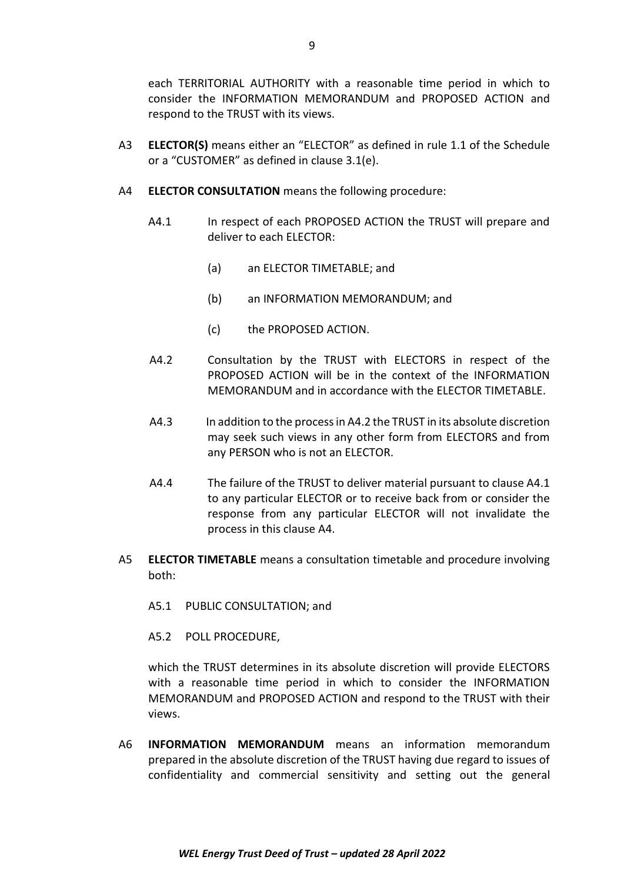each TERRITORIAL AUTHORITY with a reasonable time period in which to consider the INFORMATION MEMORANDUM and PROPOSED ACTION and respond to the TRUST with its views.

A3 **ELECTOR(S)** means either an "ELECTOR" as defined in rule 1.1 of the Schedule or a "CUSTOMER" as defined in clause 3.1(e).

A4 **ELECTOR CONSULTATION** means the following procedure:

A4.1 In respect of each PROPOSED ACTION the TRUST will prepare and deliver to each ELECTOR:

(a) an ELECTOR TIMETABLE; and

(b) an INFORMATION MEMORANDUM; and

(c) the PROPOSED ACTION.

A4.2 Consultation by the TRUST with ELECTORS in respect of the PROPOSED ACTION will be in the context of the INFORMATION MEMORANDUM and in accordance with the ELECTOR TIMETABLE.

A4.3 In addition to the process in A4.2 the TRUST in its absolute discretion may seek such views in any other form from ELECTORS and from any PERSON who is not an ELECTOR.

A4.4 The failure of the TRUST to deliver material pursuant to clause A4.1 to any particular ELECTOR or to receive back from or consider the response from any particular ELECTOR will not invalidate the process in this clause A4.

A5 **ELECTOR TIMETABLE** means a consultation timetable and procedure involving both:

A5.1 PUBLIC CONSULTATION; and

A5.2 POLL PROCEDURE,

which the TRUST determines in its absolute discretion will provide ELECTORS with a reasonable time period in which to consider the INFORMATION MEMORANDUM and PROPOSED ACTION and respond to the TRUST with their views.

A6 **INFORMATION MEMORANDUM** means an information memorandum prepared in the absolute discretion of the TRUST having due regard to issues of confidentiality and commercial sensitivity and setting out the general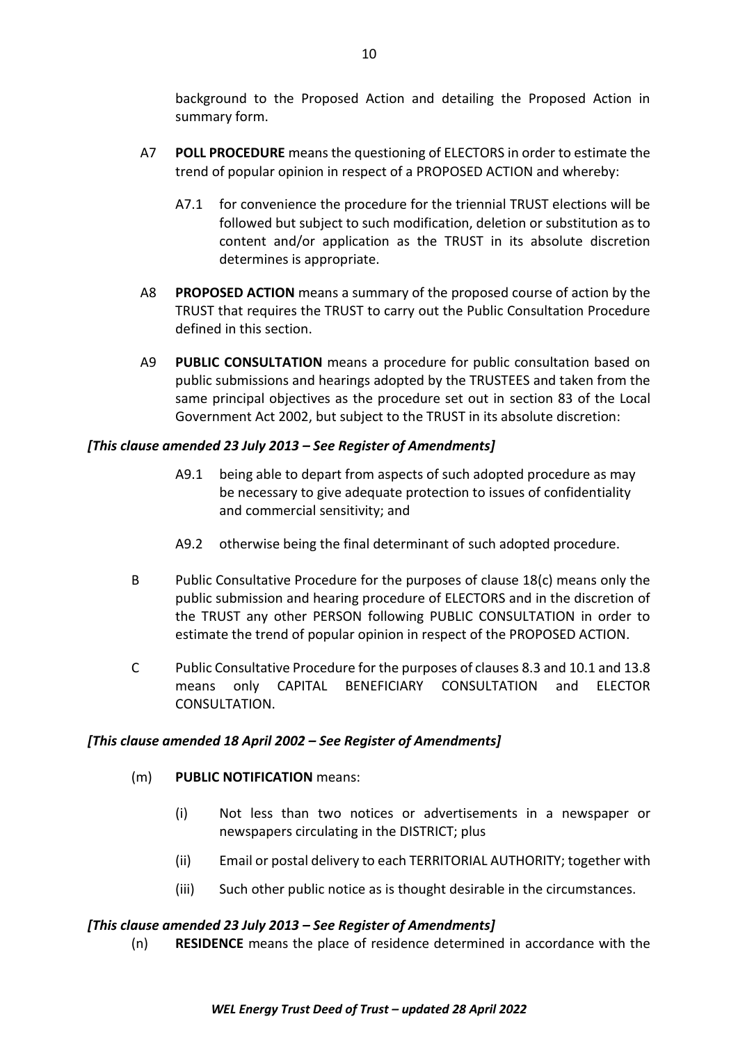background to the Proposed Action and detailing the Proposed Action in summary form.

A7 **POLL PROCEDURE** means the questioning of ELECTORS in order to estimate the trend of popular opinion in respect of a PROPOSED ACTION and whereby:

A7.1 for convenience the procedure for the triennial TRUST elections will be followed but subject to such modification, deletion or substitution as to content and/or application as the TRUST in its absolute discretion determines is appropriate.

A8 **PROPOSED ACTION** means a summary of the proposed course of action by the TRUST that requires the TRUST to carry out the Public Consultation Procedure defined in this section.

A9 **PUBLIC CONSULTATION** means a procedure for public consultation based on public submissions and hearings adopted by the TRUSTEES and taken from the same principal objectives as the procedure set out in section 83 of the Local Government Act 2002, but subject to the TRUST in its absolute discretion:

***[This clause amended 23 July 2013 – See Register of Amendments]***

A9.1 being able to depart from aspects of such adopted procedure as may be necessary to give adequate protection to issues of confidentiality and commercial sensitivity; and

A9.2 otherwise being the final determinant of such adopted procedure.

B Public Consultative Procedure for the purposes of clause 18(c) means only the public submission and hearing procedure of ELECTORS and in the discretion of the TRUST any other PERSON following PUBLIC CONSULTATION in order to estimate the trend of popular opinion in respect of the PROPOSED ACTION.

C Public Consultative Procedure for the purposes of clauses 8.3 and 10.1 and 13.8 means only CAPITAL BENEFICIARY CONSULTATION and ELECTOR CONSULTATION.

***[This clause amended 18 April 2002 – See Register of Amendments]***

(m) **PUBLIC NOTIFICATION** means:

(i) Not less than two notices or advertisements in a newspaper or newspapers circulating in the DISTRICT; plus

(ii) Email or postal delivery to each TERRITORIAL AUTHORITY; together with

(iii) Such other public notice as is thought desirable in the circumstances.

***[This clause amended 23 July 2013 – See Register of Amendments]***

(n) **RESIDENCE** means the place of residence determined in accordance with the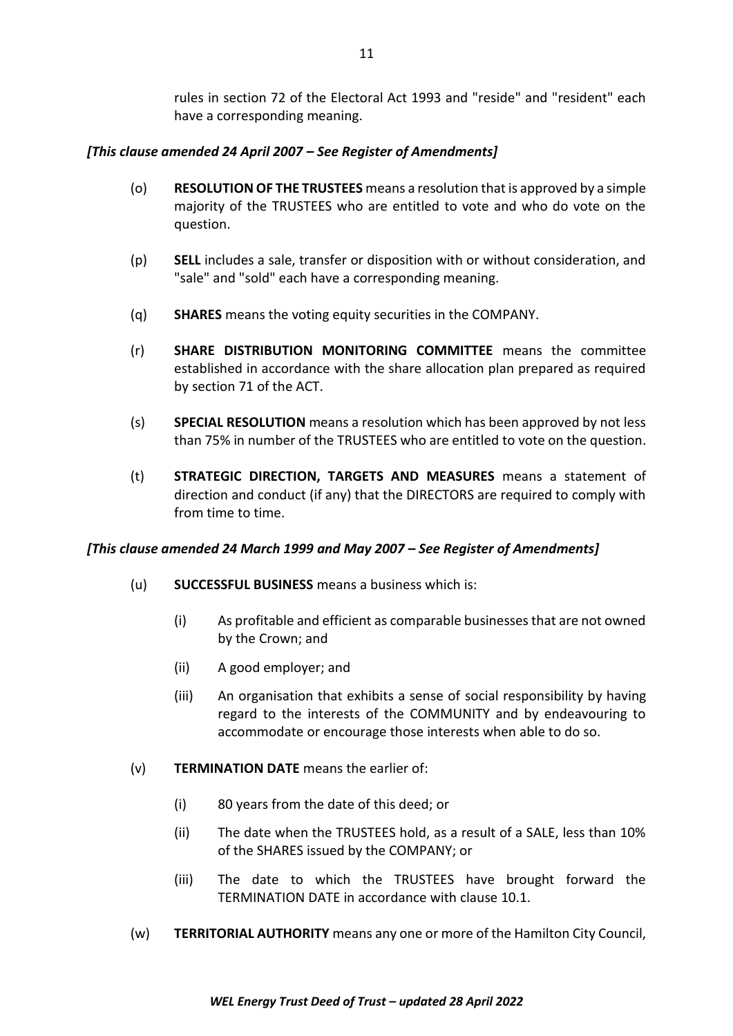rules in section 72 of the Electoral Act 1993 and "reside" and "resident" each have a corresponding meaning.

***[This clause amended 24 April 2007 – See Register of Amendments]***

(o) **RESOLUTION OF THE TRUSTEES** means a resolution that is approved by a simple majority of the TRUSTEES who are entitled to vote and who do vote on the question.

(p) **SELL** includes a sale, transfer or disposition with or without consideration, and "sale" and "sold" each have a corresponding meaning.

(q) **SHARES** means the voting equity securities in the COMPANY.

(r) **SHARE DISTRIBUTION MONITORING COMMITTEE** means the committee established in accordance with the share allocation plan prepared as required by section 71 of the ACT.

(s) **SPECIAL RESOLUTION** means a resolution which has been approved by not less than 75% in number of the TRUSTEES who are entitled to vote on the question.

(t) **STRATEGIC DIRECTION, TARGETS AND MEASURES** means a statement of direction and conduct (if any) that the DIRECTORS are required to comply with from time to time.

***[This clause amended 24 March 1999 and May 2007 – See Register of Amendments]***

(u) **SUCCESSFUL BUSINESS** means a business which is:

   (i) As profitable and efficient as comparable businesses that are not owned by the Crown; and

   (ii) A good employer; and

   (iii) An organisation that exhibits a sense of social responsibility by having regard to the interests of the COMMUNITY and by endeavouring to accommodate or encourage those interests when able to do so.

(v) **TERMINATION DATE** means the earlier of:

   (i) 80 years from the date of this deed; or

   (ii) The date when the TRUSTEES hold, as a result of a SALE, less than 10% of the SHARES issued by the COMPANY; or

   (iii) The date to which the TRUSTEES have brought forward the TERMINATION DATE in accordance with clause 10.1.

(w) **TERRITORIAL AUTHORITY** means any one or more of the Hamilton City Council,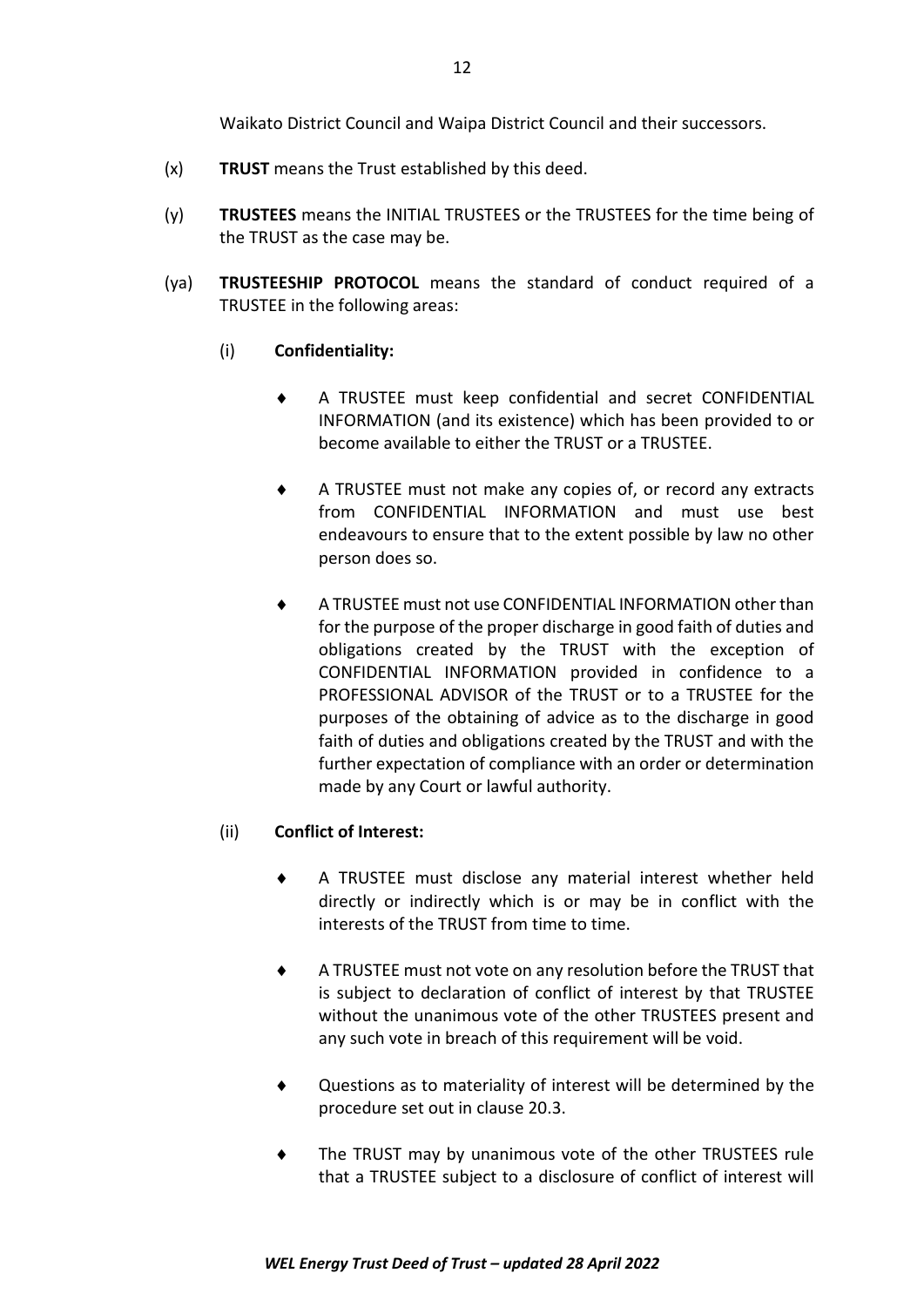Waikato District Council and Waipa District Council and their successors.

(x) **TRUST** means the Trust established by this deed.

(y) **TRUSTEES** means the INITIAL TRUSTEES or the TRUSTEES for the time being of the TRUST as the case may be.

(ya) **TRUSTEESHIP PROTOCOL** means the standard of conduct required of a TRUSTEE in the following areas:

(i) **Confidentiality:**

- A TRUSTEE must keep confidential and secret CONFIDENTIAL INFORMATION (and its existence) which has been provided to or become available to either the TRUST or a TRUSTEE.
- A TRUSTEE must not make any copies of, or record any extracts from CONFIDENTIAL INFORMATION and must use best endeavours to ensure that to the extent possible by law no other person does so.
- A TRUSTEE must not use CONFIDENTIAL INFORMATION other than for the purpose of the proper discharge in good faith of duties and obligations created by the TRUST with the exception of CONFIDENTIAL INFORMATION provided in confidence to a PROFESSIONAL ADVISOR of the TRUST or to a TRUSTEE for the purposes of the obtaining of advice as to the discharge in good faith of duties and obligations created by the TRUST and with the further expectation of compliance with an order or determination made by any Court or lawful authority.

(ii) **Conflict of Interest:**

- A TRUSTEE must disclose any material interest whether held directly or indirectly which is or may be in conflict with the interests of the TRUST from time to time.
- A TRUSTEE must not vote on any resolution before the TRUST that is subject to declaration of conflict of interest by that TRUSTEE without the unanimous vote of the other TRUSTEES present and any such vote in breach of this requirement will be void.
- Questions as to materiality of interest will be determined by the procedure set out in clause 20.3.
- The TRUST may by unanimous vote of the other TRUSTEES rule that a TRUSTEE subject to a disclosure of conflict of interest will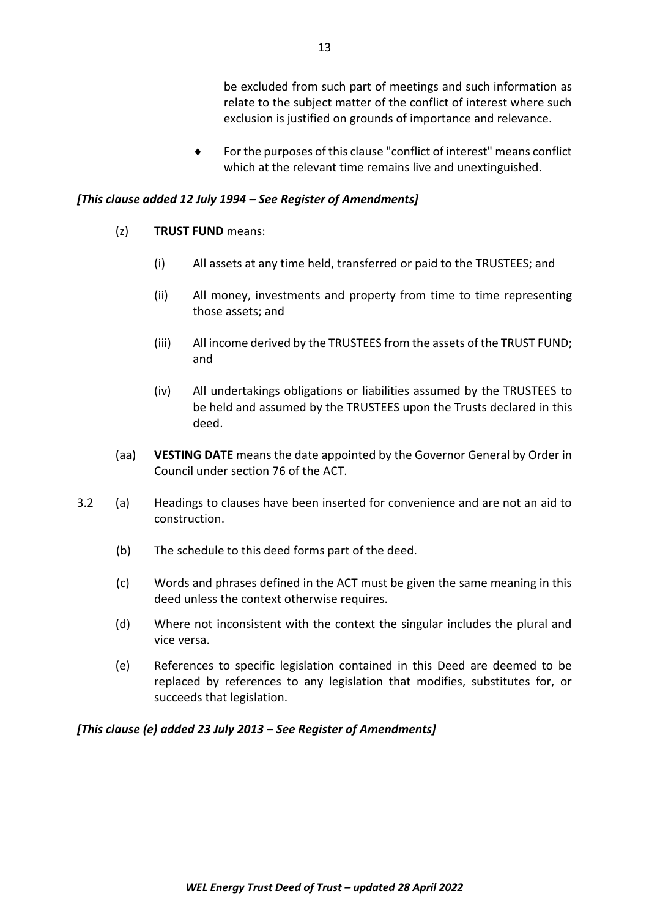be excluded from such part of meetings and such information as relate to the subject matter of the conflict of interest where such exclusion is justified on grounds of importance and relevance.

- For the purposes of this clause "conflict of interest" means conflict which at the relevant time remains live and unextinguished.

***[This clause added 12 July 1994 – See Register of Amendments]***

(z) **TRUST FUND** means:

(i) All assets at any time held, transferred or paid to the TRUSTEES; and

(ii) All money, investments and property from time to time representing those assets; and

(iii) All income derived by the TRUSTEES from the assets of the TRUST FUND; and

(iv) All undertakings obligations or liabilities assumed by the TRUSTEES to be held and assumed by the TRUSTEES upon the Trusts declared in this deed.

(aa) **VESTING DATE** means the date appointed by the Governor General by Order in Council under section 76 of the ACT.

3.2 (a) Headings to clauses have been inserted for convenience and are not an aid to construction.

(b) The schedule to this deed forms part of the deed.

(c) Words and phrases defined in the ACT must be given the same meaning in this deed unless the context otherwise requires.

(d) Where not inconsistent with the context the singular includes the plural and vice versa.

(e) References to specific legislation contained in this Deed are deemed to be replaced by references to any legislation that modifies, substitutes for, or succeeds that legislation.

***[This clause (e) added 23 July 2013 – See Register of Amendments]***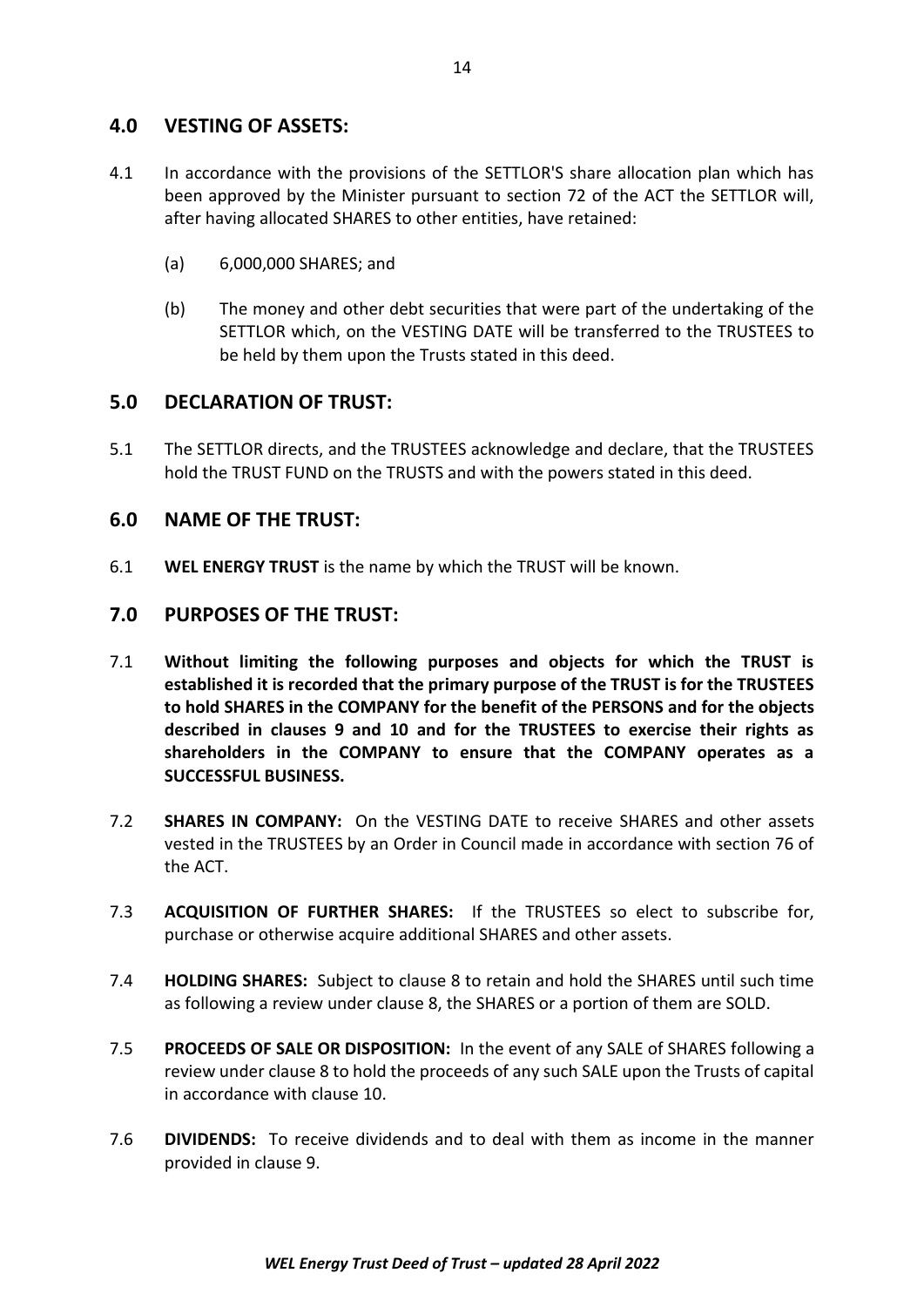## 4.0 VESTING OF ASSETS:

4.1 In accordance with the provisions of the SETTLOR'S share allocation plan which has been approved by the Minister pursuant to section 72 of the ACT the SETTLOR will, after having allocated SHARES to other entities, have retained:

(a) 6,000,000 SHARES; and

(b) The money and other debt securities that were part of the undertaking of the SETTLOR which, on the VESTING DATE will be transferred to the TRUSTEES to be held by them upon the Trusts stated in this deed.

## 5.0 DECLARATION OF TRUST:

5.1 The SETTLOR directs, and the TRUSTEES acknowledge and declare, that the TRUSTEES hold the TRUST FUND on the TRUSTS and with the powers stated in this deed.

## 6.0 NAME OF THE TRUST:

6.1 **WEL ENERGY TRUST** is the name by which the TRUST will be known.

## 7.0 PURPOSES OF THE TRUST:

7.1 **Without limiting the following purposes and objects for which the TRUST is established it is recorded that the primary purpose of the TRUST is for the TRUSTEES to hold SHARES in the COMPANY for the benefit of the PERSONS and for the objects described in clauses 9 and 10 and for the TRUSTEES to exercise their rights as shareholders in the COMPANY to ensure that the COMPANY operates as a SUCCESSFUL BUSINESS.**

7.2 **SHARES IN COMPANY:** On the VESTING DATE to receive SHARES and other assets vested in the TRUSTEES by an Order in Council made in accordance with section 76 of the ACT.

7.3 **ACQUISITION OF FURTHER SHARES:** If the TRUSTEES so elect to subscribe for, purchase or otherwise acquire additional SHARES and other assets.

7.4 **HOLDING SHARES:** Subject to clause 8 to retain and hold the SHARES until such time as following a review under clause 8, the SHARES or a portion of them are SOLD.

7.5 **PROCEEDS OF SALE OR DISPOSITION:** In the event of any SALE of SHARES following a review under clause 8 to hold the proceeds of any such SALE upon the Trusts of capital in accordance with clause 10.

7.6 **DIVIDENDS:** To receive dividends and to deal with them as income in the manner provided in clause 9.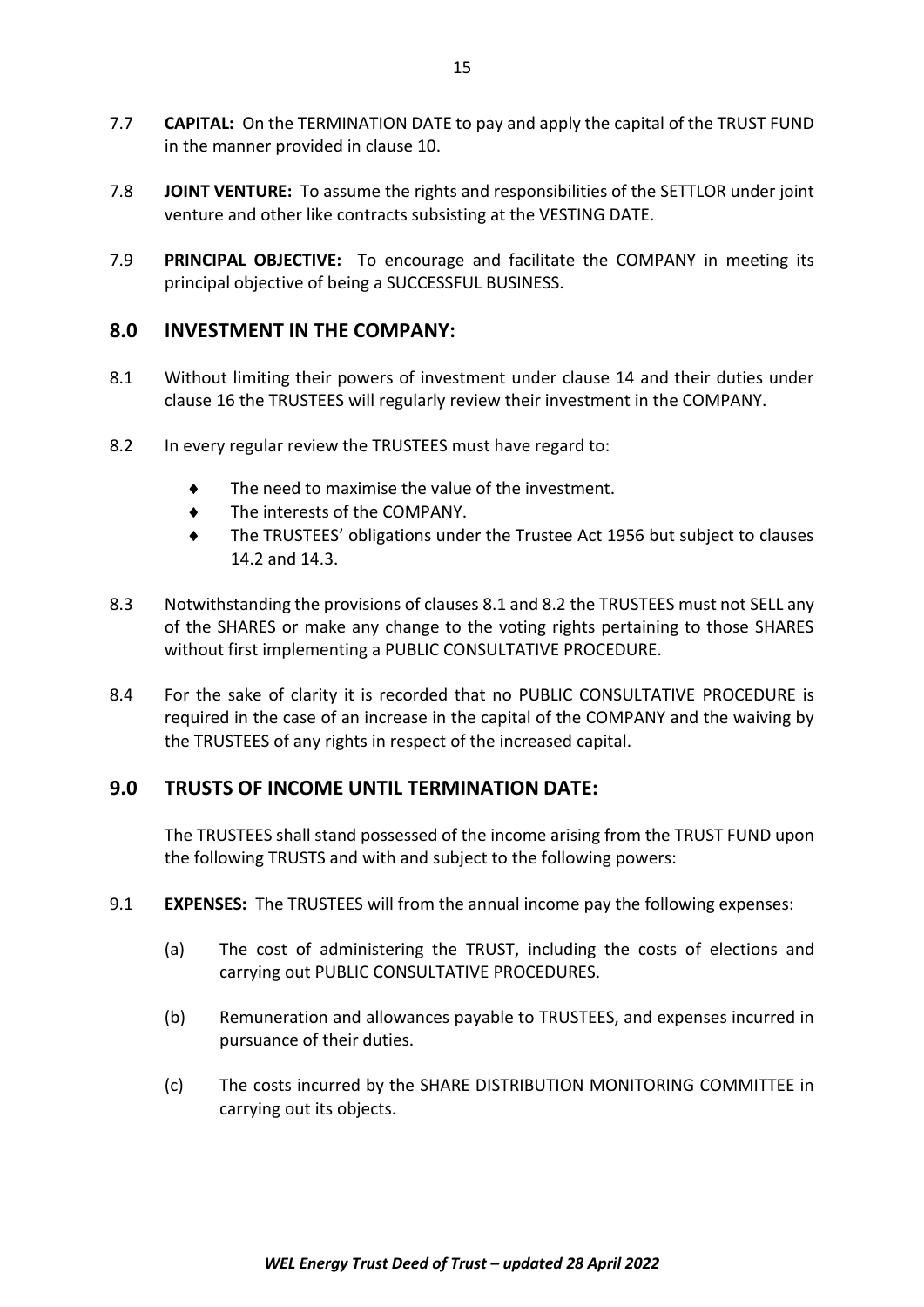7.7 **CAPITAL:** On the TERMINATION DATE to pay and apply the capital of the TRUST FUND in the manner provided in clause 10.

7.8 **JOINT VENTURE:** To assume the rights and responsibilities of the SETTLOR under joint venture and other like contracts subsisting at the VESTING DATE.

7.9 **PRINCIPAL OBJECTIVE:** To encourage and facilitate the COMPANY in meeting its principal objective of being a SUCCESSFUL BUSINESS.

## 8.0 INVESTMENT IN THE COMPANY:

8.1 Without limiting their powers of investment under clause 14 and their duties under clause 16 the TRUSTEES will regularly review their investment in the COMPANY.

8.2 In every regular review the TRUSTEES must have regard to:

- The need to maximise the value of the investment.
- The interests of the COMPANY.
- The TRUSTEES' obligations under the Trustee Act 1956 but subject to clauses 14.2 and 14.3.

8.3 Notwithstanding the provisions of clauses 8.1 and 8.2 the TRUSTEES must not SELL any of the SHARES or make any change to the voting rights pertaining to those SHARES without first implementing a PUBLIC CONSULTATIVE PROCEDURE.

8.4 For the sake of clarity it is recorded that no PUBLIC CONSULTATIVE PROCEDURE is required in the case of an increase in the capital of the COMPANY and the waiving by the TRUSTEES of any rights in respect of the increased capital.

## 9.0 TRUSTS OF INCOME UNTIL TERMINATION DATE:

The TRUSTEES shall stand possessed of the income arising from the TRUST FUND upon the following TRUSTS and with and subject to the following powers:

9.1 **EXPENSES:** The TRUSTEES will from the annual income pay the following expenses:

(a) The cost of administering the TRUST, including the costs of elections and carrying out PUBLIC CONSULTATIVE PROCEDURES.

(b) Remuneration and allowances payable to TRUSTEES, and expenses incurred in pursuance of their duties.

(c) The costs incurred by the SHARE DISTRIBUTION MONITORING COMMITTEE in carrying out its objects.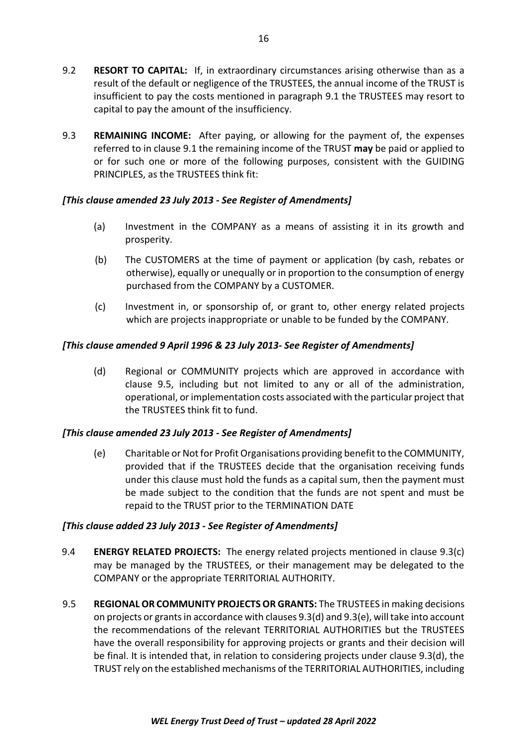9.2 **RESORT TO CAPITAL:** If, in extraordinary circumstances arising otherwise than as a result of the default or negligence of the TRUSTEES, the annual income of the TRUST is insufficient to pay the costs mentioned in paragraph 9.1 the TRUSTEES may resort to capital to pay the amount of the insufficiency.

9.3 **REMAINING INCOME:** After paying, or allowing for the payment of, the expenses referred to in clause 9.1 the remaining income of the TRUST **may** be paid or applied to or for such one or more of the following purposes, consistent with the GUIDING PRINCIPLES, as the TRUSTEES think fit:

***[This clause amended 23 July 2013 - See Register of Amendments]***

(a) Investment in the COMPANY as a means of assisting it in its growth and prosperity.

(b) The CUSTOMERS at the time of payment or application (by cash, rebates or otherwise), equally or unequally or in proportion to the consumption of energy purchased from the COMPANY by a CUSTOMER.

(c) Investment in, or sponsorship of, or grant to, other energy related projects which are projects inappropriate or unable to be funded by the COMPANY.

***[This clause amended 9 April 1996 & 23 July 2013- See Register of Amendments]***

(d) Regional or COMMUNITY projects which are approved in accordance with clause 9.5, including but not limited to any or all of the administration, operational, or implementation costs associated with the particular project that the TRUSTEES think fit to fund.

***[This clause amended 23 July 2013 - See Register of Amendments]***

(e) Charitable or Not for Profit Organisations providing benefit to the COMMUNITY, provided that if the TRUSTEES decide that the organisation receiving funds under this clause must hold the funds as a capital sum, then the payment must be made subject to the condition that the funds are not spent and must be repaid to the TRUST prior to the TERMINATION DATE

***[This clause added 23 July 2013 - See Register of Amendments]***

9.4 **ENERGY RELATED PROJECTS:** The energy related projects mentioned in clause 9.3(c) may be managed by the TRUSTEES, or their management may be delegated to the COMPANY or the appropriate TERRITORIAL AUTHORITY.

9.5 **REGIONAL OR COMMUNITY PROJECTS OR GRANTS:** The TRUSTEES in making decisions on projects or grants in accordance with clauses 9.3(d) and 9.3(e), will take into account the recommendations of the relevant TERRITORIAL AUTHORITIES but the TRUSTEES have the overall responsibility for approving projects or grants and their decision will be final. It is intended that, in relation to considering projects under clause 9.3(d), the TRUST rely on the established mechanisms of the TERRITORIAL AUTHORITIES, including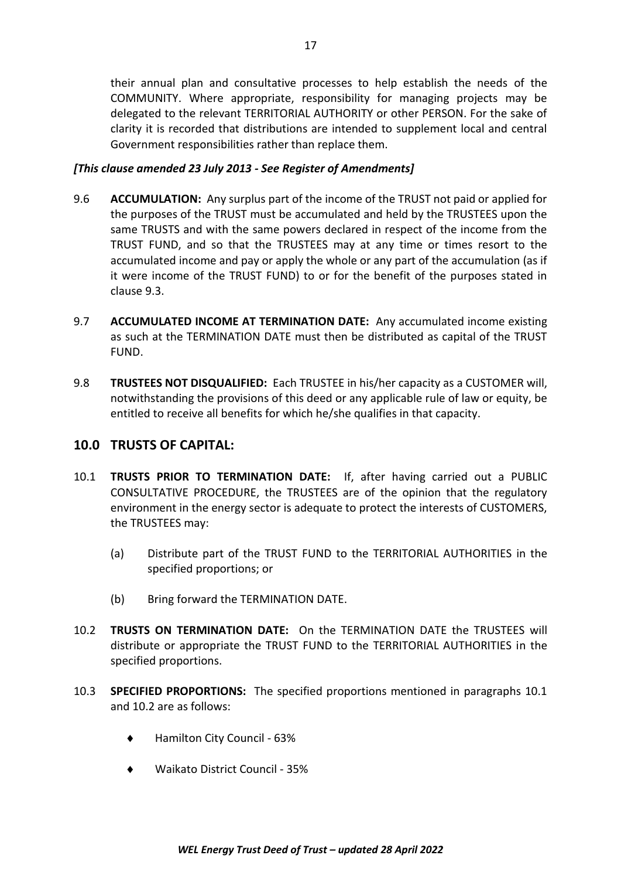their annual plan and consultative processes to help establish the needs of the COMMUNITY. Where appropriate, responsibility for managing projects may be delegated to the relevant TERRITORIAL AUTHORITY or other PERSON. For the sake of clarity it is recorded that distributions are intended to supplement local and central Government responsibilities rather than replace them.

***[This clause amended 23 July 2013 - See Register of Amendments]***

9.6 **ACCUMULATION:** Any surplus part of the income of the TRUST not paid or applied for the purposes of the TRUST must be accumulated and held by the TRUSTEES upon the same TRUSTS and with the same powers declared in respect of the income from the TRUST FUND, and so that the TRUSTEES may at any time or times resort to the accumulated income and pay or apply the whole or any part of the accumulation (as if it were income of the TRUST FUND) to or for the benefit of the purposes stated in clause 9.3.

9.7 **ACCUMULATED INCOME AT TERMINATION DATE:** Any accumulated income existing as such at the TERMINATION DATE must then be distributed as capital of the TRUST FUND.

9.8 **TRUSTEES NOT DISQUALIFIED:** Each TRUSTEE in his/her capacity as a CUSTOMER will, notwithstanding the provisions of this deed or any applicable rule of law or equity, be entitled to receive all benefits for which he/she qualifies in that capacity.

## 10.0 TRUSTS OF CAPITAL:

10.1 **TRUSTS PRIOR TO TERMINATION DATE:** If, after having carried out a PUBLIC CONSULTATIVE PROCEDURE, the TRUSTEES are of the opinion that the regulatory environment in the energy sector is adequate to protect the interests of CUSTOMERS, the TRUSTEES may:

(a) Distribute part of the TRUST FUND to the TERRITORIAL AUTHORITIES in the specified proportions; or

(b) Bring forward the TERMINATION DATE.

10.2 **TRUSTS ON TERMINATION DATE:** On the TERMINATION DATE the TRUSTEES will distribute or appropriate the TRUST FUND to the TERRITORIAL AUTHORITIES in the specified proportions.

10.3 **SPECIFIED PROPORTIONS:** The specified proportions mentioned in paragraphs 10.1 and 10.2 are as follows:

- Hamilton City Council - 63%
- Waikato District Council - 35%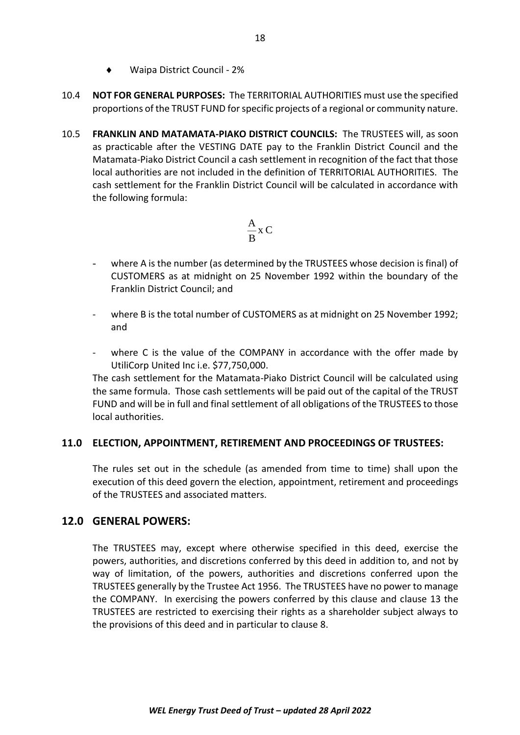- Waipa District Council - 2%

10.4 **NOT FOR GENERAL PURPOSES:** The TERRITORIAL AUTHORITIES must use the specified proportions of the TRUST FUND for specific projects of a regional or community nature.

10.5 **FRANKLIN AND MATAMATA-PIAKO DISTRICT COUNCILS:** The TRUSTEES will, as soon as practicable after the VESTING DATE pay to the Franklin District Council and the Matamata-Piako District Council a cash settlement in recognition of the fact that those local authorities are not included in the definition of TERRITORIAL AUTHORITIES. The cash settlement for the Franklin District Council will be calculated in accordance with the following formula:

$$\frac{A}{B} \text{ x } C$$

- where A is the number (as determined by the TRUSTEES whose decision is final) of CUSTOMERS as at midnight on 25 November 1992 within the boundary of the Franklin District Council; and
- where B is the total number of CUSTOMERS as at midnight on 25 November 1992; and
- where C is the value of the COMPANY in accordance with the offer made by UtiliCorp United Inc i.e. $77,750,000.

The cash settlement for the Matamata-Piako District Council will be calculated using the same formula. Those cash settlements will be paid out of the capital of the TRUST FUND and will be in full and final settlement of all obligations of the TRUSTEES to those local authorities.

## 11.0 ELECTION, APPOINTMENT, RETIREMENT AND PROCEEDINGS OF TRUSTEES:

The rules set out in the schedule (as amended from time to time) shall upon the execution of this deed govern the election, appointment, retirement and proceedings of the TRUSTEES and associated matters.

## 12.0 GENERAL POWERS:

The TRUSTEES may, except where otherwise specified in this deed, exercise the powers, authorities, and discretions conferred by this deed in addition to, and not by way of limitation, of the powers, authorities and discretions conferred upon the TRUSTEES generally by the Trustee Act 1956. The TRUSTEES have no power to manage the COMPANY. In exercising the powers conferred by this clause and clause 13 the TRUSTEES are restricted to exercising their rights as a shareholder subject always to the provisions of this deed and in particular to clause 8.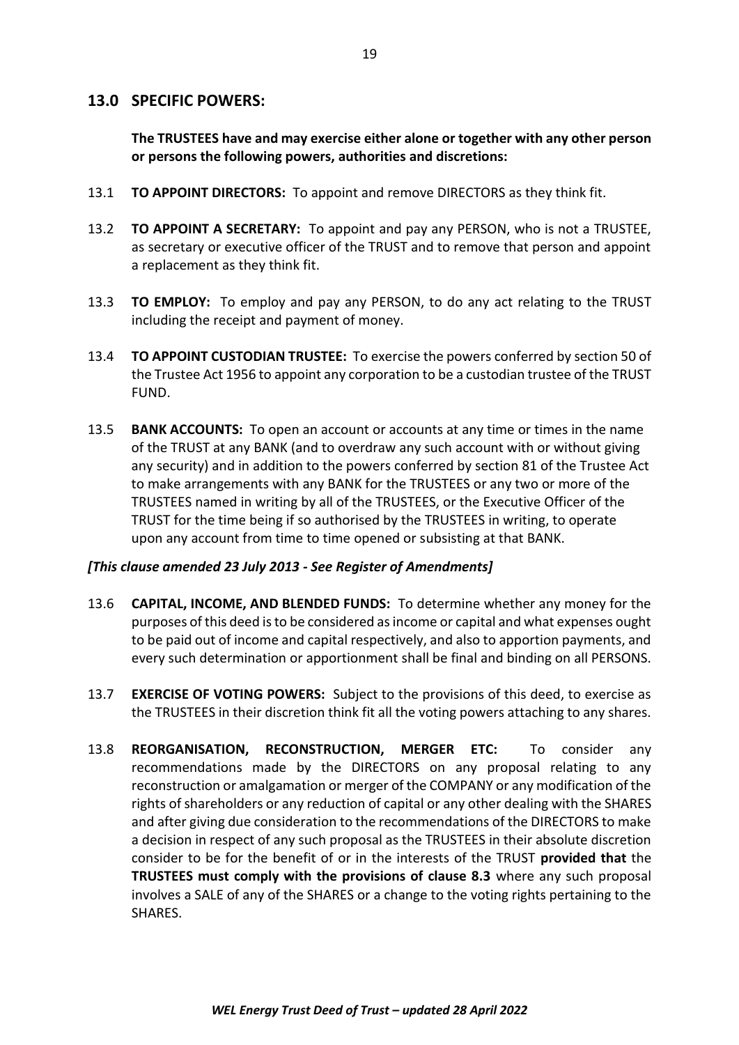## 13.0 SPECIFIC POWERS:

**The TRUSTEES have and may exercise either alone or together with any other person or persons the following powers, authorities and discretions:**

13.1 **TO APPOINT DIRECTORS:** To appoint and remove DIRECTORS as they think fit.

13.2 **TO APPOINT A SECRETARY:** To appoint and pay any PERSON, who is not a TRUSTEE, as secretary or executive officer of the TRUST and to remove that person and appoint a replacement as they think fit.

13.3 **TO EMPLOY:** To employ and pay any PERSON, to do any act relating to the TRUST including the receipt and payment of money.

13.4 **TO APPOINT CUSTODIAN TRUSTEE:** To exercise the powers conferred by section 50 of the Trustee Act 1956 to appoint any corporation to be a custodian trustee of the TRUST FUND.

13.5 **BANK ACCOUNTS:** To open an account or accounts at any time or times in the name of the TRUST at any BANK (and to overdraw any such account with or without giving any security) and in addition to the powers conferred by section 81 of the Trustee Act to make arrangements with any BANK for the TRUSTEES or any two or more of the TRUSTEES named in writing by all of the TRUSTEES, or the Executive Officer of the TRUST for the time being if so authorised by the TRUSTEES in writing, to operate upon any account from time to time opened or subsisting at that BANK.

***[This clause amended 23 July 2013 - See Register of Amendments]***

13.6 **CAPITAL, INCOME, AND BLENDED FUNDS:** To determine whether any money for the purposes of this deed is to be considered as income or capital and what expenses ought to be paid out of income and capital respectively, and also to apportion payments, and every such determination or apportionment shall be final and binding on all PERSONS.

13.7 **EXERCISE OF VOTING POWERS:** Subject to the provisions of this deed, to exercise as the TRUSTEES in their discretion think fit all the voting powers attaching to any shares.

13.8 **REORGANISATION, RECONSTRUCTION, MERGER ETC:** To consider any recommendations made by the DIRECTORS on any proposal relating to any reconstruction or amalgamation or merger of the COMPANY or any modification of the rights of shareholders or any reduction of capital or any other dealing with the SHARES and after giving due consideration to the recommendations of the DIRECTORS to make a decision in respect of any such proposal as the TRUSTEES in their absolute discretion consider to be for the benefit of or in the interests of the TRUST **provided that** the **TRUSTEES must comply with the provisions of clause 8.3** where any such proposal involves a SALE of any of the SHARES or a change to the voting rights pertaining to the SHARES.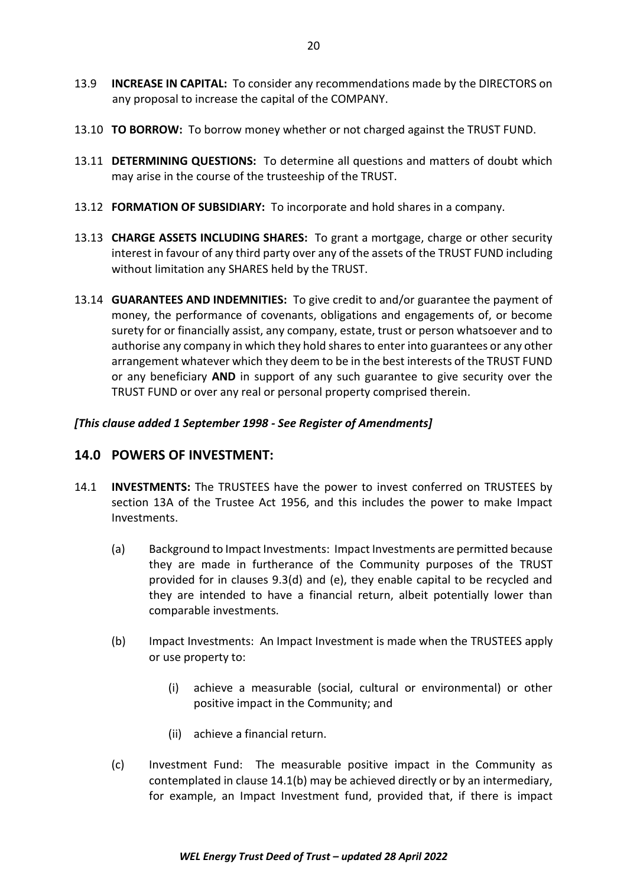13.9 **INCREASE IN CAPITAL:** To consider any recommendations made by the DIRECTORS on any proposal to increase the capital of the COMPANY.

13.10 **TO BORROW:** To borrow money whether or not charged against the TRUST FUND.

13.11 **DETERMINING QUESTIONS:** To determine all questions and matters of doubt which may arise in the course of the trusteeship of the TRUST.

13.12 **FORMATION OF SUBSIDIARY:** To incorporate and hold shares in a company.

13.13 **CHARGE ASSETS INCLUDING SHARES:** To grant a mortgage, charge or other security interest in favour of any third party over any of the assets of the TRUST FUND including without limitation any SHARES held by the TRUST.

13.14 **GUARANTEES AND INDEMNITIES:** To give credit to and/or guarantee the payment of money, the performance of covenants, obligations and engagements of, or become surety for or financially assist, any company, estate, trust or person whatsoever and to authorise any company in which they hold shares to enter into guarantees or any other arrangement whatever which they deem to be in the best interests of the TRUST FUND or any beneficiary **AND** in support of any such guarantee to give security over the TRUST FUND or over any real or personal property comprised therein.

***[This clause added 1 September 1998 - See Register of Amendments]***

## 14.0 POWERS OF INVESTMENT:

14.1 **INVESTMENTS:** The TRUSTEES have the power to invest conferred on TRUSTEES by section 13A of the Trustee Act 1956, and this includes the power to make Impact Investments.

(a) Background to Impact Investments: Impact Investments are permitted because they are made in furtherance of the Community purposes of the TRUST provided for in clauses 9.3(d) and (e), they enable capital to be recycled and they are intended to have a financial return, albeit potentially lower than comparable investments.

(b) Impact Investments: An Impact Investment is made when the TRUSTEES apply or use property to:

(i) achieve a measurable (social, cultural or environmental) or other positive impact in the Community; and

(ii) achieve a financial return.

(c) Investment Fund: The measurable positive impact in the Community as contemplated in clause 14.1(b) may be achieved directly or by an intermediary, for example, an Impact Investment fund, provided that, if there is impact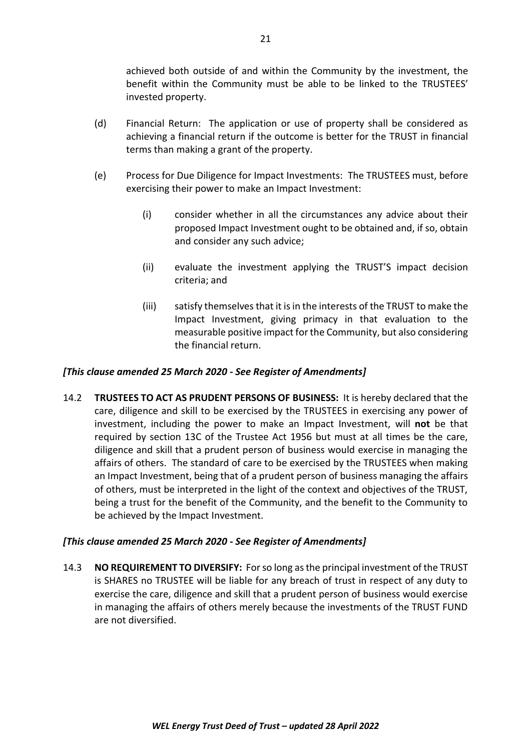achieved both outside of and within the Community by the investment, the benefit within the Community must be able to be linked to the TRUSTEES' invested property.

(d) Financial Return: The application or use of property shall be considered as achieving a financial return if the outcome is better for the TRUST in financial terms than making a grant of the property.

(e) Process for Due Diligence for Impact Investments: The TRUSTEES must, before exercising their power to make an Impact Investment:

(i) consider whether in all the circumstances any advice about their proposed Impact Investment ought to be obtained and, if so, obtain and consider any such advice;

(ii) evaluate the investment applying the TRUST'S impact decision criteria; and

(iii) satisfy themselves that it is in the interests of the TRUST to make the Impact Investment, giving primacy in that evaluation to the measurable positive impact for the Community, but also considering the financial return.

***[This clause amended 25 March 2020 - See Register of Amendments]***

14.2 **TRUSTEES TO ACT AS PRUDENT PERSONS OF BUSINESS:** It is hereby declared that the care, diligence and skill to be exercised by the TRUSTEES in exercising any power of investment, including the power to make an Impact Investment, will **not** be that required by section 13C of the Trustee Act 1956 but must at all times be the care, diligence and skill that a prudent person of business would exercise in managing the affairs of others. The standard of care to be exercised by the TRUSTEES when making an Impact Investment, being that of a prudent person of business managing the affairs of others, must be interpreted in the light of the context and objectives of the TRUST, being a trust for the benefit of the Community, and the benefit to the Community to be achieved by the Impact Investment.

***[This clause amended 25 March 2020 - See Register of Amendments]***

14.3 **NO REQUIREMENT TO DIVERSIFY:** For so long as the principal investment of the TRUST is SHARES no TRUSTEE will be liable for any breach of trust in respect of any duty to exercise the care, diligence and skill that a prudent person of business would exercise in managing the affairs of others merely because the investments of the TRUST FUND are not diversified.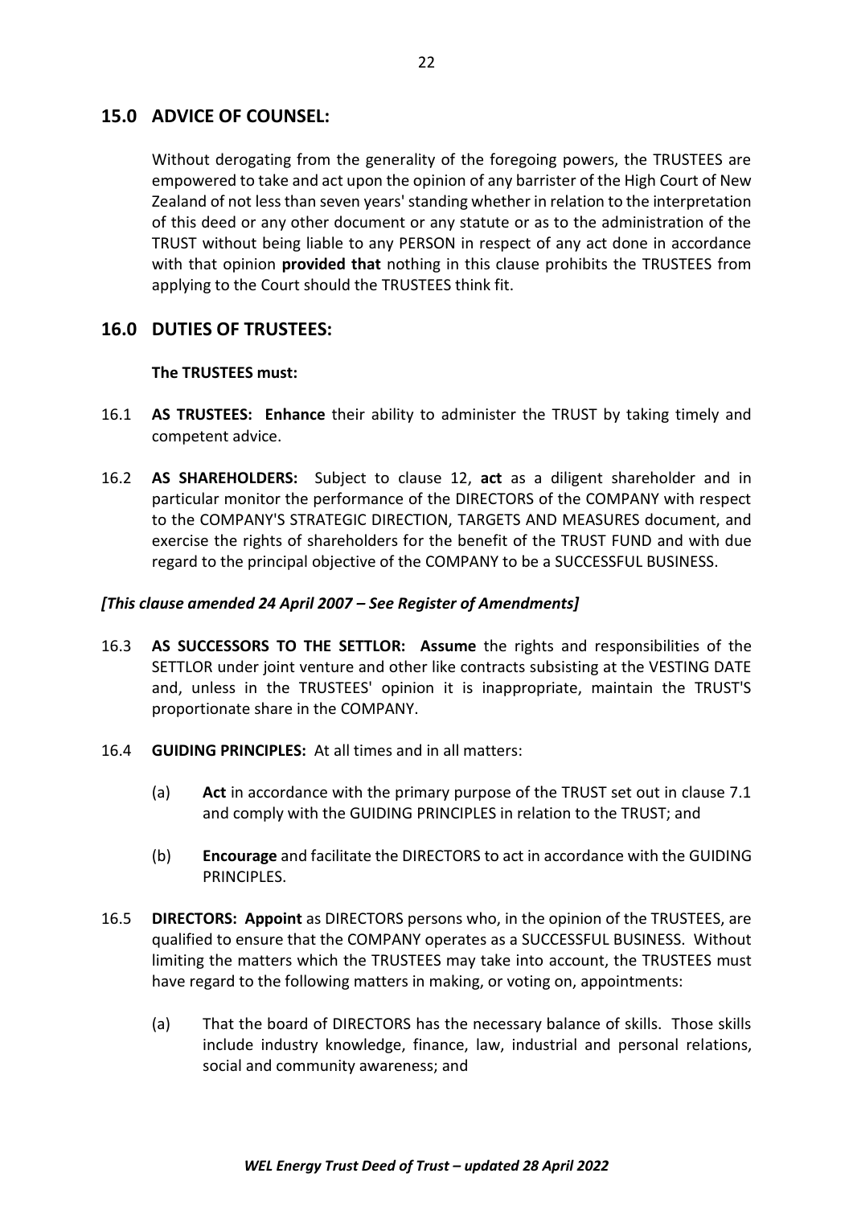## 15.0 ADVICE OF COUNSEL:

Without derogating from the generality of the foregoing powers, the TRUSTEES are empowered to take and act upon the opinion of any barrister of the High Court of New Zealand of not less than seven years' standing whether in relation to the interpretation of this deed or any other document or any statute or as to the administration of the TRUST without being liable to any PERSON in respect of any act done in accordance with that opinion **provided that** nothing in this clause prohibits the TRUSTEES from applying to the Court should the TRUSTEES think fit.

## 16.0 DUTIES OF TRUSTEES:

**The TRUSTEES must:**

16.1 **AS TRUSTEES: Enhance** their ability to administer the TRUST by taking timely and competent advice.

16.2 **AS SHAREHOLDERS:** Subject to clause 12, **act** as a diligent shareholder and in particular monitor the performance of the DIRECTORS of the COMPANY with respect to the COMPANY'S STRATEGIC DIRECTION, TARGETS AND MEASURES document, and exercise the rights of shareholders for the benefit of the TRUST FUND and with due regard to the principal objective of the COMPANY to be a SUCCESSFUL BUSINESS.

***[This clause amended 24 April 2007 – See Register of Amendments]***

16.3 **AS SUCCESSORS TO THE SETTLOR: Assume** the rights and responsibilities of the SETTLOR under joint venture and other like contracts subsisting at the VESTING DATE and, unless in the TRUSTEES' opinion it is inappropriate, maintain the TRUST'S proportionate share in the COMPANY.

16.4 **GUIDING PRINCIPLES:** At all times and in all matters:

(a) **Act** in accordance with the primary purpose of the TRUST set out in clause 7.1 and comply with the GUIDING PRINCIPLES in relation to the TRUST; and

(b) **Encourage** and facilitate the DIRECTORS to act in accordance with the GUIDING PRINCIPLES.

16.5 **DIRECTORS: Appoint** as DIRECTORS persons who, in the opinion of the TRUSTEES, are qualified to ensure that the COMPANY operates as a SUCCESSFUL BUSINESS. Without limiting the matters which the TRUSTEES may take into account, the TRUSTEES must have regard to the following matters in making, or voting on, appointments:

(a) That the board of DIRECTORS has the necessary balance of skills. Those skills include industry knowledge, finance, law, industrial and personal relations, social and community awareness; and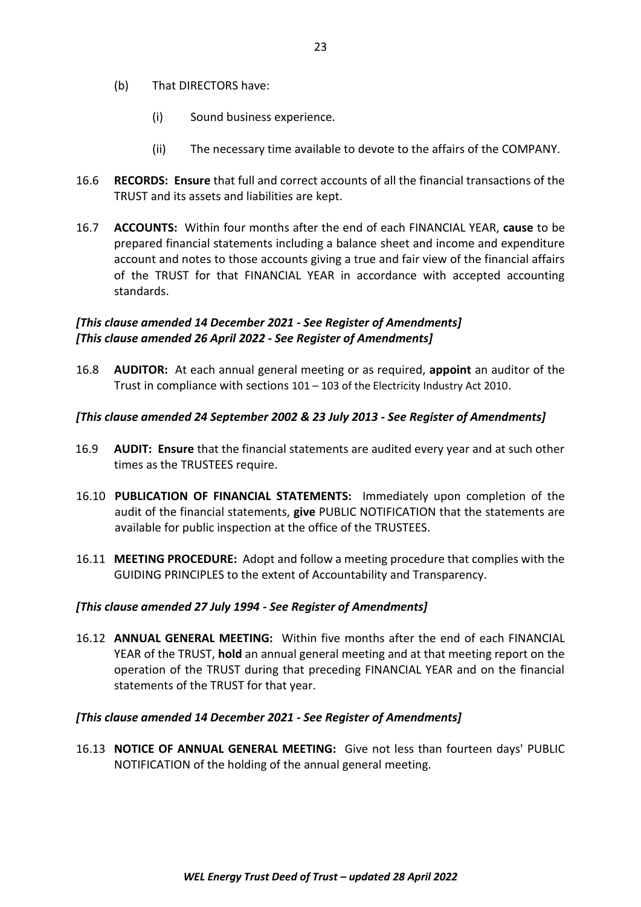(b) That DIRECTORS have:

  (i) Sound business experience.

  (ii) The necessary time available to devote to the affairs of the COMPANY.

16.6 **RECORDS: Ensure** that full and correct accounts of all the financial transactions of the TRUST and its assets and liabilities are kept.

16.7 **ACCOUNTS:** Within four months after the end of each FINANCIAL YEAR, **cause** to be prepared financial statements including a balance sheet and income and expenditure account and notes to those accounts giving a true and fair view of the financial affairs of the TRUST for that FINANCIAL YEAR in accordance with accepted accounting standards.

***[This clause amended 14 December 2021 - See Register of Amendments]***
***[This clause amended 26 April 2022 - See Register of Amendments]***

16.8 **AUDITOR:** At each annual general meeting or as required, **appoint** an auditor of the Trust in compliance with sections 101 – 103 of the Electricity Industry Act 2010.

***[This clause amended 24 September 2002 & 23 July 2013 - See Register of Amendments]***

16.9 **AUDIT: Ensure** that the financial statements are audited every year and at such other times as the TRUSTEES require.

16.10 **PUBLICATION OF FINANCIAL STATEMENTS:** Immediately upon completion of the audit of the financial statements, **give** PUBLIC NOTIFICATION that the statements are available for public inspection at the office of the TRUSTEES.

16.11 **MEETING PROCEDURE:** Adopt and follow a meeting procedure that complies with the GUIDING PRINCIPLES to the extent of Accountability and Transparency.

***[This clause amended 27 July 1994 - See Register of Amendments]***

16.12 **ANNUAL GENERAL MEETING:** Within five months after the end of each FINANCIAL YEAR of the TRUST, **hold** an annual general meeting and at that meeting report on the operation of the TRUST during that preceding FINANCIAL YEAR and on the financial statements of the TRUST for that year.

***[This clause amended 14 December 2021 - See Register of Amendments]***

16.13 **NOTICE OF ANNUAL GENERAL MEETING:** Give not less than fourteen days' PUBLIC NOTIFICATION of the holding of the annual general meeting.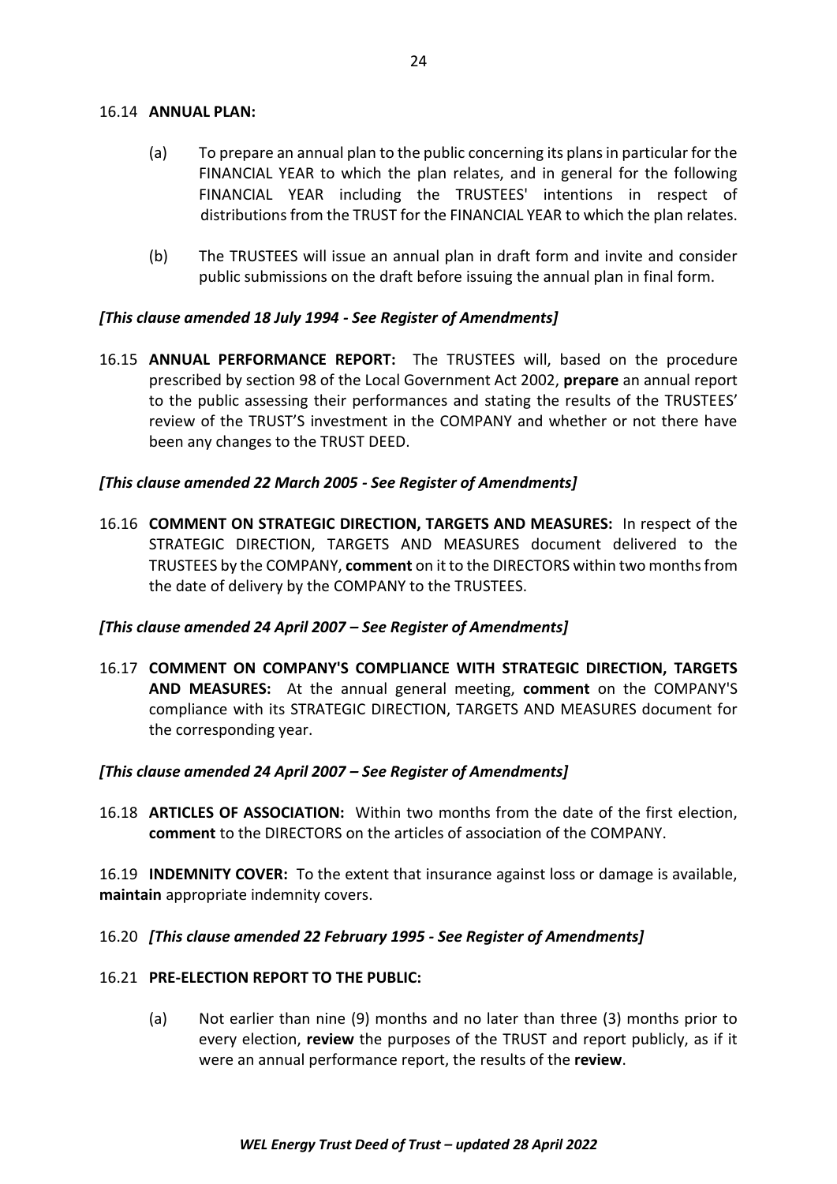16.14 **ANNUAL PLAN:**

(a) To prepare an annual plan to the public concerning its plans in particular for the FINANCIAL YEAR to which the plan relates, and in general for the following FINANCIAL YEAR including the TRUSTEES' intentions in respect of distributions from the TRUST for the FINANCIAL YEAR to which the plan relates.

(b) The TRUSTEES will issue an annual plan in draft form and invite and consider public submissions on the draft before issuing the annual plan in final form.

***[This clause amended 18 July 1994 - See Register of Amendments]***

16.15 **ANNUAL PERFORMANCE REPORT:** The TRUSTEES will, based on the procedure prescribed by section 98 of the Local Government Act 2002, **prepare** an annual report to the public assessing their performances and stating the results of the TRUSTEES' review of the TRUST'S investment in the COMPANY and whether or not there have been any changes to the TRUST DEED.

***[This clause amended 22 March 2005 - See Register of Amendments]***

16.16 **COMMENT ON STRATEGIC DIRECTION, TARGETS AND MEASURES:** In respect of the STRATEGIC DIRECTION, TARGETS AND MEASURES document delivered to the TRUSTEES by the COMPANY, **comment** on it to the DIRECTORS within two months from the date of delivery by the COMPANY to the TRUSTEES.

***[This clause amended 24 April 2007 – See Register of Amendments]***

16.17 **COMMENT ON COMPANY'S COMPLIANCE WITH STRATEGIC DIRECTION, TARGETS AND MEASURES:** At the annual general meeting, **comment** on the COMPANY'S compliance with its STRATEGIC DIRECTION, TARGETS AND MEASURES document for the corresponding year.

***[This clause amended 24 April 2007 – See Register of Amendments]***

16.18 **ARTICLES OF ASSOCIATION:** Within two months from the date of the first election, **comment** to the DIRECTORS on the articles of association of the COMPANY.

16.19 **INDEMNITY COVER:** To the extent that insurance against loss or damage is available, **maintain** appropriate indemnity covers.

16.20 ***[This clause amended 22 February 1995 - See Register of Amendments]***

16.21 **PRE-ELECTION REPORT TO THE PUBLIC:**

(a) Not earlier than nine (9) months and no later than three (3) months prior to every election, **review** the purposes of the TRUST and report publicly, as if it were an annual performance report, the results of the **review**.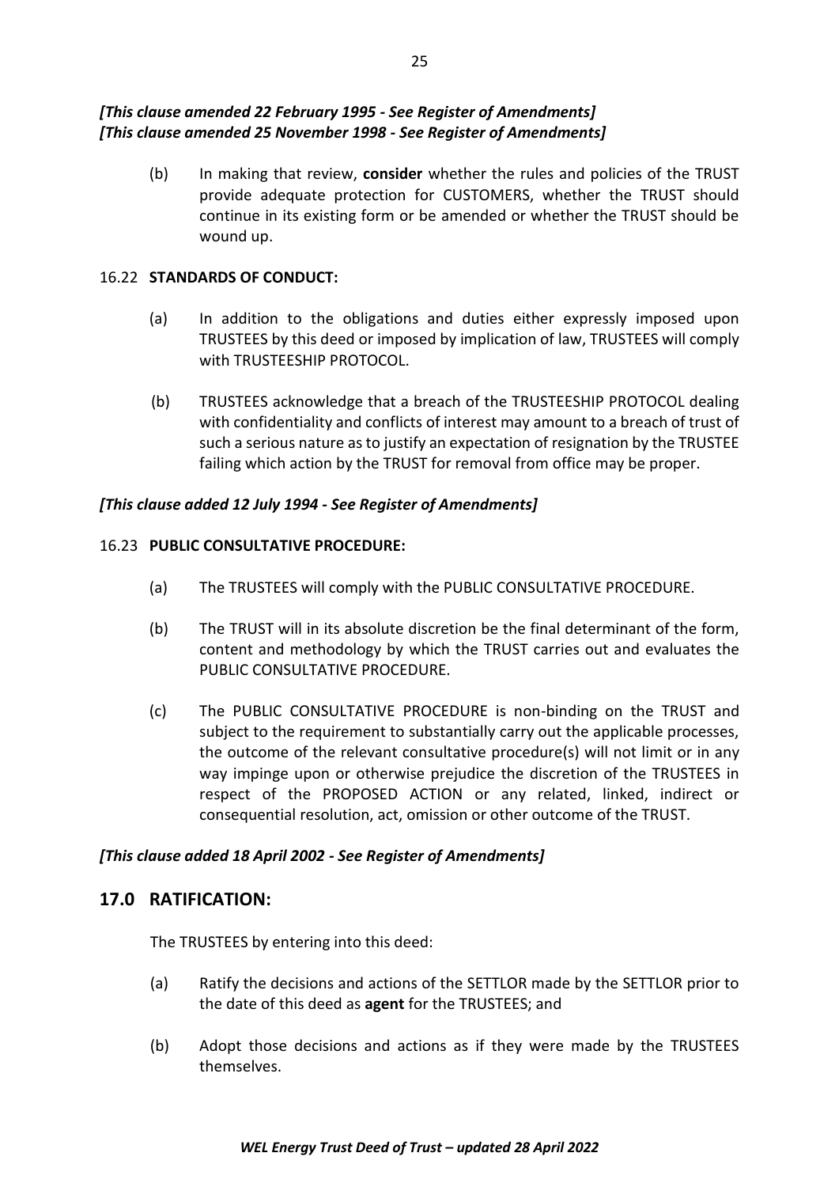***[This clause amended 22 February 1995 - See Register of Amendments]***
***[This clause amended 25 November 1998 - See Register of Amendments]***

(b) In making that review, **consider** whether the rules and policies of the TRUST provide adequate protection for CUSTOMERS, whether the TRUST should continue in its existing form or be amended or whether the TRUST should be wound up.

16.22 **STANDARDS OF CONDUCT:**

(a) In addition to the obligations and duties either expressly imposed upon TRUSTEES by this deed or imposed by implication of law, TRUSTEES will comply with TRUSTEESHIP PROTOCOL.

(b) TRUSTEES acknowledge that a breach of the TRUSTEESHIP PROTOCOL dealing with confidentiality and conflicts of interest may amount to a breach of trust of such a serious nature as to justify an expectation of resignation by the TRUSTEE failing which action by the TRUST for removal from office may be proper.

***[This clause added 12 July 1994 - See Register of Amendments]***

16.23 **PUBLIC CONSULTATIVE PROCEDURE:**

(a) The TRUSTEES will comply with the PUBLIC CONSULTATIVE PROCEDURE.

(b) The TRUST will in its absolute discretion be the final determinant of the form, content and methodology by which the TRUST carries out and evaluates the PUBLIC CONSULTATIVE PROCEDURE.

(c) The PUBLIC CONSULTATIVE PROCEDURE is non-binding on the TRUST and subject to the requirement to substantially carry out the applicable processes, the outcome of the relevant consultative procedure(s) will not limit or in any way impinge upon or otherwise prejudice the discretion of the TRUSTEES in respect of the PROPOSED ACTION or any related, linked, indirect or consequential resolution, act, omission or other outcome of the TRUST.

***[This clause added 18 April 2002 - See Register of Amendments]***

## 17.0 RATIFICATION:

The TRUSTEES by entering into this deed:

(a) Ratify the decisions and actions of the SETTLOR made by the SETTLOR prior to the date of this deed as **agent** for the TRUSTEES; and

(b) Adopt those decisions and actions as if they were made by the TRUSTEES themselves.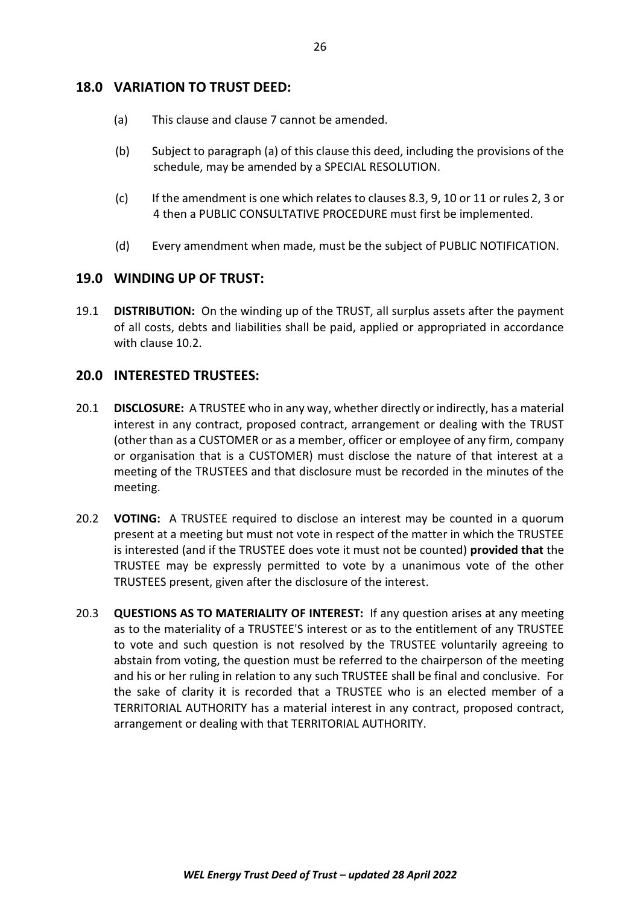## 18.0 VARIATION TO TRUST DEED:

(a) This clause and clause 7 cannot be amended.

(b) Subject to paragraph (a) of this clause this deed, including the provisions of the schedule, may be amended by a SPECIAL RESOLUTION.

(c) If the amendment is one which relates to clauses 8.3, 9, 10 or 11 or rules 2, 3 or 4 then a PUBLIC CONSULTATIVE PROCEDURE must first be implemented.

(d) Every amendment when made, must be the subject of PUBLIC NOTIFICATION.

## 19.0 WINDING UP OF TRUST:

19.1 **DISTRIBUTION:** On the winding up of the TRUST, all surplus assets after the payment of all costs, debts and liabilities shall be paid, applied or appropriated in accordance with clause 10.2.

## 20.0 INTERESTED TRUSTEES:

20.1 **DISCLOSURE:** A TRUSTEE who in any way, whether directly or indirectly, has a material interest in any contract, proposed contract, arrangement or dealing with the TRUST (other than as a CUSTOMER or as a member, officer or employee of any firm, company or organisation that is a CUSTOMER) must disclose the nature of that interest at a meeting of the TRUSTEES and that disclosure must be recorded in the minutes of the meeting.

20.2 **VOTING:** A TRUSTEE required to disclose an interest may be counted in a quorum present at a meeting but must not vote in respect of the matter in which the TRUSTEE is interested (and if the TRUSTEE does vote it must not be counted) **provided that** the TRUSTEE may be expressly permitted to vote by a unanimous vote of the other TRUSTEES present, given after the disclosure of the interest.

20.3 **QUESTIONS AS TO MATERIALITY OF INTEREST:** If any question arises at any meeting as to the materiality of a TRUSTEE'S interest or as to the entitlement of any TRUSTEE to vote and such question is not resolved by the TRUSTEE voluntarily agreeing to abstain from voting, the question must be referred to the chairperson of the meeting and his or her ruling in relation to any such TRUSTEE shall be final and conclusive. For the sake of clarity it is recorded that a TRUSTEE who is an elected member of a TERRITORIAL AUTHORITY has a material interest in any contract, proposed contract, arrangement or dealing with that TERRITORIAL AUTHORITY.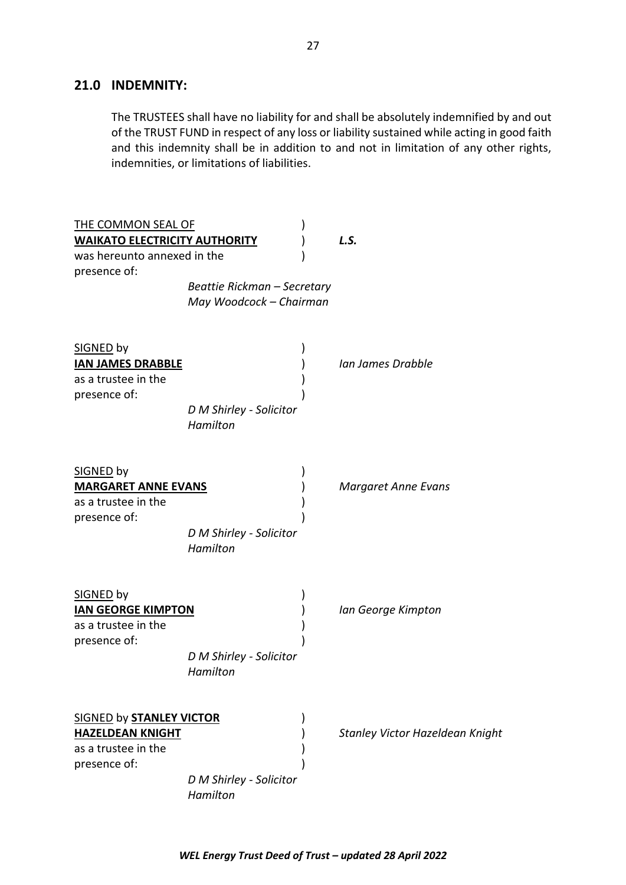## 21.0 INDEMNITY:

The TRUSTEES shall have no liability for and shall be absolutely indemnified by and out of the TRUST FUND in respect of any loss or liability sustained while acting in good faith and this indemnity shall be in addition to and not in limitation of any other rights, indemnities, or limitations of liabilities.

THE COMMON SEAL OF **WAIKATO ELECTRICITY AUTHORITY** was hereunto annexed in the presence of: ) ) ) *L.S.*

*Beattie Rickman – Secretary*
*May Woodcock – Chairman*

SIGNED by **IAN JAMES DRABBLE** as a trustee in the presence of: ) ) ) ) *Ian James Drabble*

*D M Shirley - Solicitor*
*Hamilton*

SIGNED by **MARGARET ANNE EVANS** as a trustee in the presence of: ) ) ) ) *Margaret Anne Evans*

*D M Shirley - Solicitor*
*Hamilton*

SIGNED by **IAN GEORGE KIMPTON** as a trustee in the presence of: ) ) ) ) *Ian George Kimpton*

*D M Shirley - Solicitor*
*Hamilton*

SIGNED by **STANLEY VICTOR HAZELDEAN KNIGHT** as a trustee in the presence of: ) ) ) ) *Stanley Victor Hazeldean Knight*

*D M Shirley - Solicitor*
*Hamilton*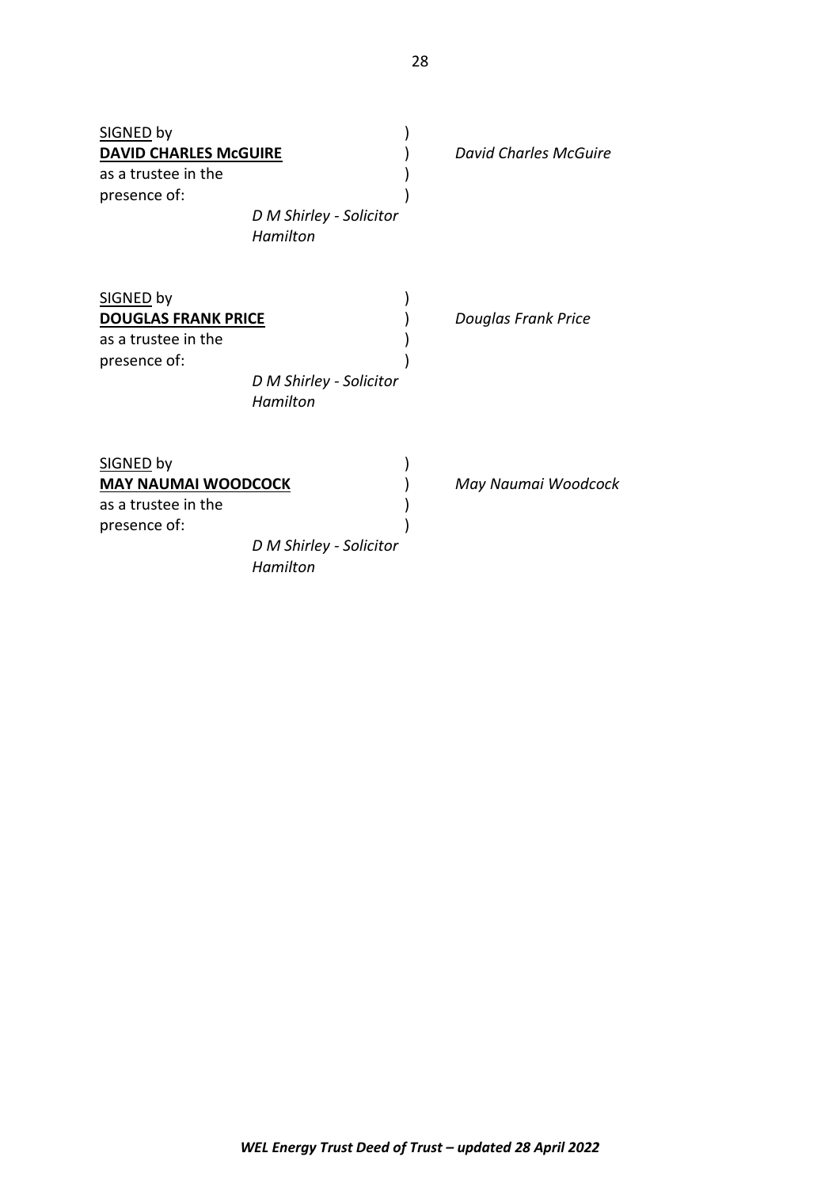SIGNED by )
**DAVID CHARLES McGUIRE** ) *David Charles McGuire*
as a trustee in the )
presence of: )

*D M Shirley - Solicitor*
*Hamilton*

SIGNED by )
**DOUGLAS FRANK PRICE** ) *Douglas Frank Price*
as a trustee in the )
presence of: )

*D M Shirley - Solicitor*
*Hamilton*

SIGNED by )
**MAY NAUMAI WOODCOCK** ) *May Naumai Woodcock*
as a trustee in the )
presence of: )

*D M Shirley - Solicitor*
*Hamilton*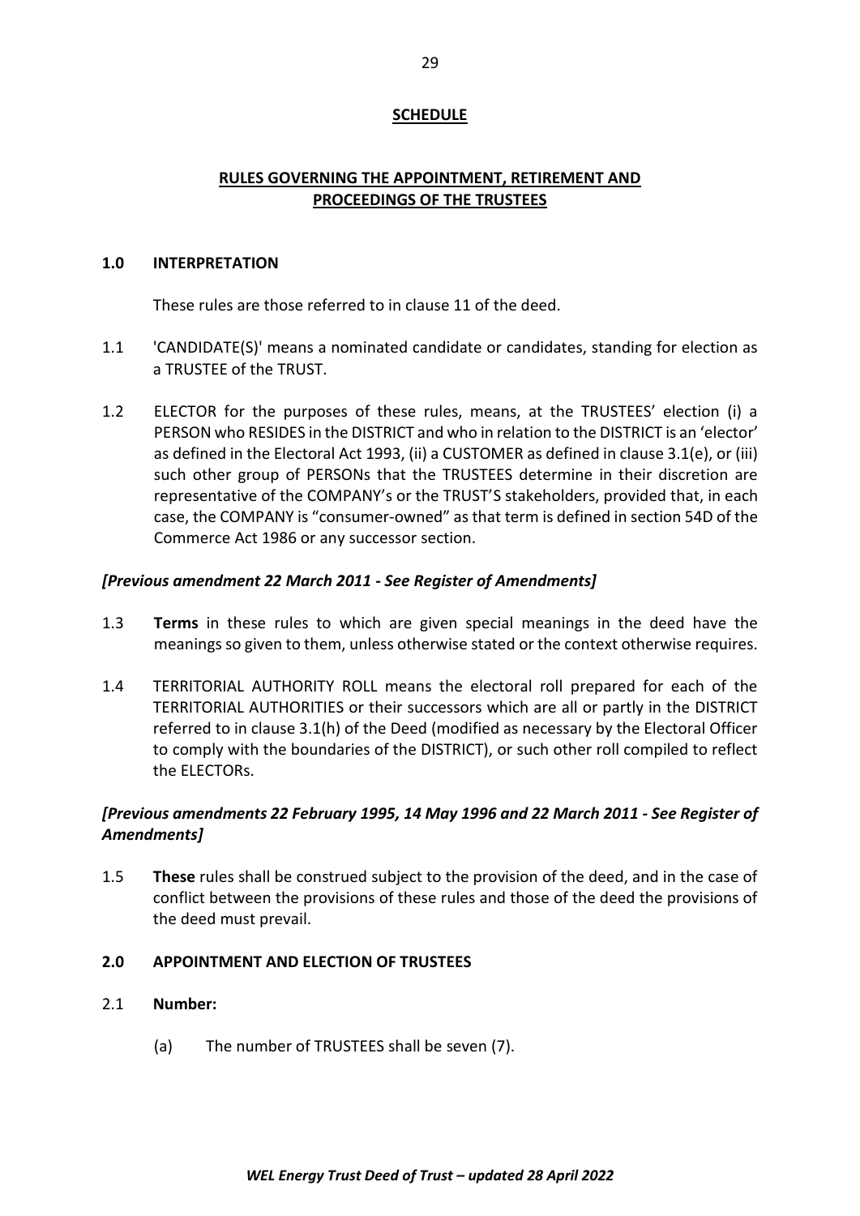## SCHEDULE

## RULES GOVERNING THE APPOINTMENT, RETIREMENT AND PROCEEDINGS OF THE TRUSTEES

### 1.0 INTERPRETATION

These rules are those referred to in clause 11 of the deed.

1.1 'CANDIDATE(S)' means a nominated candidate or candidates, standing for election as a TRUSTEE of the TRUST.

1.2 ELECTOR for the purposes of these rules, means, at the TRUSTEES' election (i) a PERSON who RESIDES in the DISTRICT and who in relation to the DISTRICT is an 'elector' as defined in the Electoral Act 1993, (ii) a CUSTOMER as defined in clause 3.1(e), or (iii) such other group of PERSONs that the TRUSTEES determine in their discretion are representative of the COMPANY's or the TRUST'S stakeholders, provided that, in each case, the COMPANY is "consumer-owned" as that term is defined in section 54D of the Commerce Act 1986 or any successor section.

***[Previous amendment 22 March 2011 - See Register of Amendments]***

1.3 **Terms** in these rules to which are given special meanings in the deed have the meanings so given to them, unless otherwise stated or the context otherwise requires.

1.4 TERRITORIAL AUTHORITY ROLL means the electoral roll prepared for each of the TERRITORIAL AUTHORITIES or their successors which are all or partly in the DISTRICT referred to in clause 3.1(h) of the Deed (modified as necessary by the Electoral Officer to comply with the boundaries of the DISTRICT), or such other roll compiled to reflect the ELECTORs.

***[Previous amendments 22 February 1995, 14 May 1996 and 22 March 2011 - See Register of Amendments]***

1.5 **These** rules shall be construed subject to the provision of the deed, and in the case of conflict between the provisions of these rules and those of the deed the provisions of the deed must prevail.

### 2.0 APPOINTMENT AND ELECTION OF TRUSTEES

2.1 **Number:**

(a) The number of TRUSTEES shall be seven (7).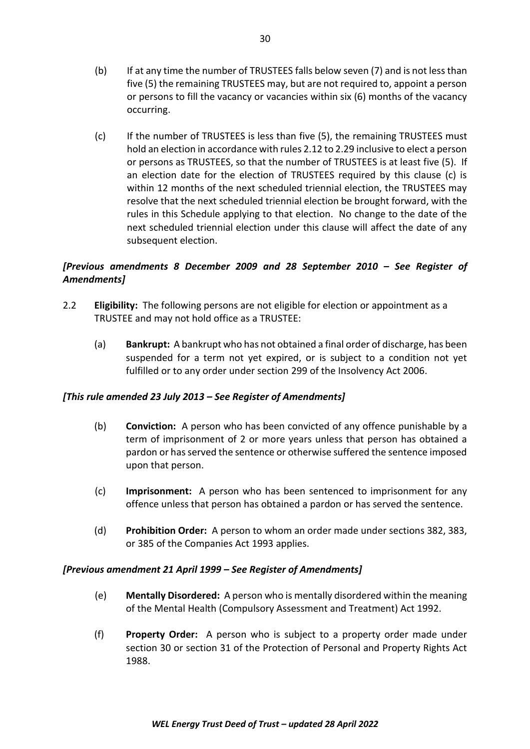(b) If at any time the number of TRUSTEES falls below seven (7) and is not less than five (5) the remaining TRUSTEES may, but are not required to, appoint a person or persons to fill the vacancy or vacancies within six (6) months of the vacancy occurring.

(c) If the number of TRUSTEES is less than five (5), the remaining TRUSTEES must hold an election in accordance with rules 2.12 to 2.29 inclusive to elect a person or persons as TRUSTEES, so that the number of TRUSTEES is at least five (5). If an election date for the election of TRUSTEES required by this clause (c) is within 12 months of the next scheduled triennial election, the TRUSTEES may resolve that the next scheduled triennial election be brought forward, with the rules in this Schedule applying to that election. No change to the date of the next scheduled triennial election under this clause will affect the date of any subsequent election.

***[Previous amendments 8 December 2009 and 28 September 2010 – See Register of Amendments]***

2.2 **Eligibility:** The following persons are not eligible for election or appointment as a TRUSTEE and may not hold office as a TRUSTEE:

(a) **Bankrupt:** A bankrupt who has not obtained a final order of discharge, has been suspended for a term not yet expired, or is subject to a condition not yet fulfilled or to any order under section 299 of the Insolvency Act 2006.

***[This rule amended 23 July 2013 – See Register of Amendments]***

(b) **Conviction:** A person who has been convicted of any offence punishable by a term of imprisonment of 2 or more years unless that person has obtained a pardon or has served the sentence or otherwise suffered the sentence imposed upon that person.

(c) **Imprisonment:** A person who has been sentenced to imprisonment for any offence unless that person has obtained a pardon or has served the sentence.

(d) **Prohibition Order:** A person to whom an order made under sections 382, 383, or 385 of the Companies Act 1993 applies.

***[Previous amendment 21 April 1999 – See Register of Amendments]***

(e) **Mentally Disordered:** A person who is mentally disordered within the meaning of the Mental Health (Compulsory Assessment and Treatment) Act 1992.

(f) **Property Order:** A person who is subject to a property order made under section 30 or section 31 of the Protection of Personal and Property Rights Act 1988.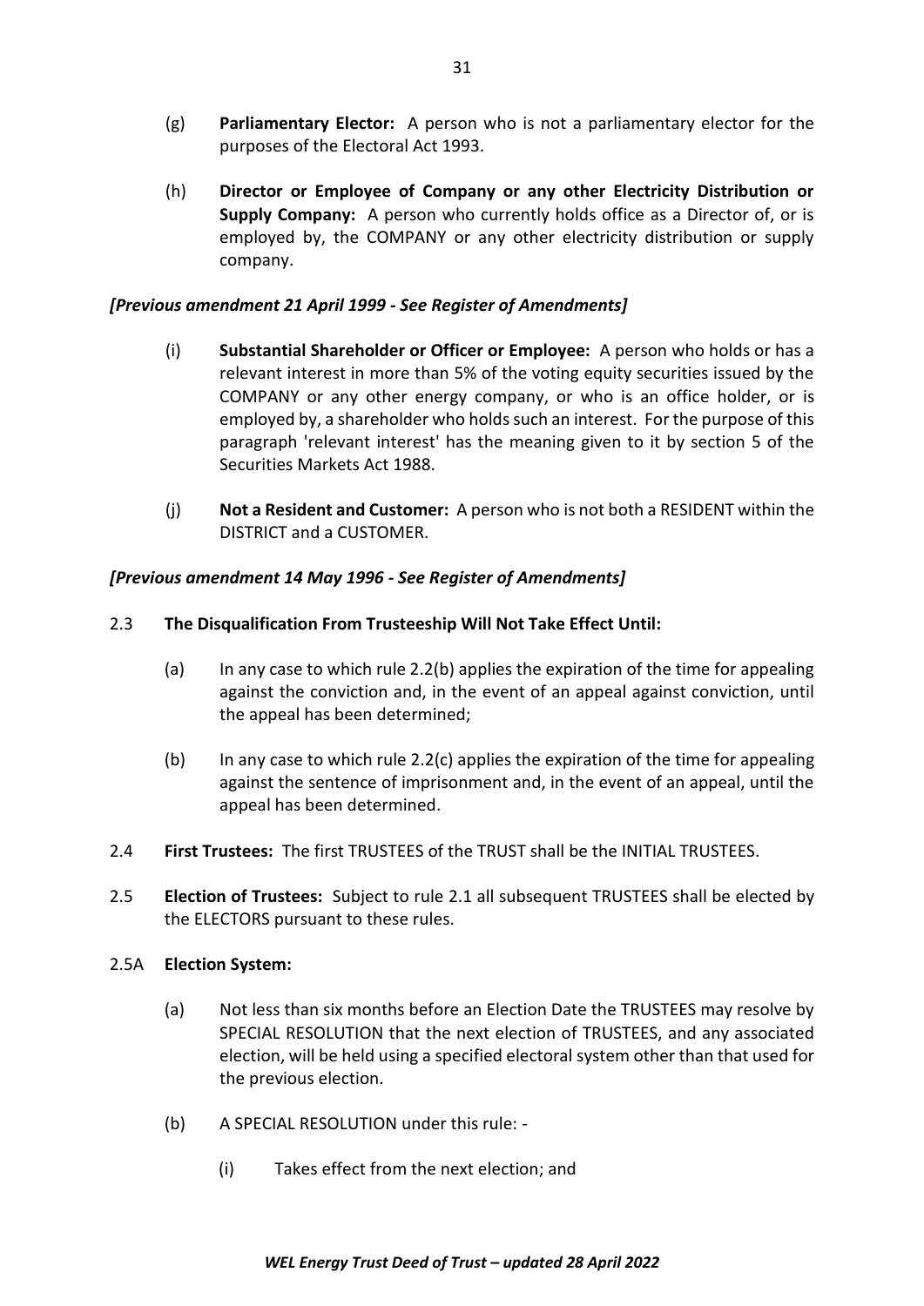(g) **Parliamentary Elector:** A person who is not a parliamentary elector for the purposes of the Electoral Act 1993.

(h) **Director or Employee of Company or any other Electricity Distribution or Supply Company:** A person who currently holds office as a Director of, or is employed by, the COMPANY or any other electricity distribution or supply company.

***[Previous amendment 21 April 1999 - See Register of Amendments]***

(i) **Substantial Shareholder or Officer or Employee:** A person who holds or has a relevant interest in more than 5% of the voting equity securities issued by the COMPANY or any other energy company, or who is an office holder, or is employed by, a shareholder who holds such an interest. For the purpose of this paragraph 'relevant interest' has the meaning given to it by section 5 of the Securities Markets Act 1988.

(j) **Not a Resident and Customer:** A person who is not both a RESIDENT within the DISTRICT and a CUSTOMER.

***[Previous amendment 14 May 1996 - See Register of Amendments]***

2.3 **The Disqualification From Trusteeship Will Not Take Effect Until:**

(a) In any case to which rule 2.2(b) applies the expiration of the time for appealing against the conviction and, in the event of an appeal against conviction, until the appeal has been determined;

(b) In any case to which rule 2.2(c) applies the expiration of the time for appealing against the sentence of imprisonment and, in the event of an appeal, until the appeal has been determined.

2.4 **First Trustees:** The first TRUSTEES of the TRUST shall be the INITIAL TRUSTEES.

2.5 **Election of Trustees:** Subject to rule 2.1 all subsequent TRUSTEES shall be elected by the ELECTORS pursuant to these rules.

2.5A **Election System:**

(a) Not less than six months before an Election Date the TRUSTEES may resolve by SPECIAL RESOLUTION that the next election of TRUSTEES, and any associated election, will be held using a specified electoral system other than that used for the previous election.

(b) A SPECIAL RESOLUTION under this rule: -

(i) Takes effect from the next election; and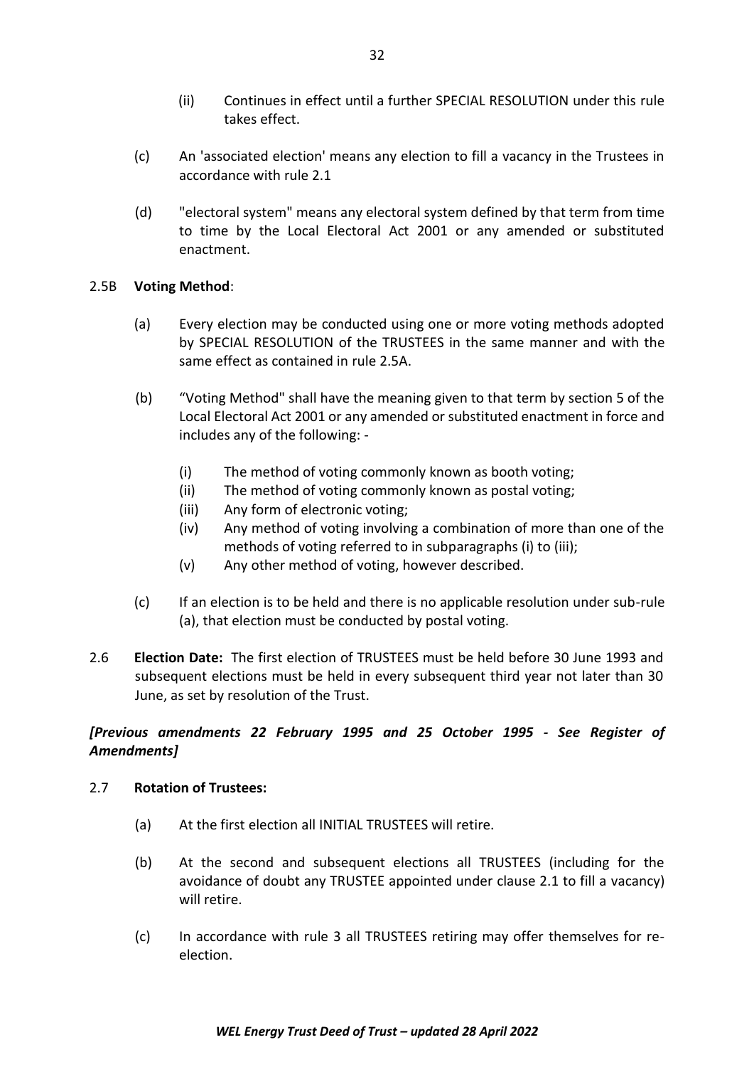(ii) Continues in effect until a further SPECIAL RESOLUTION under this rule takes effect.

(c) An 'associated election' means any election to fill a vacancy in the Trustees in accordance with rule 2.1

(d) "electoral system" means any electoral system defined by that term from time to time by the Local Electoral Act 2001 or any amended or substituted enactment.

2.5B **Voting Method**:

(a) Every election may be conducted using one or more voting methods adopted by SPECIAL RESOLUTION of the TRUSTEES in the same manner and with the same effect as contained in rule 2.5A.

(b) "Voting Method" shall have the meaning given to that term by section 5 of the Local Electoral Act 2001 or any amended or substituted enactment in force and includes any of the following: -

- (i) The method of voting commonly known as booth voting;
- (ii) The method of voting commonly known as postal voting;
- (iii) Any form of electronic voting;
- (iv) Any method of voting involving a combination of more than one of the methods of voting referred to in subparagraphs (i) to (iii);
- (v) Any other method of voting, however described.

(c) If an election is to be held and there is no applicable resolution under sub-rule (a), that election must be conducted by postal voting.

2.6 **Election Date:** The first election of TRUSTEES must be held before 30 June 1993 and subsequent elections must be held in every subsequent third year not later than 30 June, as set by resolution of the Trust.

***[Previous amendments 22 February 1995 and 25 October 1995 - See Register of Amendments]***

2.7 **Rotation of Trustees:**

(a) At the first election all INITIAL TRUSTEES will retire.

(b) At the second and subsequent elections all TRUSTEES (including for the avoidance of doubt any TRUSTEE appointed under clause 2.1 to fill a vacancy) will retire.

(c) In accordance with rule 3 all TRUSTEES retiring may offer themselves for re-election.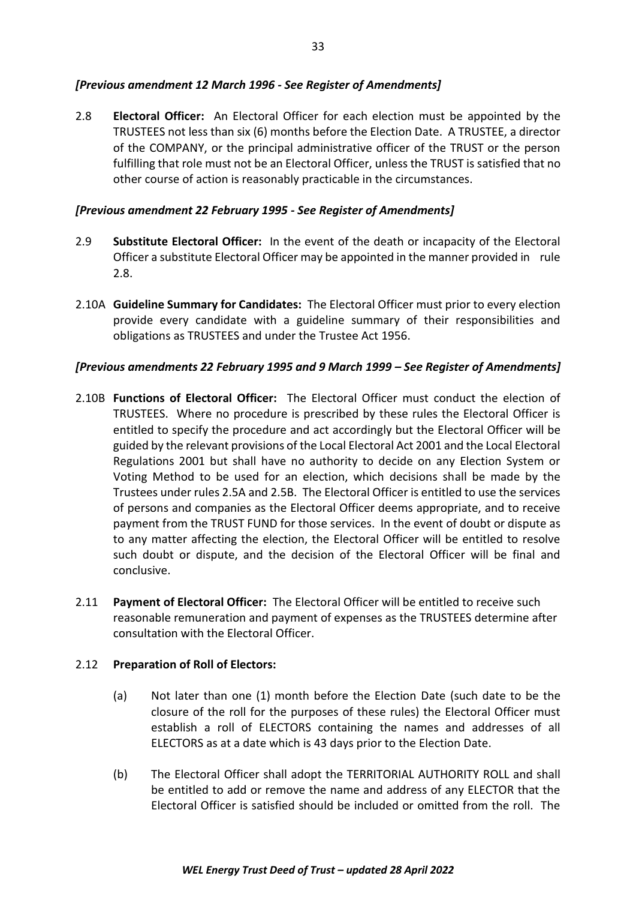***[Previous amendment 12 March 1996 - See Register of Amendments]***

2.8 **Electoral Officer:** An Electoral Officer for each election must be appointed by the TRUSTEES not less than six (6) months before the Election Date. A TRUSTEE, a director of the COMPANY, or the principal administrative officer of the TRUST or the person fulfilling that role must not be an Electoral Officer, unless the TRUST is satisfied that no other course of action is reasonably practicable in the circumstances.

***[Previous amendment 22 February 1995 - See Register of Amendments]***

2.9 **Substitute Electoral Officer:** In the event of the death or incapacity of the Electoral Officer a substitute Electoral Officer may be appointed in the manner provided in rule 2.8.

2.10A **Guideline Summary for Candidates:** The Electoral Officer must prior to every election provide every candidate with a guideline summary of their responsibilities and obligations as TRUSTEES and under the Trustee Act 1956.

***[Previous amendments 22 February 1995 and 9 March 1999 – See Register of Amendments]***

2.10B **Functions of Electoral Officer:** The Electoral Officer must conduct the election of TRUSTEES. Where no procedure is prescribed by these rules the Electoral Officer is entitled to specify the procedure and act accordingly but the Electoral Officer will be guided by the relevant provisions of the Local Electoral Act 2001 and the Local Electoral Regulations 2001 but shall have no authority to decide on any Election System or Voting Method to be used for an election, which decisions shall be made by the Trustees under rules 2.5A and 2.5B. The Electoral Officer is entitled to use the services of persons and companies as the Electoral Officer deems appropriate, and to receive payment from the TRUST FUND for those services. In the event of doubt or dispute as to any matter affecting the election, the Electoral Officer will be entitled to resolve such doubt or dispute, and the decision of the Electoral Officer will be final and conclusive.

2.11 **Payment of Electoral Officer:** The Electoral Officer will be entitled to receive such reasonable remuneration and payment of expenses as the TRUSTEES determine after consultation with the Electoral Officer.

2.12 **Preparation of Roll of Electors:**

(a) Not later than one (1) month before the Election Date (such date to be the closure of the roll for the purposes of these rules) the Electoral Officer must establish a roll of ELECTORS containing the names and addresses of all ELECTORS as at a date which is 43 days prior to the Election Date.

(b) The Electoral Officer shall adopt the TERRITORIAL AUTHORITY ROLL and shall be entitled to add or remove the name and address of any ELECTOR that the Electoral Officer is satisfied should be included or omitted from the roll. The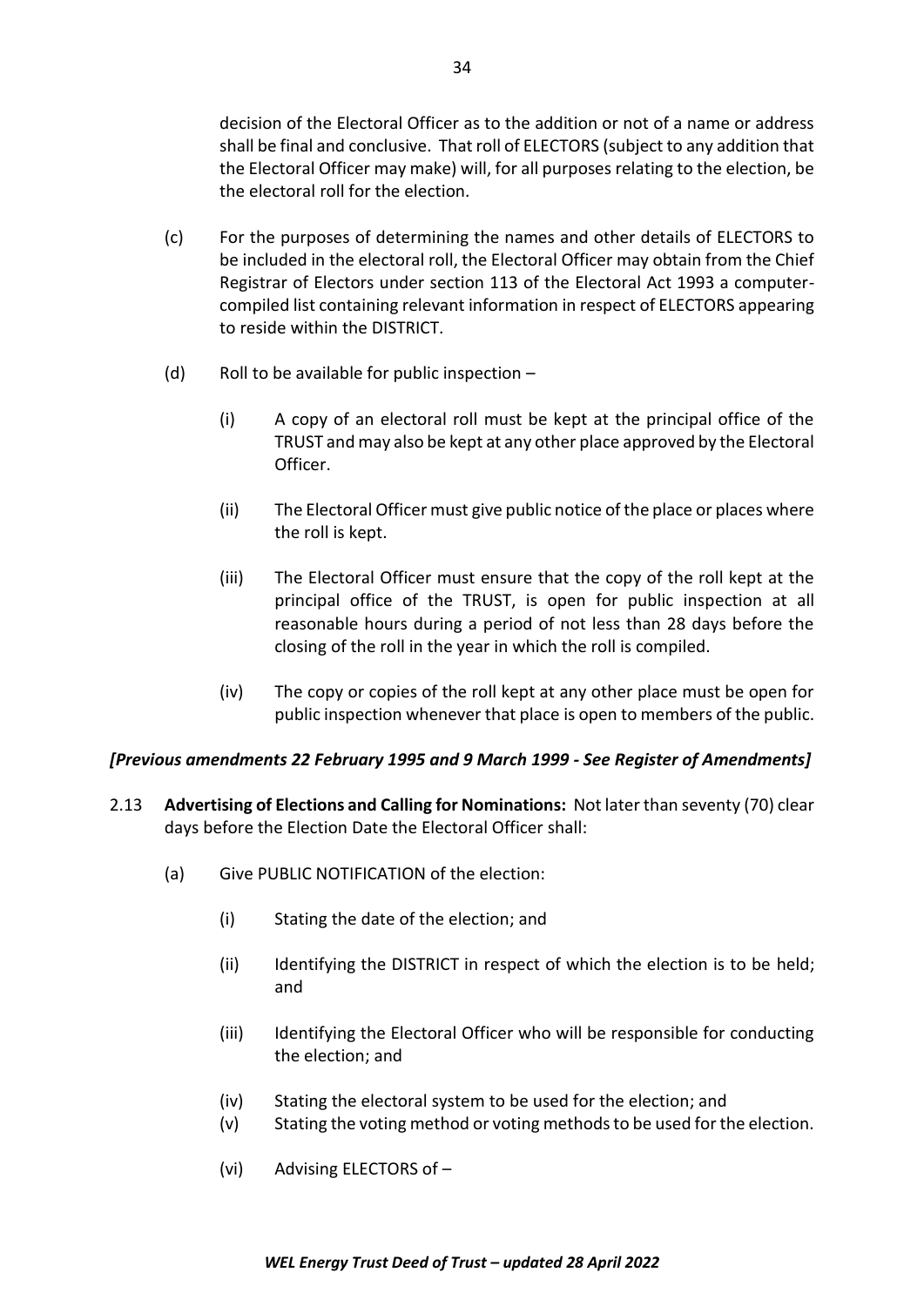decision of the Electoral Officer as to the addition or not of a name or address shall be final and conclusive. That roll of ELECTORS (subject to any addition that the Electoral Officer may make) will, for all purposes relating to the election, be the electoral roll for the election.

(c) For the purposes of determining the names and other details of ELECTORS to be included in the electoral roll, the Electoral Officer may obtain from the Chief Registrar of Electors under section 113 of the Electoral Act 1993 a computer-compiled list containing relevant information in respect of ELECTORS appearing to reside within the DISTRICT.

(d) Roll to be available for public inspection –

(i) A copy of an electoral roll must be kept at the principal office of the TRUST and may also be kept at any other place approved by the Electoral Officer.

(ii) The Electoral Officer must give public notice of the place or places where the roll is kept.

(iii) The Electoral Officer must ensure that the copy of the roll kept at the principal office of the TRUST, is open for public inspection at all reasonable hours during a period of not less than 28 days before the closing of the roll in the year in which the roll is compiled.

(iv) The copy or copies of the roll kept at any other place must be open for public inspection whenever that place is open to members of the public.

***[Previous amendments 22 February 1995 and 9 March 1999 - See Register of Amendments]***

2.13 **Advertising of Elections and Calling for Nominations:** Not later than seventy (70) clear days before the Election Date the Electoral Officer shall:

(a) Give PUBLIC NOTIFICATION of the election:

(i) Stating the date of the election; and

(ii) Identifying the DISTRICT in respect of which the election is to be held; and

(iii) Identifying the Electoral Officer who will be responsible for conducting the election; and

(iv) Stating the electoral system to be used for the election; and

(v) Stating the voting method or voting methods to be used for the election.

(vi) Advising ELECTORS of –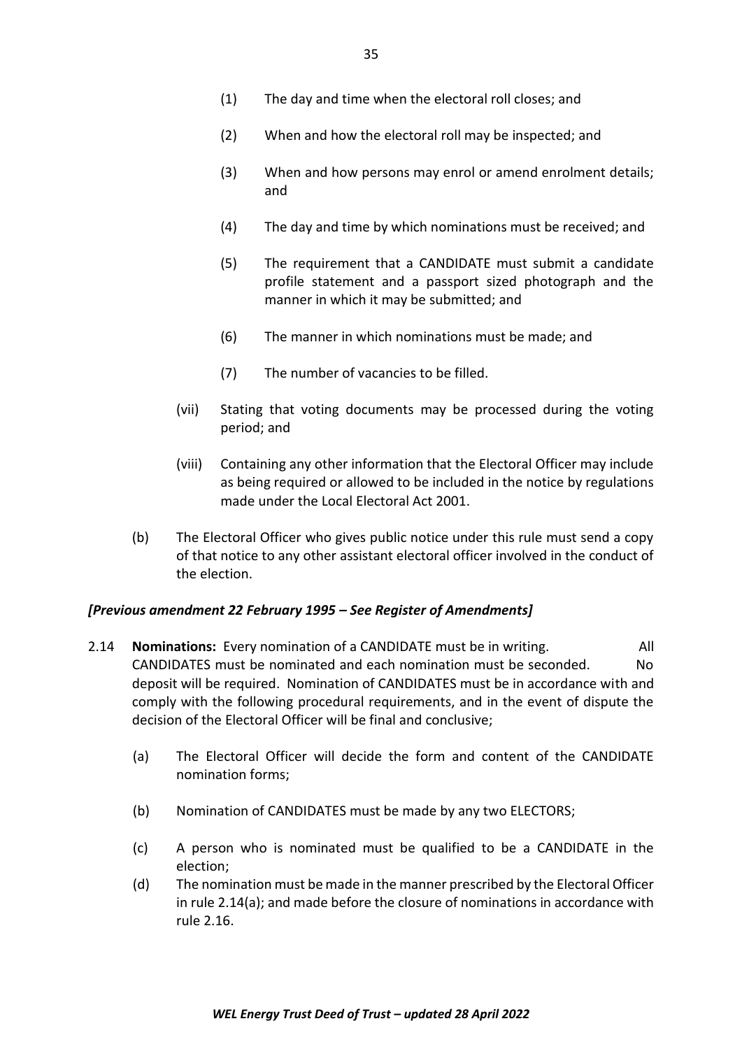(1) The day and time when the electoral roll closes; and

(2) When and how the electoral roll may be inspected; and

(3) When and how persons may enrol or amend enrolment details; and

(4) The day and time by which nominations must be received; and

(5) The requirement that a CANDIDATE must submit a candidate profile statement and a passport sized photograph and the manner in which it may be submitted; and

(6) The manner in which nominations must be made; and

(7) The number of vacancies to be filled.

(vii) Stating that voting documents may be processed during the voting period; and

(viii) Containing any other information that the Electoral Officer may include as being required or allowed to be included in the notice by regulations made under the Local Electoral Act 2001.

(b) The Electoral Officer who gives public notice under this rule must send a copy of that notice to any other assistant electoral officer involved in the conduct of the election.

***[Previous amendment 22 February 1995 – See Register of Amendments]***

2.14 **Nominations:** Every nomination of a CANDIDATE must be in writing. All CANDIDATES must be nominated and each nomination must be seconded. No deposit will be required. Nomination of CANDIDATES must be in accordance with and comply with the following procedural requirements, and in the event of dispute the decision of the Electoral Officer will be final and conclusive;

(a) The Electoral Officer will decide the form and content of the CANDIDATE nomination forms;

(b) Nomination of CANDIDATES must be made by any two ELECTORS;

(c) A person who is nominated must be qualified to be a CANDIDATE in the election;

(d) The nomination must be made in the manner prescribed by the Electoral Officer in rule 2.14(a); and made before the closure of nominations in accordance with rule 2.16.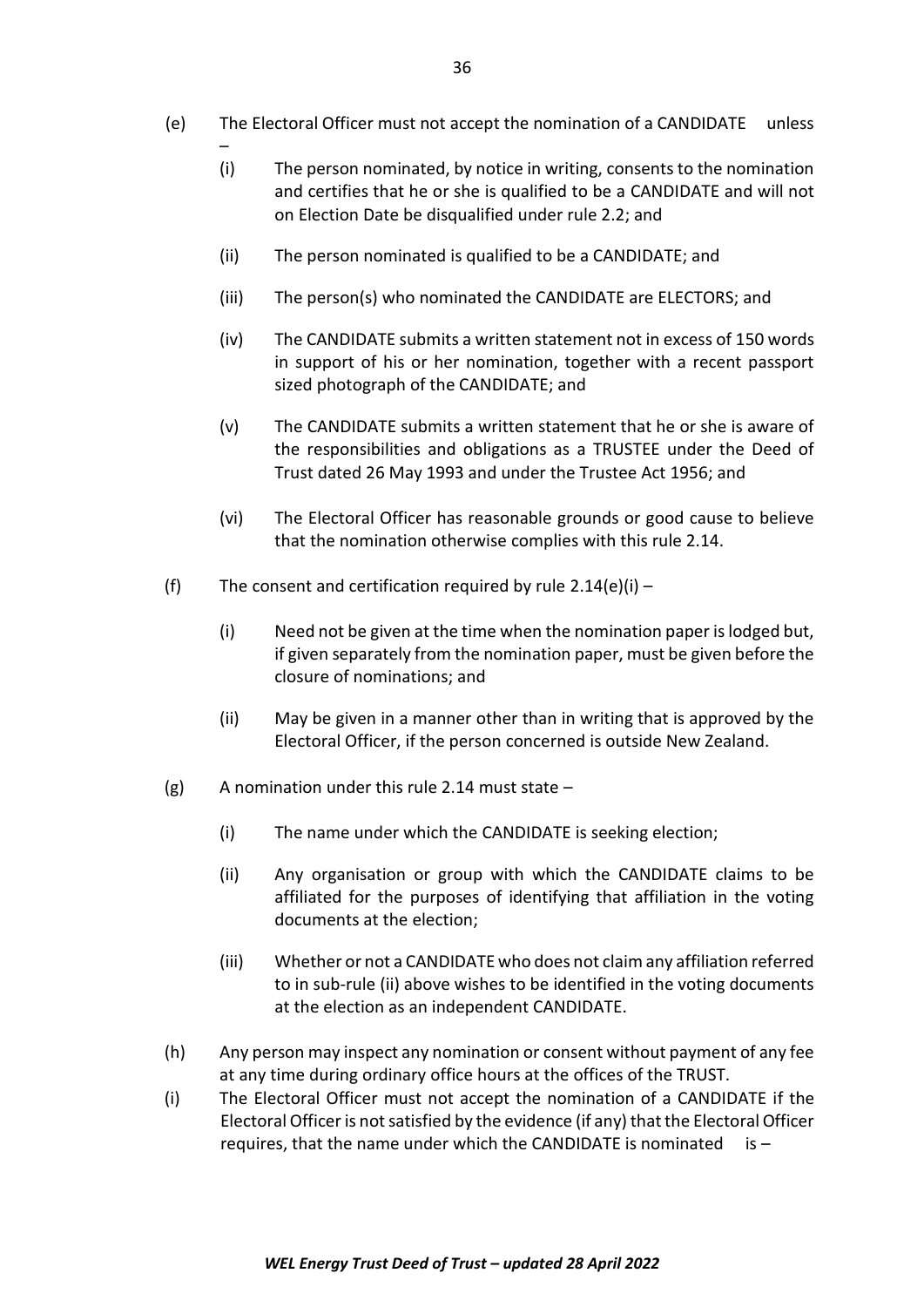(e) The Electoral Officer must not accept the nomination of a CANDIDATE unless –

  (i) The person nominated, by notice in writing, consents to the nomination and certifies that he or she is qualified to be a CANDIDATE and will not on Election Date be disqualified under rule 2.2; and

  (ii) The person nominated is qualified to be a CANDIDATE; and

  (iii) The person(s) who nominated the CANDIDATE are ELECTORS; and

  (iv) The CANDIDATE submits a written statement not in excess of 150 words in support of his or her nomination, together with a recent passport sized photograph of the CANDIDATE; and

  (v) The CANDIDATE submits a written statement that he or she is aware of the responsibilities and obligations as a TRUSTEE under the Deed of Trust dated 26 May 1993 and under the Trustee Act 1956; and

  (vi) The Electoral Officer has reasonable grounds or good cause to believe that the nomination otherwise complies with this rule 2.14.

(f) The consent and certification required by rule 2.14(e)(i) –

  (i) Need not be given at the time when the nomination paper is lodged but, if given separately from the nomination paper, must be given before the closure of nominations; and

  (ii) May be given in a manner other than in writing that is approved by the Electoral Officer, if the person concerned is outside New Zealand.

(g) A nomination under this rule 2.14 must state –

  (i) The name under which the CANDIDATE is seeking election;

  (ii) Any organisation or group with which the CANDIDATE claims to be affiliated for the purposes of identifying that affiliation in the voting documents at the election;

  (iii) Whether or not a CANDIDATE who does not claim any affiliation referred to in sub-rule (ii) above wishes to be identified in the voting documents at the election as an independent CANDIDATE.

(h) Any person may inspect any nomination or consent without payment of any fee at any time during ordinary office hours at the offices of the TRUST.

(i) The Electoral Officer must not accept the nomination of a CANDIDATE if the Electoral Officer is not satisfied by the evidence (if any) that the Electoral Officer requires, that the name under which the CANDIDATE is nominated is –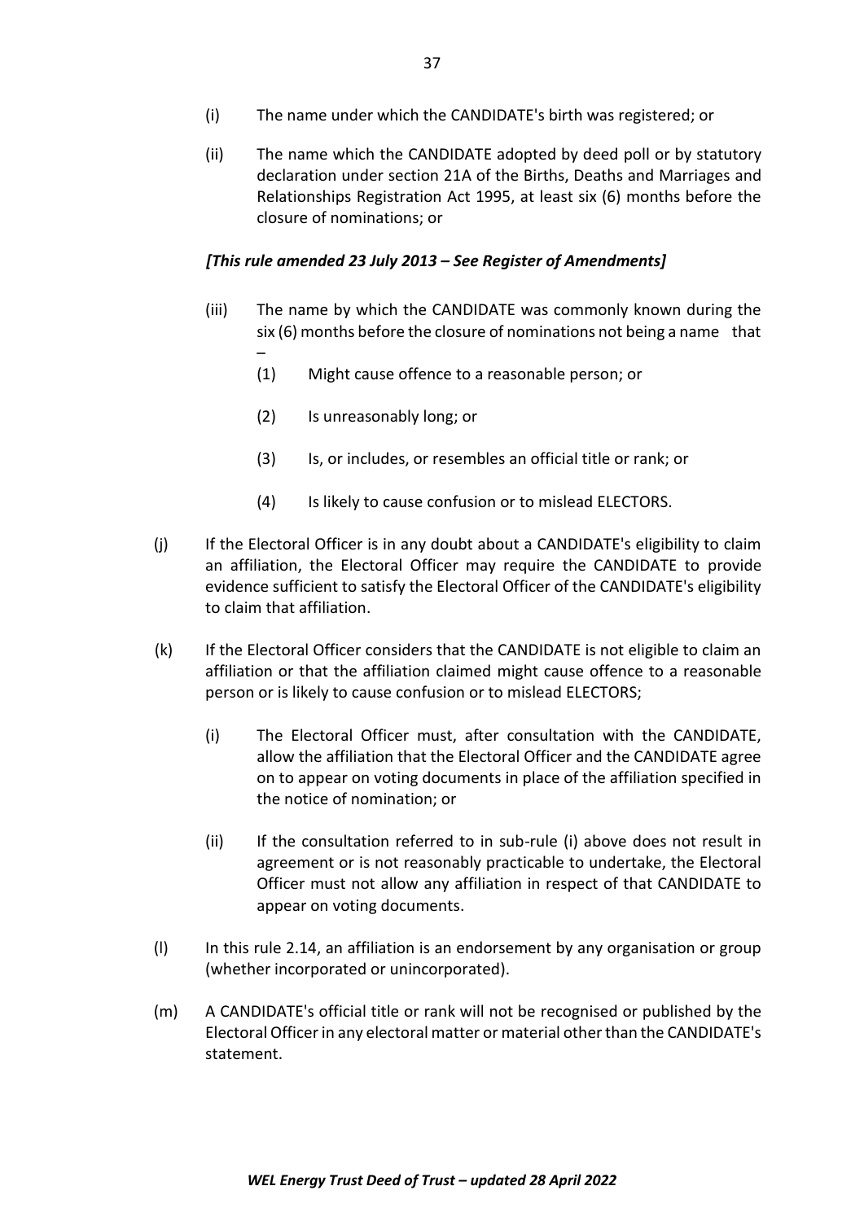(i) The name under which the CANDIDATE's birth was registered; or

(ii) The name which the CANDIDATE adopted by deed poll or by statutory declaration under section 21A of the Births, Deaths and Marriages and Relationships Registration Act 1995, at least six (6) months before the closure of nominations; or

***[This rule amended 23 July 2013 – See Register of Amendments]***

(iii) The name by which the CANDIDATE was commonly known during the six (6) months before the closure of nominations not being a name that –

(1) Might cause offence to a reasonable person; or

(2) Is unreasonably long; or

(3) Is, or includes, or resembles an official title or rank; or

(4) Is likely to cause confusion or to mislead ELECTORS.

(j) If the Electoral Officer is in any doubt about a CANDIDATE's eligibility to claim an affiliation, the Electoral Officer may require the CANDIDATE to provide evidence sufficient to satisfy the Electoral Officer of the CANDIDATE's eligibility to claim that affiliation.

(k) If the Electoral Officer considers that the CANDIDATE is not eligible to claim an affiliation or that the affiliation claimed might cause offence to a reasonable person or is likely to cause confusion or to mislead ELECTORS;

(i) The Electoral Officer must, after consultation with the CANDIDATE, allow the affiliation that the Electoral Officer and the CANDIDATE agree on to appear on voting documents in place of the affiliation specified in the notice of nomination; or

(ii) If the consultation referred to in sub-rule (i) above does not result in agreement or is not reasonably practicable to undertake, the Electoral Officer must not allow any affiliation in respect of that CANDIDATE to appear on voting documents.

(l) In this rule 2.14, an affiliation is an endorsement by any organisation or group (whether incorporated or unincorporated).

(m) A CANDIDATE's official title or rank will not be recognised or published by the Electoral Officer in any electoral matter or material other than the CANDIDATE's statement.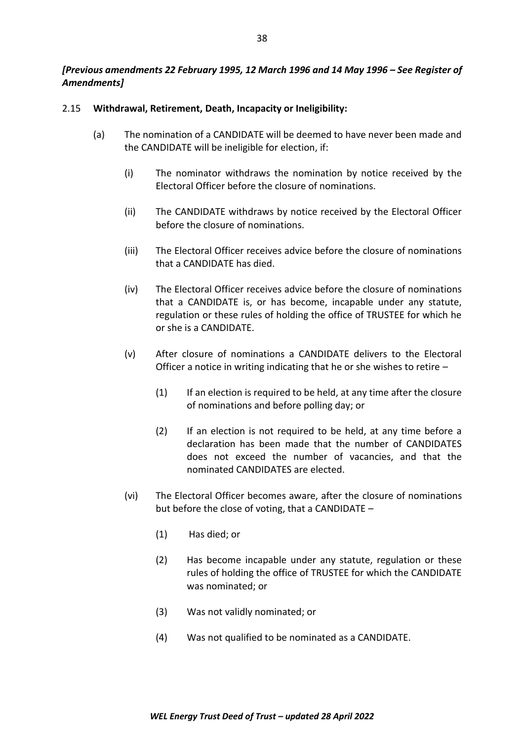***[Previous amendments 22 February 1995, 12 March 1996 and 14 May 1996 – See Register of Amendments]***

2.15 **Withdrawal, Retirement, Death, Incapacity or Ineligibility:**

(a) The nomination of a CANDIDATE will be deemed to have never been made and the CANDIDATE will be ineligible for election, if:

(i) The nominator withdraws the nomination by notice received by the Electoral Officer before the closure of nominations.

(ii) The CANDIDATE withdraws by notice received by the Electoral Officer before the closure of nominations.

(iii) The Electoral Officer receives advice before the closure of nominations that a CANDIDATE has died.

(iv) The Electoral Officer receives advice before the closure of nominations that a CANDIDATE is, or has become, incapable under any statute, regulation or these rules of holding the office of TRUSTEE for which he or she is a CANDIDATE.

(v) After closure of nominations a CANDIDATE delivers to the Electoral Officer a notice in writing indicating that he or she wishes to retire –

(1) If an election is required to be held, at any time after the closure of nominations and before polling day; or

(2) If an election is not required to be held, at any time before a declaration has been made that the number of CANDIDATES does not exceed the number of vacancies, and that the nominated CANDIDATES are elected.

(vi) The Electoral Officer becomes aware, after the closure of nominations but before the close of voting, that a CANDIDATE –

(1) Has died; or

(2) Has become incapable under any statute, regulation or these rules of holding the office of TRUSTEE for which the CANDIDATE was nominated; or

(3) Was not validly nominated; or

(4) Was not qualified to be nominated as a CANDIDATE.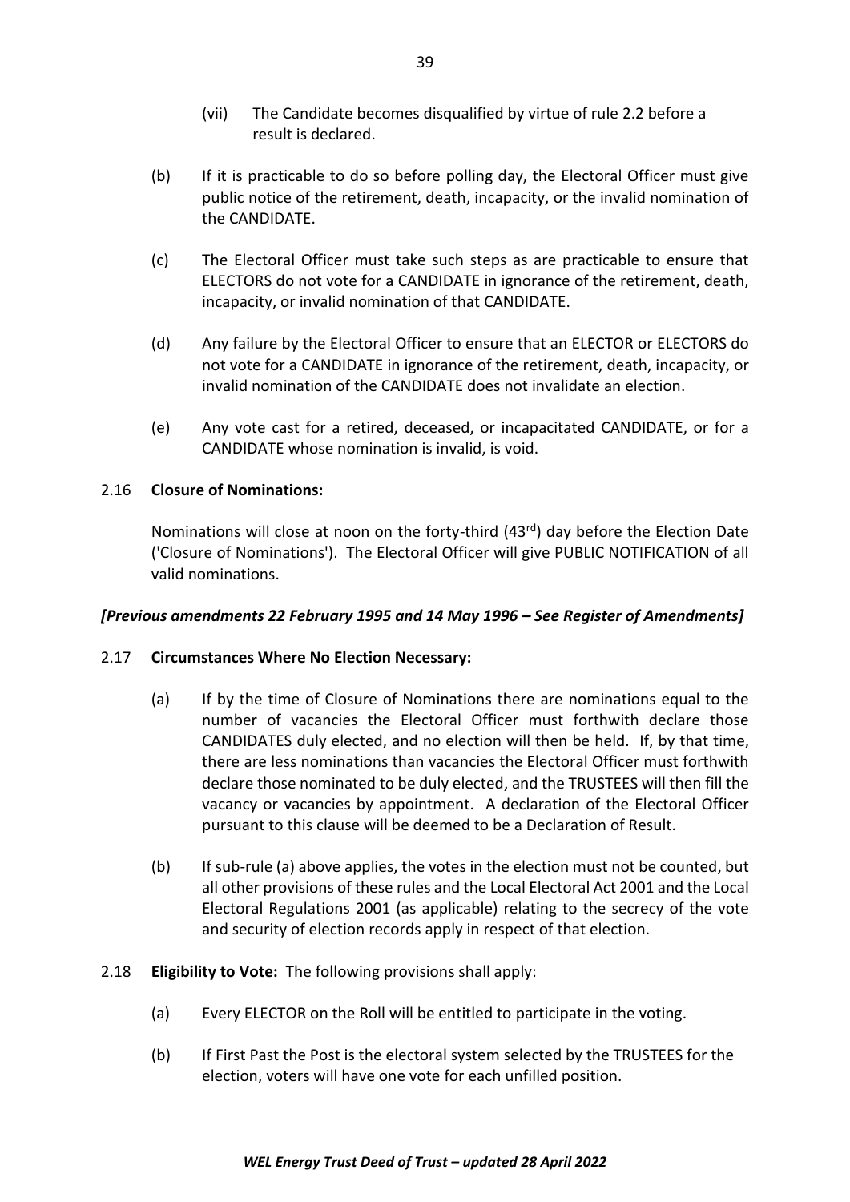(vii) The Candidate becomes disqualified by virtue of rule 2.2 before a result is declared.

(b) If it is practicable to do so before polling day, the Electoral Officer must give public notice of the retirement, death, incapacity, or the invalid nomination of the CANDIDATE.

(c) The Electoral Officer must take such steps as are practicable to ensure that ELECTORS do not vote for a CANDIDATE in ignorance of the retirement, death, incapacity, or invalid nomination of that CANDIDATE.

(d) Any failure by the Electoral Officer to ensure that an ELECTOR or ELECTORS do not vote for a CANDIDATE in ignorance of the retirement, death, incapacity, or invalid nomination of the CANDIDATE does not invalidate an election.

(e) Any vote cast for a retired, deceased, or incapacitated CANDIDATE, or for a CANDIDATE whose nomination is invalid, is void.

2.16 **Closure of Nominations:**

Nominations will close at noon on the forty-third (43rd) day before the Election Date ('Closure of Nominations'). The Electoral Officer will give PUBLIC NOTIFICATION of all valid nominations.

***[Previous amendments 22 February 1995 and 14 May 1996 – See Register of Amendments]***

2.17 **Circumstances Where No Election Necessary:**

(a) If by the time of Closure of Nominations there are nominations equal to the number of vacancies the Electoral Officer must forthwith declare those CANDIDATES duly elected, and no election will then be held. If, by that time, there are less nominations than vacancies the Electoral Officer must forthwith declare those nominated to be duly elected, and the TRUSTEES will then fill the vacancy or vacancies by appointment. A declaration of the Electoral Officer pursuant to this clause will be deemed to be a Declaration of Result.

(b) If sub-rule (a) above applies, the votes in the election must not be counted, but all other provisions of these rules and the Local Electoral Act 2001 and the Local Electoral Regulations 2001 (as applicable) relating to the secrecy of the vote and security of election records apply in respect of that election.

2.18 **Eligibility to Vote:** The following provisions shall apply:

(a) Every ELECTOR on the Roll will be entitled to participate in the voting.

(b) If First Past the Post is the electoral system selected by the TRUSTEES for the election, voters will have one vote for each unfilled position.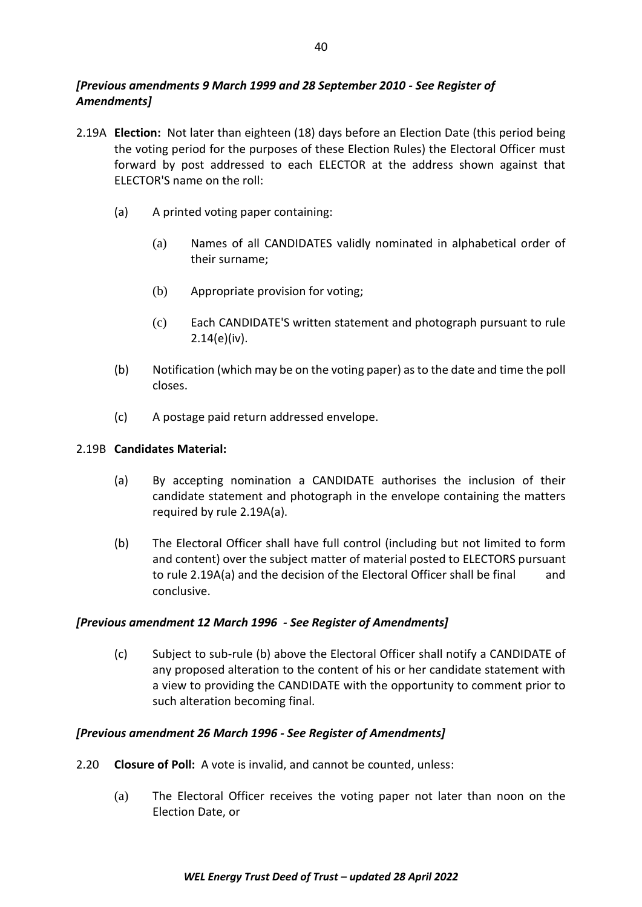*[Previous amendments 9 March 1999 and 28 September 2010 - See Register of Amendments]*

2.19A **Election:** Not later than eighteen (18) days before an Election Date (this period being the voting period for the purposes of these Election Rules) the Electoral Officer must forward by post addressed to each ELECTOR at the address shown against that ELECTOR'S name on the roll:

(a) A printed voting paper containing:

  (a) Names of all CANDIDATES validly nominated in alphabetical order of their surname;

  (b) Appropriate provision for voting;

  (c) Each CANDIDATE'S written statement and photograph pursuant to rule 2.14(e)(iv).

(b) Notification (which may be on the voting paper) as to the date and time the poll closes.

(c) A postage paid return addressed envelope.

2.19B **Candidates Material:**

(a) By accepting nomination a CANDIDATE authorises the inclusion of their candidate statement and photograph in the envelope containing the matters required by rule 2.19A(a).

(b) The Electoral Officer shall have full control (including but not limited to form and content) over the subject matter of material posted to ELECTORS pursuant to rule 2.19A(a) and the decision of the Electoral Officer shall be final and conclusive.

***[Previous amendment 12 March 1996 - See Register of Amendments]***

(c) Subject to sub-rule (b) above the Electoral Officer shall notify a CANDIDATE of any proposed alteration to the content of his or her candidate statement with a view to providing the CANDIDATE with the opportunity to comment prior to such alteration becoming final.

***[Previous amendment 26 March 1996 - See Register of Amendments]***

2.20 **Closure of Poll:** A vote is invalid, and cannot be counted, unless:

(a) The Electoral Officer receives the voting paper not later than noon on the Election Date, or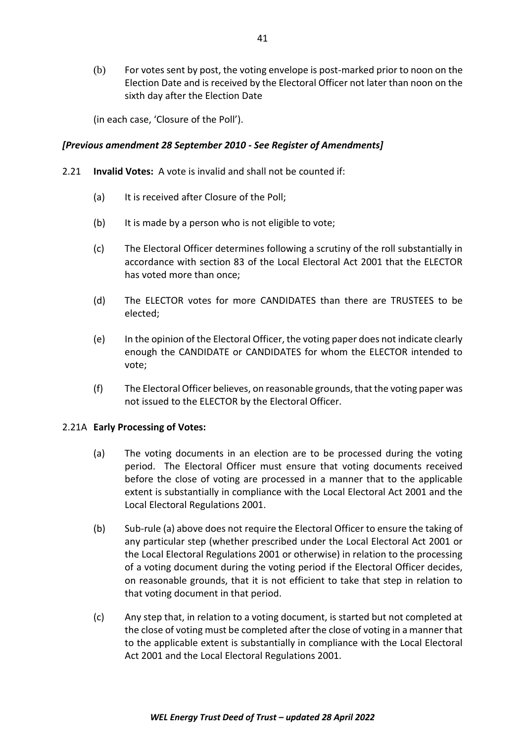(b) For votes sent by post, the voting envelope is post-marked prior to noon on the Election Date and is received by the Electoral Officer not later than noon on the sixth day after the Election Date

(in each case, 'Closure of the Poll').

***[Previous amendment 28 September 2010 - See Register of Amendments]***

2.21 **Invalid Votes:** A vote is invalid and shall not be counted if:

(a) It is received after Closure of the Poll;

(b) It is made by a person who is not eligible to vote;

(c) The Electoral Officer determines following a scrutiny of the roll substantially in accordance with section 83 of the Local Electoral Act 2001 that the ELECTOR has voted more than once;

(d) The ELECTOR votes for more CANDIDATES than there are TRUSTEES to be elected;

(e) In the opinion of the Electoral Officer, the voting paper does not indicate clearly enough the CANDIDATE or CANDIDATES for whom the ELECTOR intended to vote;

(f) The Electoral Officer believes, on reasonable grounds, that the voting paper was not issued to the ELECTOR by the Electoral Officer.

2.21A **Early Processing of Votes:**

(a) The voting documents in an election are to be processed during the voting period. The Electoral Officer must ensure that voting documents received before the close of voting are processed in a manner that to the applicable extent is substantially in compliance with the Local Electoral Act 2001 and the Local Electoral Regulations 2001.

(b) Sub-rule (a) above does not require the Electoral Officer to ensure the taking of any particular step (whether prescribed under the Local Electoral Act 2001 or the Local Electoral Regulations 2001 or otherwise) in relation to the processing of a voting document during the voting period if the Electoral Officer decides, on reasonable grounds, that it is not efficient to take that step in relation to that voting document in that period.

(c) Any step that, in relation to a voting document, is started but not completed at the close of voting must be completed after the close of voting in a manner that to the applicable extent is substantially in compliance with the Local Electoral Act 2001 and the Local Electoral Regulations 2001.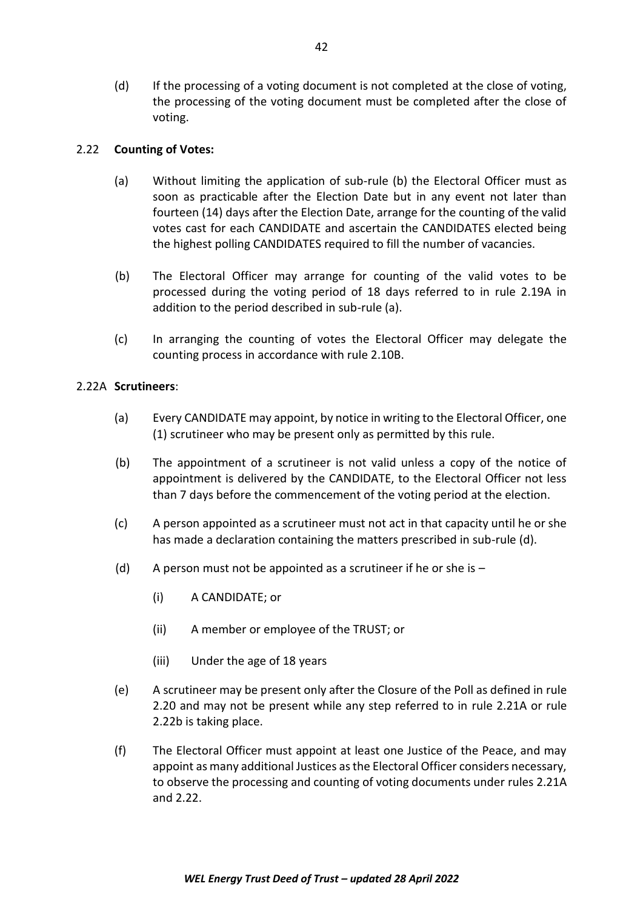(d) If the processing of a voting document is not completed at the close of voting, the processing of the voting document must be completed after the close of voting.

2.22 **Counting of Votes:**

(a) Without limiting the application of sub-rule (b) the Electoral Officer must as soon as practicable after the Election Date but in any event not later than fourteen (14) days after the Election Date, arrange for the counting of the valid votes cast for each CANDIDATE and ascertain the CANDIDATES elected being the highest polling CANDIDATES required to fill the number of vacancies.

(b) The Electoral Officer may arrange for counting of the valid votes to be processed during the voting period of 18 days referred to in rule 2.19A in addition to the period described in sub-rule (a).

(c) In arranging the counting of votes the Electoral Officer may delegate the counting process in accordance with rule 2.10B.

2.22A **Scrutineers**:

(a) Every CANDIDATE may appoint, by notice in writing to the Electoral Officer, one (1) scrutineer who may be present only as permitted by this rule.

(b) The appointment of a scrutineer is not valid unless a copy of the notice of appointment is delivered by the CANDIDATE, to the Electoral Officer not less than 7 days before the commencement of the voting period at the election.

(c) A person appointed as a scrutineer must not act in that capacity until he or she has made a declaration containing the matters prescribed in sub-rule (d).

(d) A person must not be appointed as a scrutineer if he or she is –

(i) A CANDIDATE; or

(ii) A member or employee of the TRUST; or

(iii) Under the age of 18 years

(e) A scrutineer may be present only after the Closure of the Poll as defined in rule 2.20 and may not be present while any step referred to in rule 2.21A or rule 2.22b is taking place.

(f) The Electoral Officer must appoint at least one Justice of the Peace, and may appoint as many additional Justices as the Electoral Officer considers necessary, to observe the processing and counting of voting documents under rules 2.21A and 2.22.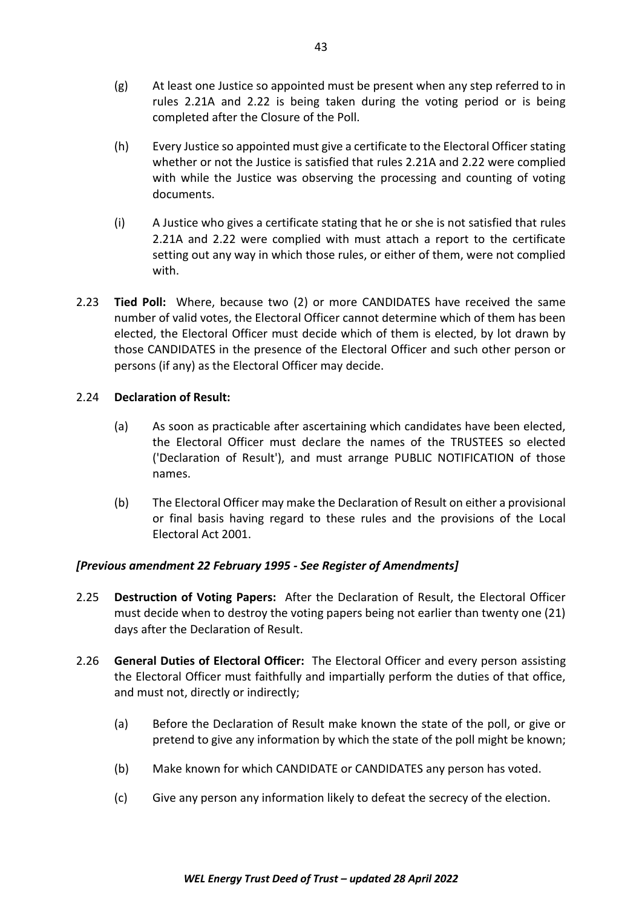(g) At least one Justice so appointed must be present when any step referred to in rules 2.21A and 2.22 is being taken during the voting period or is being completed after the Closure of the Poll.

(h) Every Justice so appointed must give a certificate to the Electoral Officer stating whether or not the Justice is satisfied that rules 2.21A and 2.22 were complied with while the Justice was observing the processing and counting of voting documents.

(i) A Justice who gives a certificate stating that he or she is not satisfied that rules 2.21A and 2.22 were complied with must attach a report to the certificate setting out any way in which those rules, or either of them, were not complied with.

2.23 **Tied Poll:** Where, because two (2) or more CANDIDATES have received the same number of valid votes, the Electoral Officer cannot determine which of them has been elected, the Electoral Officer must decide which of them is elected, by lot drawn by those CANDIDATES in the presence of the Electoral Officer and such other person or persons (if any) as the Electoral Officer may decide.

2.24 **Declaration of Result:**

(a) As soon as practicable after ascertaining which candidates have been elected, the Electoral Officer must declare the names of the TRUSTEES so elected ('Declaration of Result'), and must arrange PUBLIC NOTIFICATION of those names.

(b) The Electoral Officer may make the Declaration of Result on either a provisional or final basis having regard to these rules and the provisions of the Local Electoral Act 2001.

***[Previous amendment 22 February 1995 - See Register of Amendments]***

2.25 **Destruction of Voting Papers:** After the Declaration of Result, the Electoral Officer must decide when to destroy the voting papers being not earlier than twenty one (21) days after the Declaration of Result.

2.26 **General Duties of Electoral Officer:** The Electoral Officer and every person assisting the Electoral Officer must faithfully and impartially perform the duties of that office, and must not, directly or indirectly;

(a) Before the Declaration of Result make known the state of the poll, or give or pretend to give any information by which the state of the poll might be known;

(b) Make known for which CANDIDATE or CANDIDATES any person has voted.

(c) Give any person any information likely to defeat the secrecy of the election.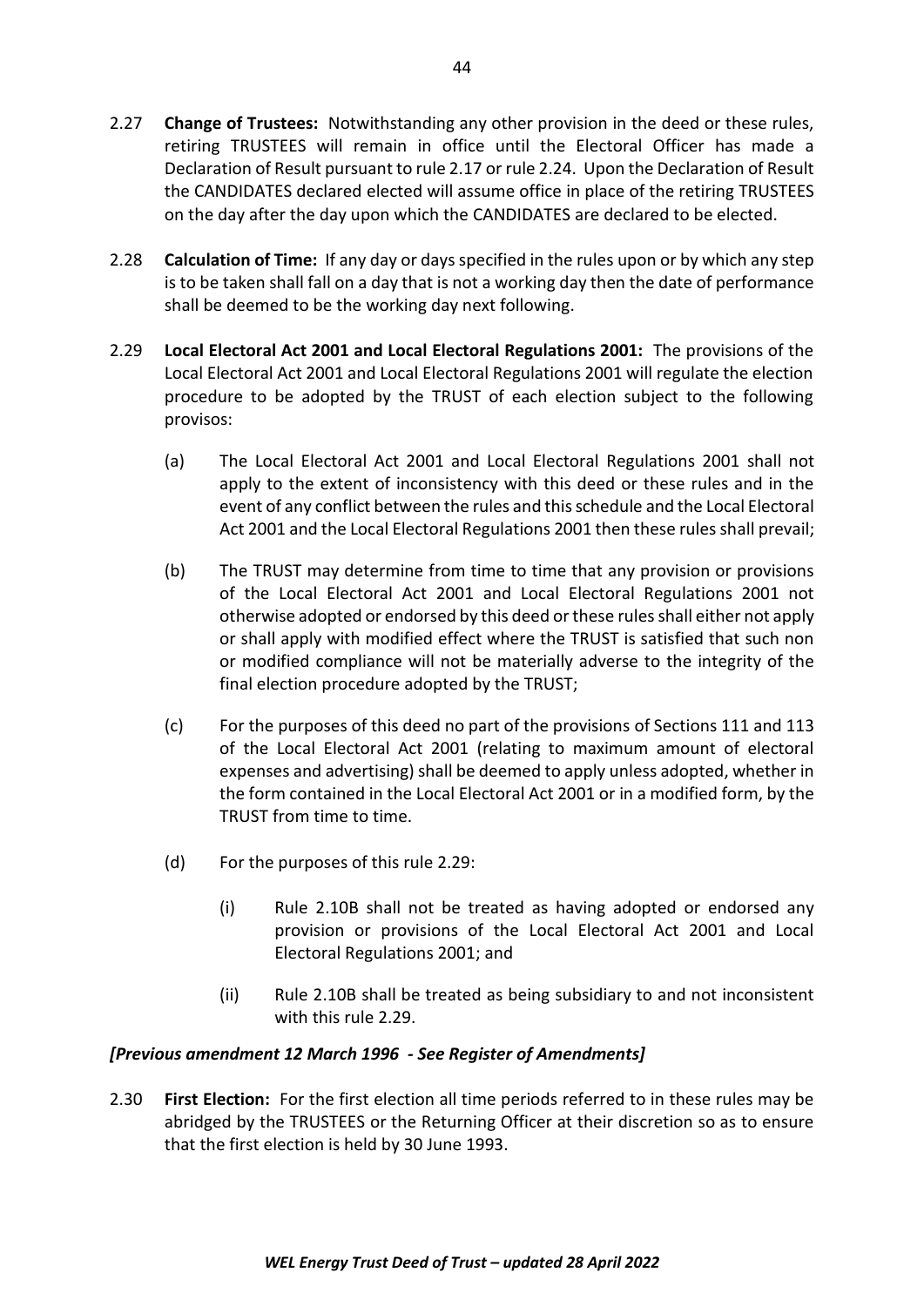2.27 **Change of Trustees:** Notwithstanding any other provision in the deed or these rules, retiring TRUSTEES will remain in office until the Electoral Officer has made a Declaration of Result pursuant to rule 2.17 or rule 2.24. Upon the Declaration of Result the CANDIDATES declared elected will assume office in place of the retiring TRUSTEES on the day after the day upon which the CANDIDATES are declared to be elected.

2.28 **Calculation of Time:** If any day or days specified in the rules upon or by which any step is to be taken shall fall on a day that is not a working day then the date of performance shall be deemed to be the working day next following.

2.29 **Local Electoral Act 2001 and Local Electoral Regulations 2001:** The provisions of the Local Electoral Act 2001 and Local Electoral Regulations 2001 will regulate the election procedure to be adopted by the TRUST of each election subject to the following provisos:

(a) The Local Electoral Act 2001 and Local Electoral Regulations 2001 shall not apply to the extent of inconsistency with this deed or these rules and in the event of any conflict between the rules and this schedule and the Local Electoral Act 2001 and the Local Electoral Regulations 2001 then these rules shall prevail;

(b) The TRUST may determine from time to time that any provision or provisions of the Local Electoral Act 2001 and Local Electoral Regulations 2001 not otherwise adopted or endorsed by this deed or these rules shall either not apply or shall apply with modified effect where the TRUST is satisfied that such non or modified compliance will not be materially adverse to the integrity of the final election procedure adopted by the TRUST;

(c) For the purposes of this deed no part of the provisions of Sections 111 and 113 of the Local Electoral Act 2001 (relating to maximum amount of electoral expenses and advertising) shall be deemed to apply unless adopted, whether in the form contained in the Local Electoral Act 2001 or in a modified form, by the TRUST from time to time.

(d) For the purposes of this rule 2.29:

(i) Rule 2.10B shall not be treated as having adopted or endorsed any provision or provisions of the Local Electoral Act 2001 and Local Electoral Regulations 2001; and

(ii) Rule 2.10B shall be treated as being subsidiary to and not inconsistent with this rule 2.29.

***[Previous amendment 12 March 1996 - See Register of Amendments]***

2.30 **First Election:** For the first election all time periods referred to in these rules may be abridged by the TRUSTEES or the Returning Officer at their discretion so as to ensure that the first election is held by 30 June 1993.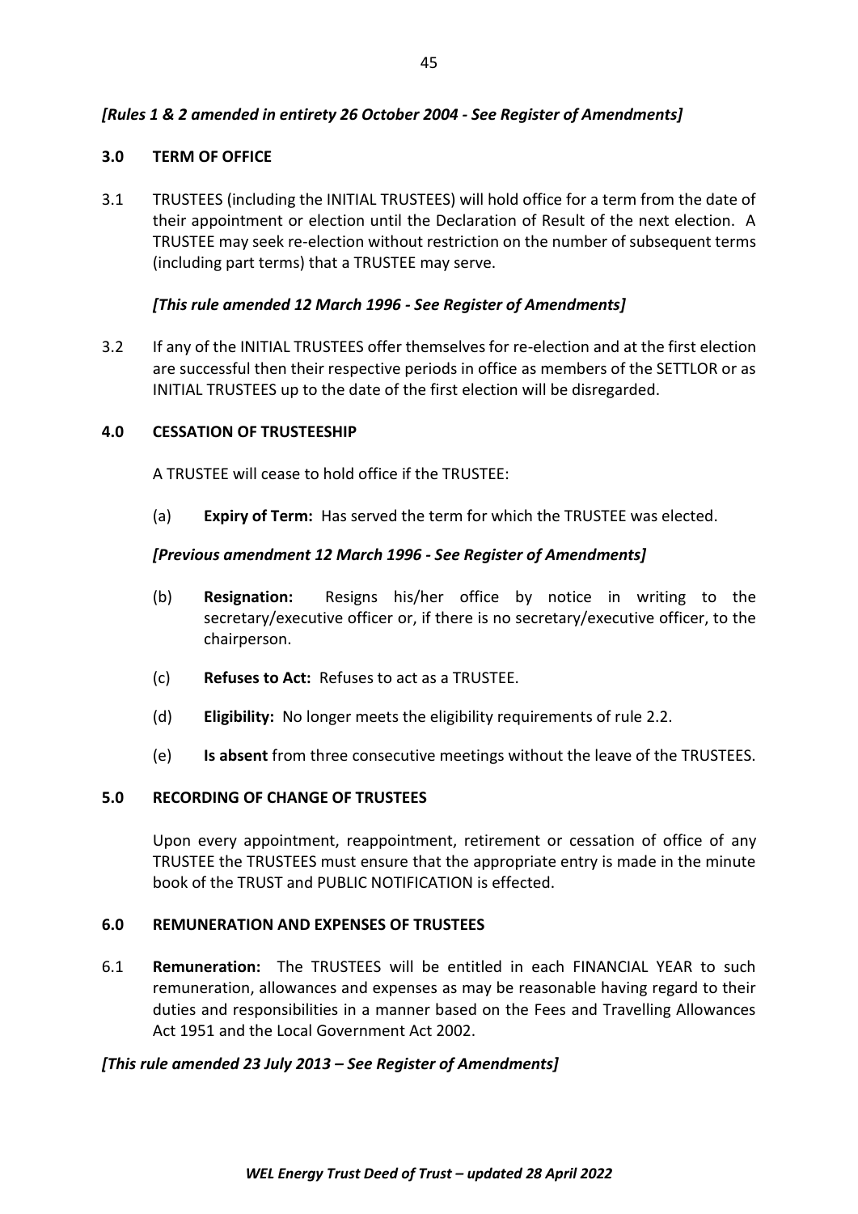***[Rules 1 & 2 amended in entirety 26 October 2004 - See Register of Amendments]***

## 3.0 TERM OF OFFICE

3.1 TRUSTEES (including the INITIAL TRUSTEES) will hold office for a term from the date of their appointment or election until the Declaration of Result of the next election. A TRUSTEE may seek re-election without restriction on the number of subsequent terms (including part terms) that a TRUSTEE may serve.

***[This rule amended 12 March 1996 - See Register of Amendments]***

3.2 If any of the INITIAL TRUSTEES offer themselves for re-election and at the first election are successful then their respective periods in office as members of the SETTLOR or as INITIAL TRUSTEES up to the date of the first election will be disregarded.

## 4.0 CESSATION OF TRUSTEESHIP

A TRUSTEE will cease to hold office if the TRUSTEE:

(a) **Expiry of Term:** Has served the term for which the TRUSTEE was elected.

***[Previous amendment 12 March 1996 - See Register of Amendments]***

(b) **Resignation:** Resigns his/her office by notice in writing to the secretary/executive officer or, if there is no secretary/executive officer, to the chairperson.

(c) **Refuses to Act:** Refuses to act as a TRUSTEE.

(d) **Eligibility:** No longer meets the eligibility requirements of rule 2.2.

(e) **Is absent** from three consecutive meetings without the leave of the TRUSTEES.

## 5.0 RECORDING OF CHANGE OF TRUSTEES

Upon every appointment, reappointment, retirement or cessation of office of any TRUSTEE the TRUSTEES must ensure that the appropriate entry is made in the minute book of the TRUST and PUBLIC NOTIFICATION is effected.

## 6.0 REMUNERATION AND EXPENSES OF TRUSTEES

6.1 **Remuneration:** The TRUSTEES will be entitled in each FINANCIAL YEAR to such remuneration, allowances and expenses as may be reasonable having regard to their duties and responsibilities in a manner based on the Fees and Travelling Allowances Act 1951 and the Local Government Act 2002.

***[This rule amended 23 July 2013 – See Register of Amendments]***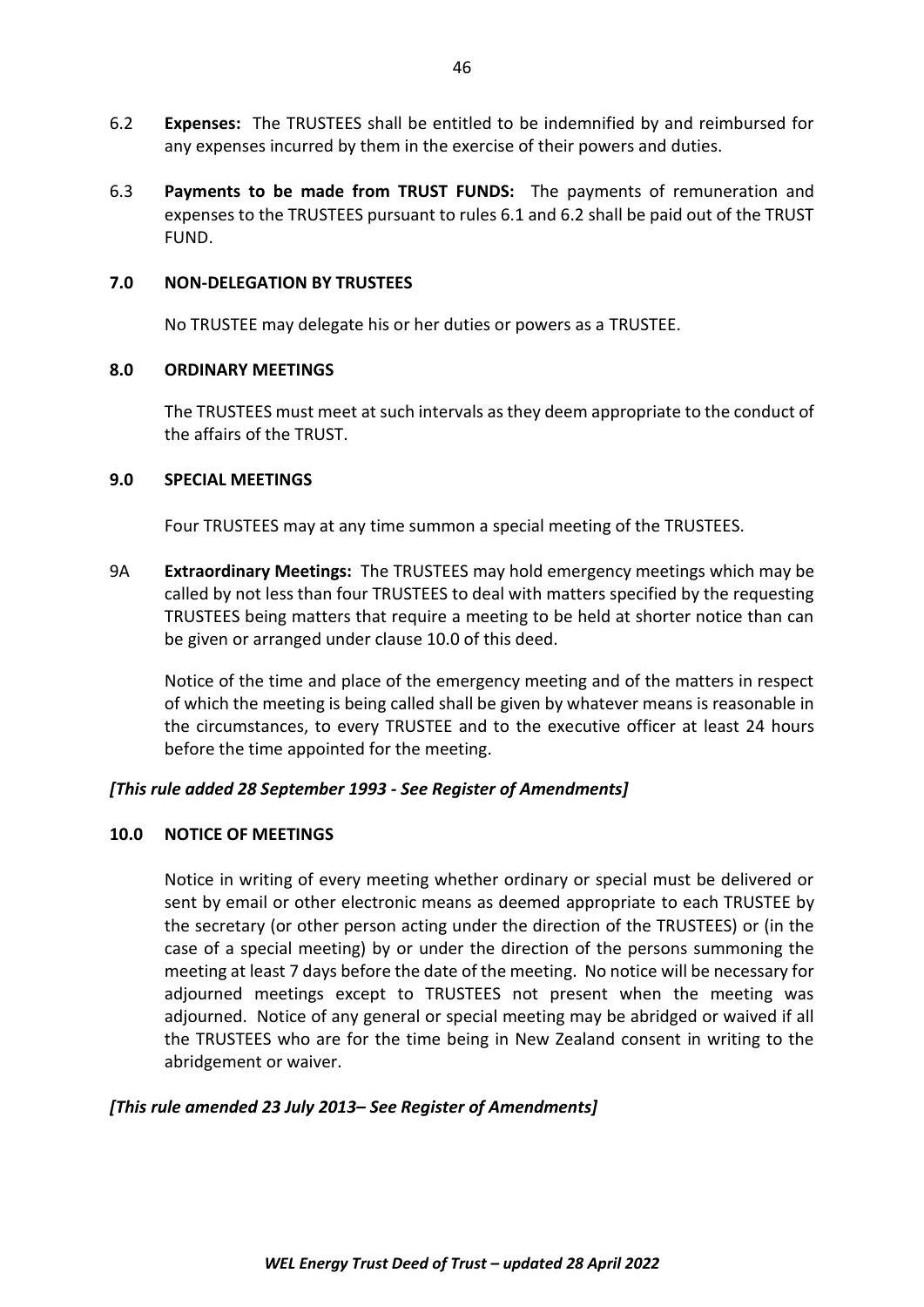6.2 **Expenses:** The TRUSTEES shall be entitled to be indemnified by and reimbursed for any expenses incurred by them in the exercise of their powers and duties.

6.3 **Payments to be made from TRUST FUNDS:** The payments of remuneration and expenses to the TRUSTEES pursuant to rules 6.1 and 6.2 shall be paid out of the TRUST FUND.

## 7.0 NON-DELEGATION BY TRUSTEES

No TRUSTEE may delegate his or her duties or powers as a TRUSTEE.

## 8.0 ORDINARY MEETINGS

The TRUSTEES must meet at such intervals as they deem appropriate to the conduct of the affairs of the TRUST.

## 9.0 SPECIAL MEETINGS

Four TRUSTEES may at any time summon a special meeting of the TRUSTEES.

9A **Extraordinary Meetings:** The TRUSTEES may hold emergency meetings which may be called by not less than four TRUSTEES to deal with matters specified by the requesting TRUSTEES being matters that require a meeting to be held at shorter notice than can be given or arranged under clause 10.0 of this deed.

Notice of the time and place of the emergency meeting and of the matters in respect of which the meeting is being called shall be given by whatever means is reasonable in the circumstances, to every TRUSTEE and to the executive officer at least 24 hours before the time appointed for the meeting.

***[This rule added 28 September 1993 - See Register of Amendments]***

## 10.0 NOTICE OF MEETINGS

Notice in writing of every meeting whether ordinary or special must be delivered or sent by email or other electronic means as deemed appropriate to each TRUSTEE by the secretary (or other person acting under the direction of the TRUSTEES) or (in the case of a special meeting) by or under the direction of the persons summoning the meeting at least 7 days before the date of the meeting. No notice will be necessary for adjourned meetings except to TRUSTEES not present when the meeting was adjourned. Notice of any general or special meeting may be abridged or waived if all the TRUSTEES who are for the time being in New Zealand consent in writing to the abridgement or waiver.

***[This rule amended 23 July 2013– See Register of Amendments]***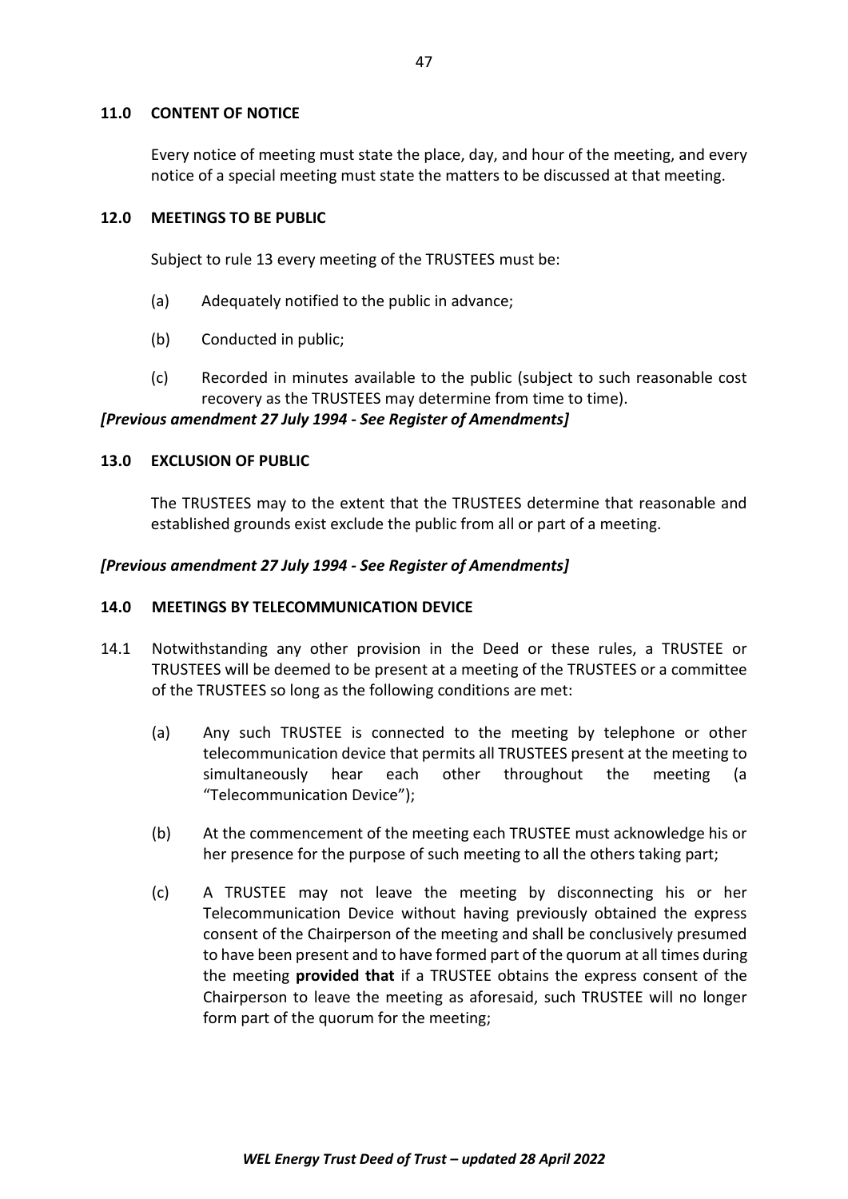### 11.0 CONTENT OF NOTICE

Every notice of meeting must state the place, day, and hour of the meeting, and every notice of a special meeting must state the matters to be discussed at that meeting.

### 12.0 MEETINGS TO BE PUBLIC

Subject to rule 13 every meeting of the TRUSTEES must be:

(a) Adequately notified to the public in advance;

(b) Conducted in public;

(c) Recorded in minutes available to the public (subject to such reasonable cost recovery as the TRUSTEES may determine from time to time).

***[Previous amendment 27 July 1994 - See Register of Amendments]***

### 13.0 EXCLUSION OF PUBLIC

The TRUSTEES may to the extent that the TRUSTEES determine that reasonable and established grounds exist exclude the public from all or part of a meeting.

***[Previous amendment 27 July 1994 - See Register of Amendments]***

### 14.0 MEETINGS BY TELECOMMUNICATION DEVICE

14.1 Notwithstanding any other provision in the Deed or these rules, a TRUSTEE or TRUSTEES will be deemed to be present at a meeting of the TRUSTEES or a committee of the TRUSTEES so long as the following conditions are met:

(a) Any such TRUSTEE is connected to the meeting by telephone or other telecommunication device that permits all TRUSTEES present at the meeting to simultaneously hear each other throughout the meeting (a "Telecommunication Device");

(b) At the commencement of the meeting each TRUSTEE must acknowledge his or her presence for the purpose of such meeting to all the others taking part;

(c) A TRUSTEE may not leave the meeting by disconnecting his or her Telecommunication Device without having previously obtained the express consent of the Chairperson of the meeting and shall be conclusively presumed to have been present and to have formed part of the quorum at all times during the meeting **provided that** if a TRUSTEE obtains the express consent of the Chairperson to leave the meeting as aforesaid, such TRUSTEE will no longer form part of the quorum for the meeting;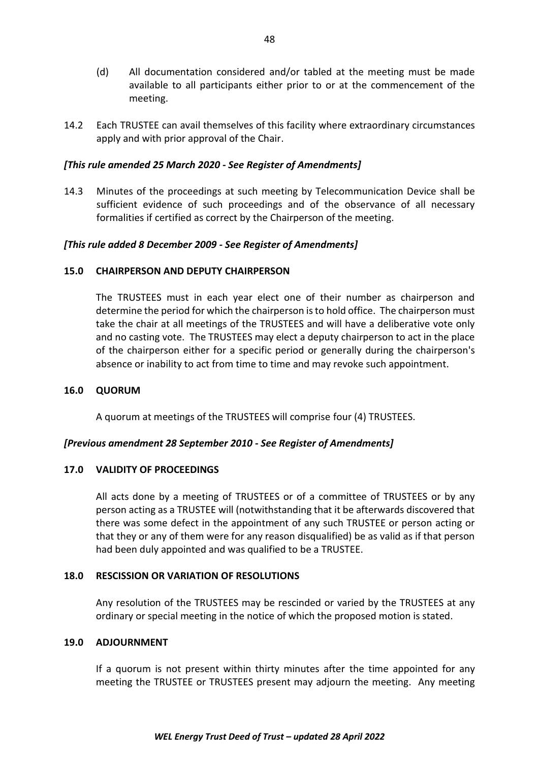(d) All documentation considered and/or tabled at the meeting must be made available to all participants either prior to or at the commencement of the meeting.

14.2 Each TRUSTEE can avail themselves of this facility where extraordinary circumstances apply and with prior approval of the Chair.

***[This rule amended 25 March 2020 - See Register of Amendments]***

14.3 Minutes of the proceedings at such meeting by Telecommunication Device shall be sufficient evidence of such proceedings and of the observance of all necessary formalities if certified as correct by the Chairperson of the meeting.

***[This rule added 8 December 2009 - See Register of Amendments]***

### 15.0 CHAIRPERSON AND DEPUTY CHAIRPERSON

The TRUSTEES must in each year elect one of their number as chairperson and determine the period for which the chairperson is to hold office. The chairperson must take the chair at all meetings of the TRUSTEES and will have a deliberative vote only and no casting vote. The TRUSTEES may elect a deputy chairperson to act in the place of the chairperson either for a specific period or generally during the chairperson's absence or inability to act from time to time and may revoke such appointment.

### 16.0 QUORUM

A quorum at meetings of the TRUSTEES will comprise four (4) TRUSTEES.

***[Previous amendment 28 September 2010 - See Register of Amendments]***

### 17.0 VALIDITY OF PROCEEDINGS

All acts done by a meeting of TRUSTEES or of a committee of TRUSTEES or by any person acting as a TRUSTEE will (notwithstanding that it be afterwards discovered that there was some defect in the appointment of any such TRUSTEE or person acting or that they or any of them were for any reason disqualified) be as valid as if that person had been duly appointed and was qualified to be a TRUSTEE.

### 18.0 RESCISSION OR VARIATION OF RESOLUTIONS

Any resolution of the TRUSTEES may be rescinded or varied by the TRUSTEES at any ordinary or special meeting in the notice of which the proposed motion is stated.

### 19.0 ADJOURNMENT

If a quorum is not present within thirty minutes after the time appointed for any meeting the TRUSTEE or TRUSTEES present may adjourn the meeting. Any meeting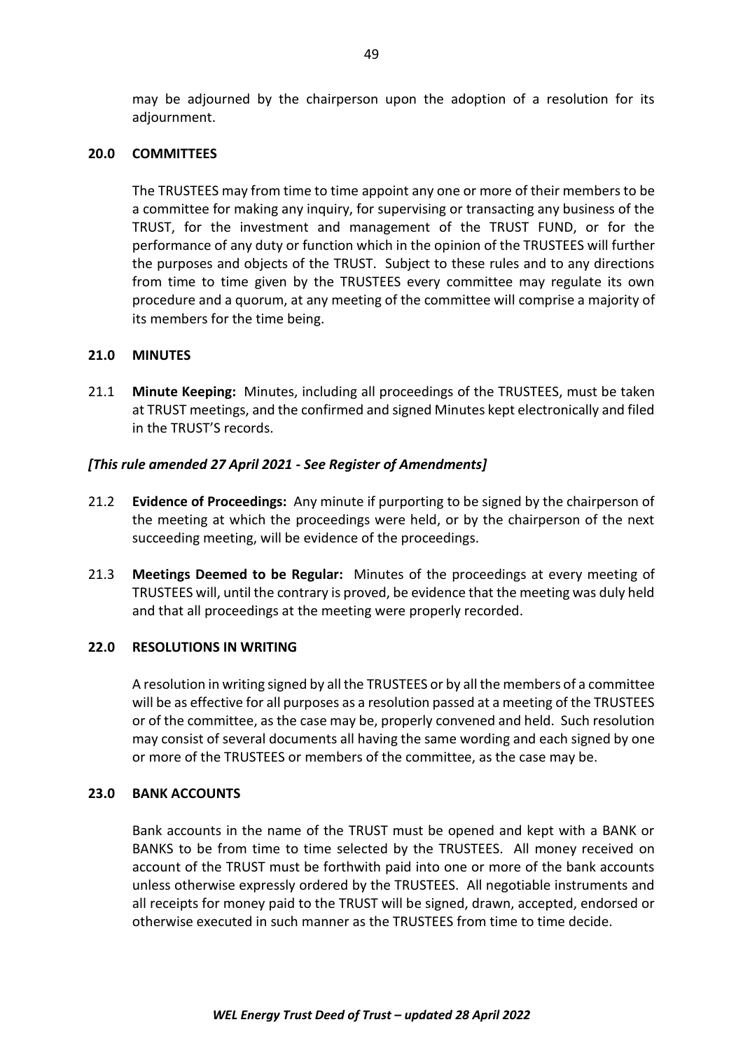may be adjourned by the chairperson upon the adoption of a resolution for its adjournment.

## 20.0 COMMITTEES

The TRUSTEES may from time to time appoint any one or more of their members to be a committee for making any inquiry, for supervising or transacting any business of the TRUST, for the investment and management of the TRUST FUND, or for the performance of any duty or function which in the opinion of the TRUSTEES will further the purposes and objects of the TRUST. Subject to these rules and to any directions from time to time given by the TRUSTEES every committee may regulate its own procedure and a quorum, at any meeting of the committee will comprise a majority of its members for the time being.

## 21.0 MINUTES

21.1 **Minute Keeping:** Minutes, including all proceedings of the TRUSTEES, must be taken at TRUST meetings, and the confirmed and signed Minutes kept electronically and filed in the TRUST'S records.

***[This rule amended 27 April 2021 - See Register of Amendments]***

21.2 **Evidence of Proceedings:** Any minute if purporting to be signed by the chairperson of the meeting at which the proceedings were held, or by the chairperson of the next succeeding meeting, will be evidence of the proceedings.

21.3 **Meetings Deemed to be Regular:** Minutes of the proceedings at every meeting of TRUSTEES will, until the contrary is proved, be evidence that the meeting was duly held and that all proceedings at the meeting were properly recorded.

## 22.0 RESOLUTIONS IN WRITING

A resolution in writing signed by all the TRUSTEES or by all the members of a committee will be as effective for all purposes as a resolution passed at a meeting of the TRUSTEES or of the committee, as the case may be, properly convened and held. Such resolution may consist of several documents all having the same wording and each signed by one or more of the TRUSTEES or members of the committee, as the case may be.

## 23.0 BANK ACCOUNTS

Bank accounts in the name of the TRUST must be opened and kept with a BANK or BANKS to be from time to time selected by the TRUSTEES. All money received on account of the TRUST must be forthwith paid into one or more of the bank accounts unless otherwise expressly ordered by the TRUSTEES. All negotiable instruments and all receipts for money paid to the TRUST will be signed, drawn, accepted, endorsed or otherwise executed in such manner as the TRUSTEES from time to time decide.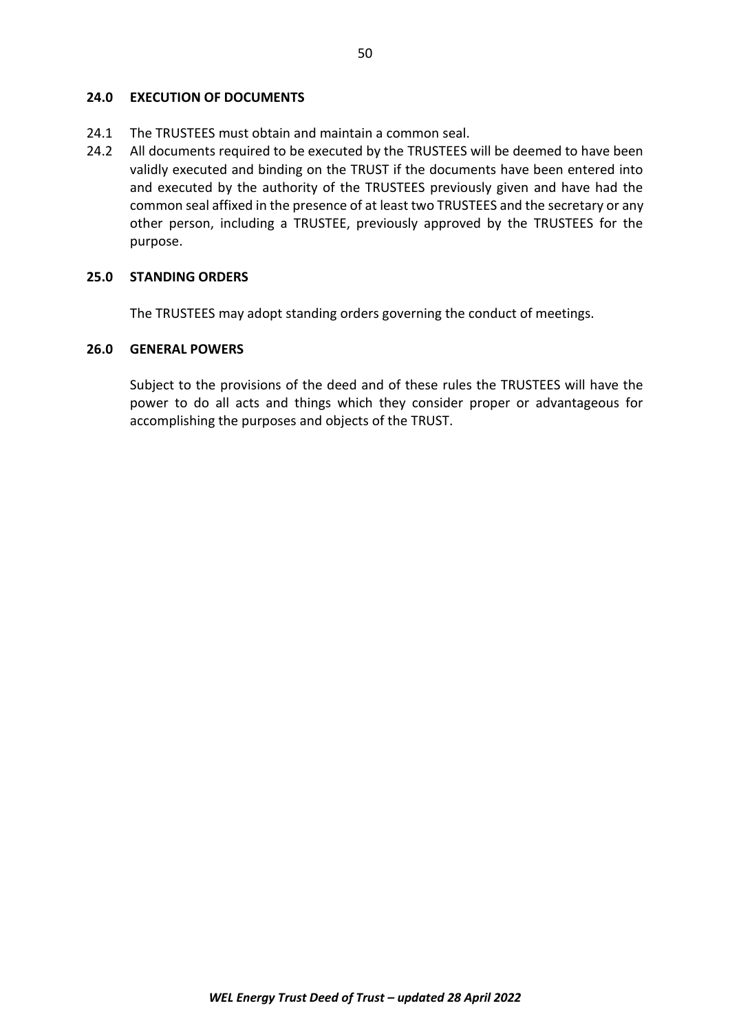## 24.0 EXECUTION OF DOCUMENTS

24.1 The TRUSTEES must obtain and maintain a common seal.

24.2 All documents required to be executed by the TRUSTEES will be deemed to have been validly executed and binding on the TRUST if the documents have been entered into and executed by the authority of the TRUSTEES previously given and have had the common seal affixed in the presence of at least two TRUSTEES and the secretary or any other person, including a TRUSTEE, previously approved by the TRUSTEES for the purpose.

## 25.0 STANDING ORDERS

The TRUSTEES may adopt standing orders governing the conduct of meetings.

## 26.0 GENERAL POWERS

Subject to the provisions of the deed and of these rules the TRUSTEES will have the power to do all acts and things which they consider proper or advantageous for accomplishing the purposes and objects of the TRUST.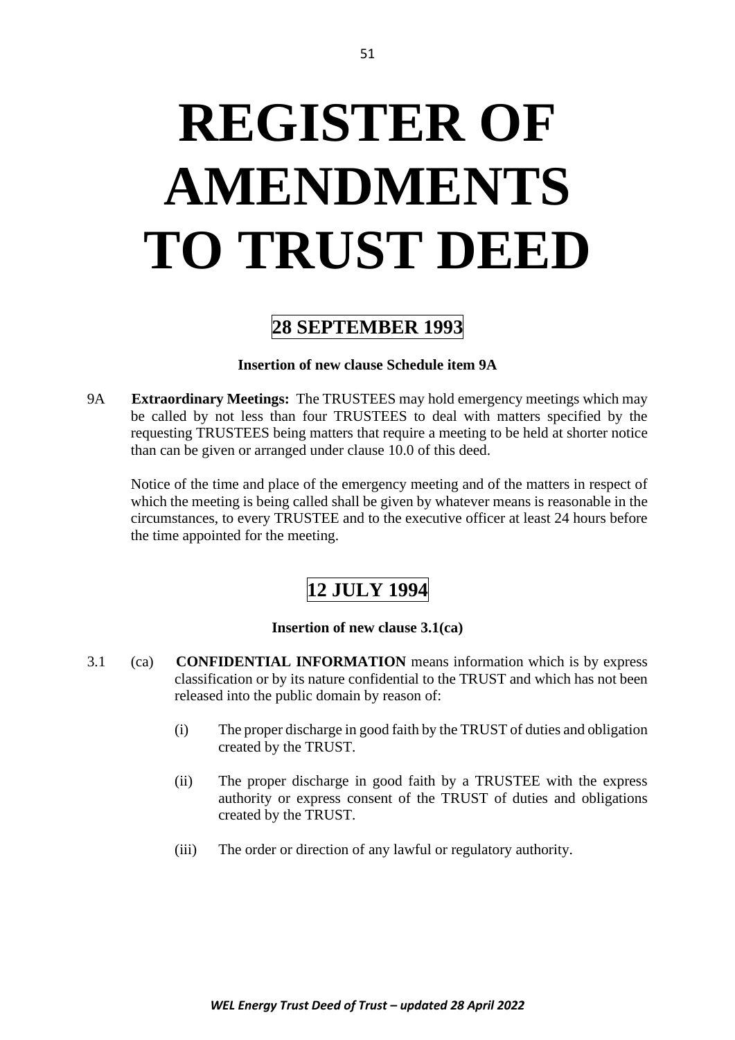# REGISTER OF AMENDMENTS TO TRUST DEED

## 28 SEPTEMBER 1993

**Insertion of new clause Schedule item 9A**

9A **Extraordinary Meetings:** The TRUSTEES may hold emergency meetings which may be called by not less than four TRUSTEES to deal with matters specified by the requesting TRUSTEES being matters that require a meeting to be held at shorter notice than can be given or arranged under clause 10.0 of this deed.

Notice of the time and place of the emergency meeting and of the matters in respect of which the meeting is being called shall be given by whatever means is reasonable in the circumstances, to every TRUSTEE and to the executive officer at least 24 hours before the time appointed for the meeting.

## 12 JULY 1994

**Insertion of new clause 3.1(ca)**

3.1 (ca) **CONFIDENTIAL INFORMATION** means information which is by express classification or by its nature confidential to the TRUST and which has not been released into the public domain by reason of:

(i) The proper discharge in good faith by the TRUST of duties and obligation created by the TRUST.

(ii) The proper discharge in good faith by a TRUSTEE with the express authority or express consent of the TRUST of duties and obligations created by the TRUST.

(iii) The order or direction of any lawful or regulatory authority.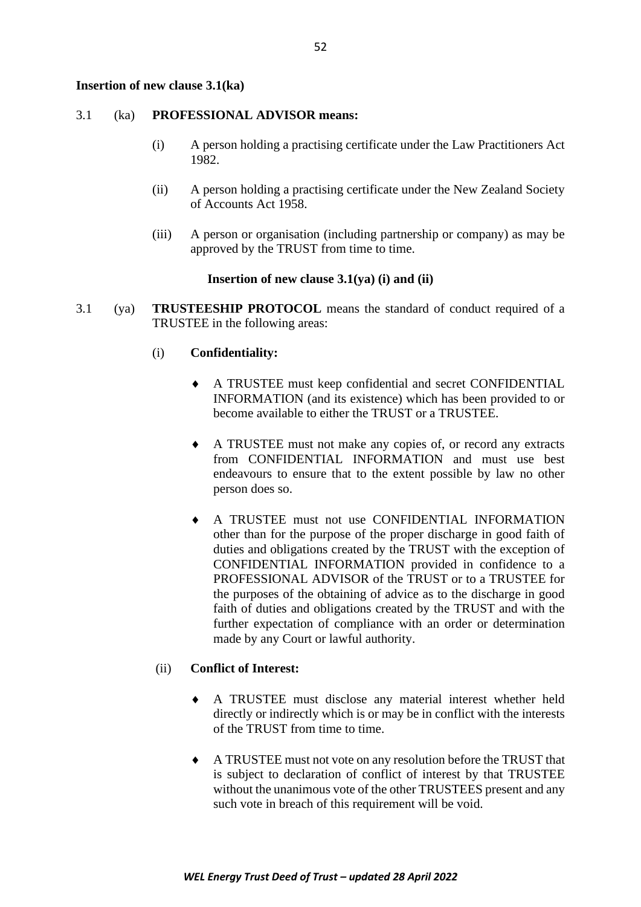**Insertion of new clause 3.1(ka)**

3.1 (ka) **PROFESSIONAL ADVISOR means:**

(i) A person holding a practising certificate under the Law Practitioners Act 1982.

(ii) A person holding a practising certificate under the New Zealand Society of Accounts Act 1958.

(iii) A person or organisation (including partnership or company) as may be approved by the TRUST from time to time.

**Insertion of new clause 3.1(ya) (i) and (ii)**

3.1 (ya) **TRUSTEESHIP PROTOCOL** means the standard of conduct required of a TRUSTEE in the following areas:

(i) **Confidentiality:**

- A TRUSTEE must keep confidential and secret CONFIDENTIAL INFORMATION (and its existence) which has been provided to or become available to either the TRUST or a TRUSTEE.
- A TRUSTEE must not make any copies of, or record any extracts from CONFIDENTIAL INFORMATION and must use best endeavours to ensure that to the extent possible by law no other person does so.
- A TRUSTEE must not use CONFIDENTIAL INFORMATION other than for the purpose of the proper discharge in good faith of duties and obligations created by the TRUST with the exception of CONFIDENTIAL INFORMATION provided in confidence to a PROFESSIONAL ADVISOR of the TRUST or to a TRUSTEE for the purposes of the obtaining of advice as to the discharge in good faith of duties and obligations created by the TRUST and with the further expectation of compliance with an order or determination made by any Court or lawful authority.

(ii) **Conflict of Interest:**

- A TRUSTEE must disclose any material interest whether held directly or indirectly which is or may be in conflict with the interests of the TRUST from time to time.
- A TRUSTEE must not vote on any resolution before the TRUST that is subject to declaration of conflict of interest by that TRUSTEE without the unanimous vote of the other TRUSTEES present and any such vote in breach of this requirement will be void.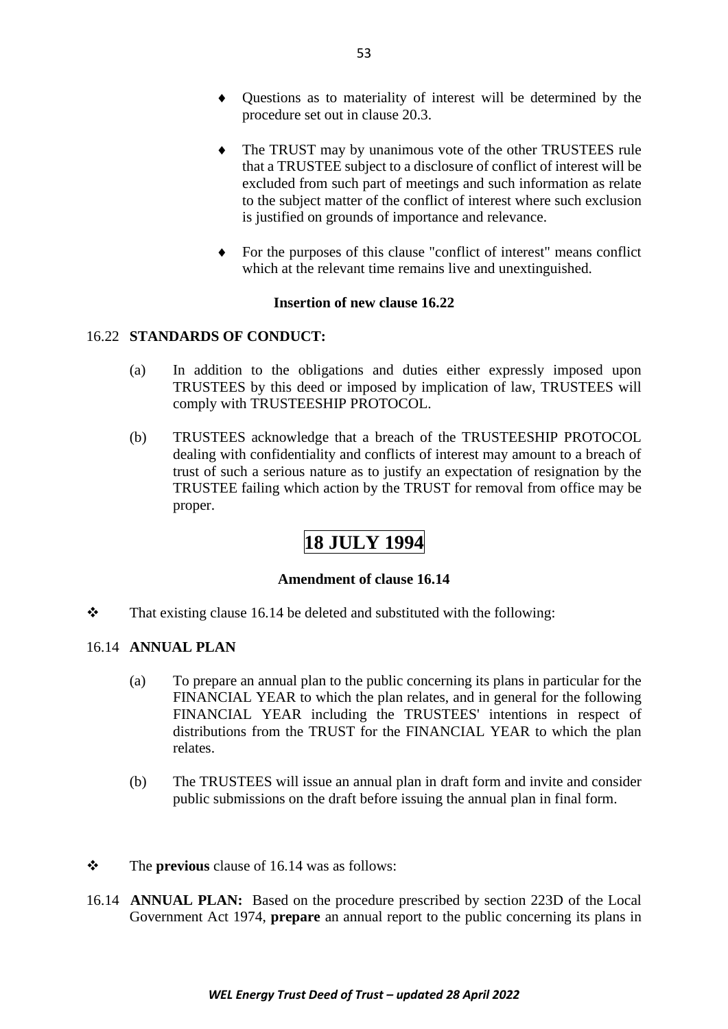- Questions as to materiality of interest will be determined by the procedure set out in clause 20.3.

- The TRUST may by unanimous vote of the other TRUSTEES rule that a TRUSTEE subject to a disclosure of conflict of interest will be excluded from such part of meetings and such information as relate to the subject matter of the conflict of interest where such exclusion is justified on grounds of importance and relevance.

- For the purposes of this clause "conflict of interest" means conflict which at the relevant time remains live and unextinguished.

**Insertion of new clause 16.22**

16.22 **STANDARDS OF CONDUCT:**

(a) In addition to the obligations and duties either expressly imposed upon TRUSTEES by this deed or imposed by implication of law, TRUSTEES will comply with TRUSTEESHIP PROTOCOL.

(b) TRUSTEES acknowledge that a breach of the TRUSTEESHIP PROTOCOL dealing with confidentiality and conflicts of interest may amount to a breach of trust of such a serious nature as to justify an expectation of resignation by the TRUSTEE failing which action by the TRUST for removal from office may be proper.

## 18 JULY 1994

**Amendment of clause 16.14**

- That existing clause 16.14 be deleted and substituted with the following:

16.14 **ANNUAL PLAN**

(a) To prepare an annual plan to the public concerning its plans in particular for the FINANCIAL YEAR to which the plan relates, and in general for the following FINANCIAL YEAR including the TRUSTEES' intentions in respect of distributions from the TRUST for the FINANCIAL YEAR to which the plan relates.

(b) The TRUSTEES will issue an annual plan in draft form and invite and consider public submissions on the draft before issuing the annual plan in final form.

- The **previous** clause of 16.14 was as follows:

16.14 **ANNUAL PLAN:** Based on the procedure prescribed by section 223D of the Local Government Act 1974, **prepare** an annual report to the public concerning its plans in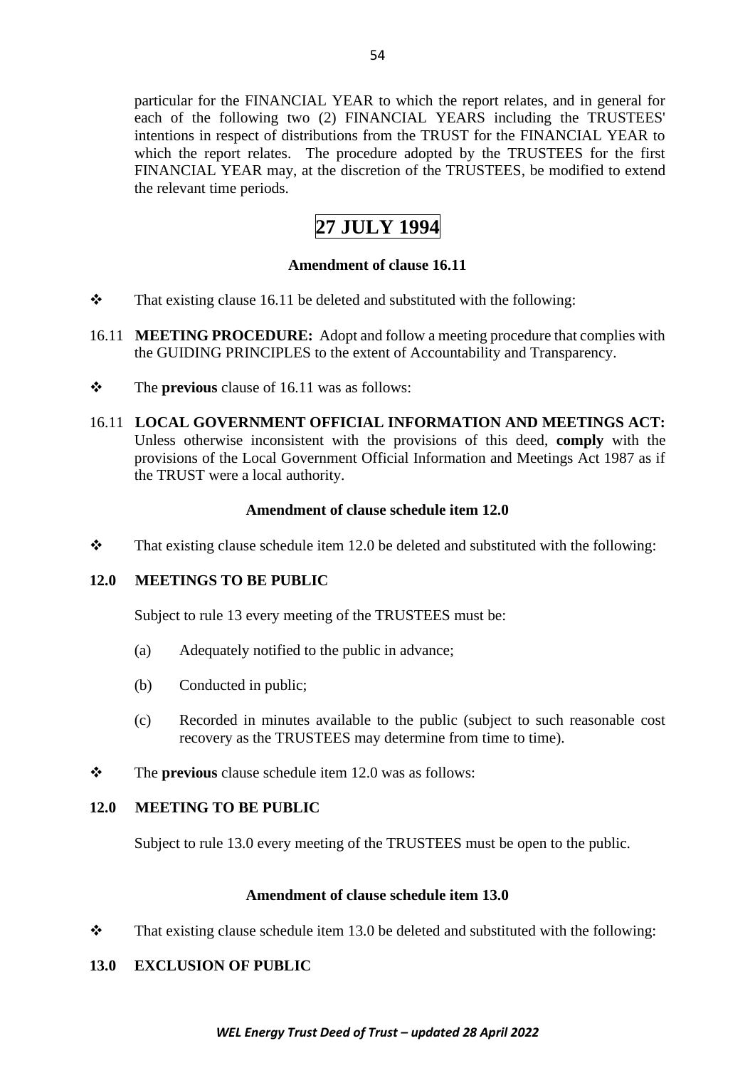particular for the FINANCIAL YEAR to which the report relates, and in general for each of the following two (2) FINANCIAL YEARS including the TRUSTEES' intentions in respect of distributions from the TRUST for the FINANCIAL YEAR to which the report relates. The procedure adopted by the TRUSTEES for the first FINANCIAL YEAR may, at the discretion of the TRUSTEES, be modified to extend the relevant time periods.

# 27 JULY 1994

### Amendment of clause 16.11

❖ That existing clause 16.11 be deleted and substituted with the following:

16.11 **MEETING PROCEDURE:** Adopt and follow a meeting procedure that complies with the GUIDING PRINCIPLES to the extent of Accountability and Transparency.

❖ The **previous** clause of 16.11 was as follows:

16.11 **LOCAL GOVERNMENT OFFICIAL INFORMATION AND MEETINGS ACT:** Unless otherwise inconsistent with the provisions of this deed, **comply** with the provisions of the Local Government Official Information and Meetings Act 1987 as if the TRUST were a local authority.

### Amendment of clause schedule item 12.0

❖ That existing clause schedule item 12.0 be deleted and substituted with the following:

**12.0 MEETINGS TO BE PUBLIC**

Subject to rule 13 every meeting of the TRUSTEES must be:

(a) Adequately notified to the public in advance;

(b) Conducted in public;

(c) Recorded in minutes available to the public (subject to such reasonable cost recovery as the TRUSTEES may determine from time to time).

❖ The **previous** clause schedule item 12.0 was as follows:

**12.0 MEETING TO BE PUBLIC**

Subject to rule 13.0 every meeting of the TRUSTEES must be open to the public.

### Amendment of clause schedule item 13.0

❖ That existing clause schedule item 13.0 be deleted and substituted with the following:

**13.0 EXCLUSION OF PUBLIC**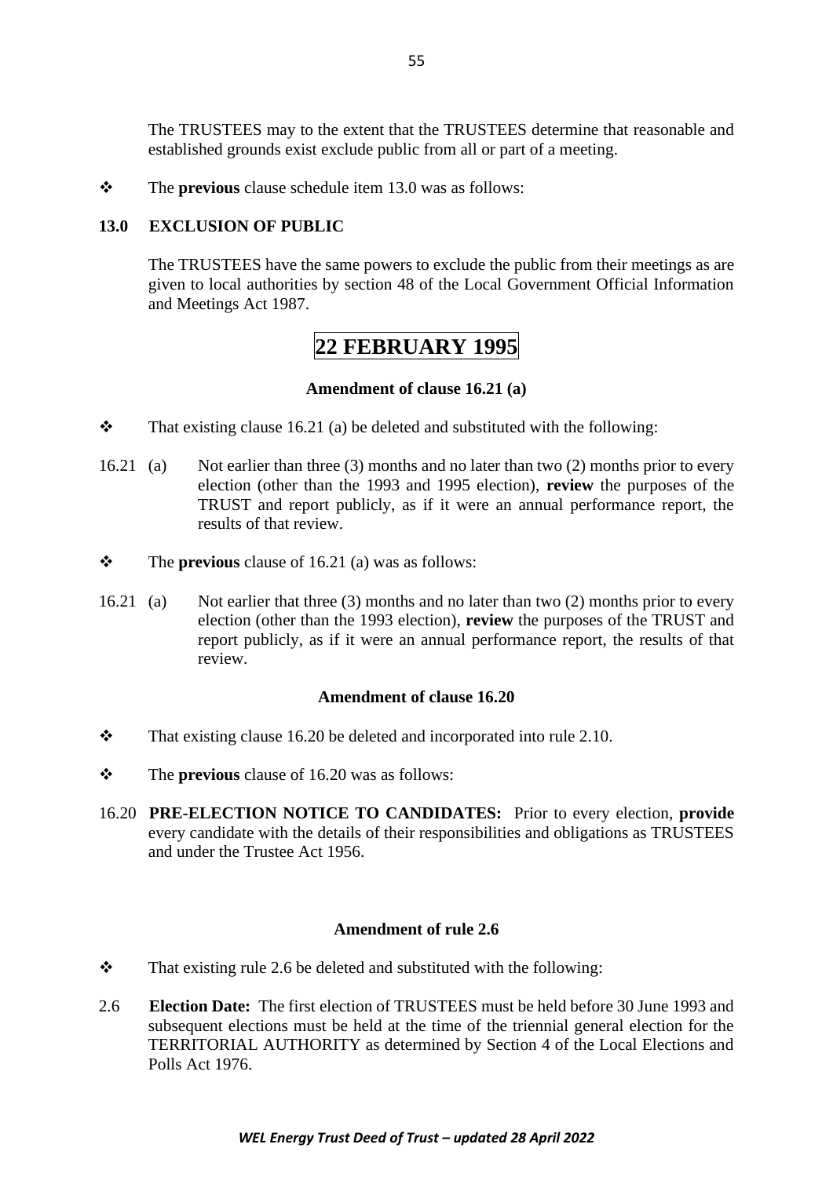The TRUSTEES may to the extent that the TRUSTEES determine that reasonable and established grounds exist exclude public from all or part of a meeting.

❖ The **previous** clause schedule item 13.0 was as follows:

**13.0 EXCLUSION OF PUBLIC**

The TRUSTEES have the same powers to exclude the public from their meetings as are given to local authorities by section 48 of the Local Government Official Information and Meetings Act 1987.

# 22 FEBRUARY 1995

**Amendment of clause 16.21 (a)**

❖ That existing clause 16.21 (a) be deleted and substituted with the following:

16.21 (a) Not earlier than three (3) months and no later than two (2) months prior to every election (other than the 1993 and 1995 election), **review** the purposes of the TRUST and report publicly, as if it were an annual performance report, the results of that review.

❖ The **previous** clause of 16.21 (a) was as follows:

16.21 (a) Not earlier that three (3) months and no later than two (2) months prior to every election (other than the 1993 election), **review** the purposes of the TRUST and report publicly, as if it were an annual performance report, the results of that review.

**Amendment of clause 16.20**

❖ That existing clause 16.20 be deleted and incorporated into rule 2.10.

❖ The **previous** clause of 16.20 was as follows:

16.20 **PRE-ELECTION NOTICE TO CANDIDATES:** Prior to every election, **provide** every candidate with the details of their responsibilities and obligations as TRUSTEES and under the Trustee Act 1956.

**Amendment of rule 2.6**

❖ That existing rule 2.6 be deleted and substituted with the following:

2.6 **Election Date:** The first election of TRUSTEES must be held before 30 June 1993 and subsequent elections must be held at the time of the triennial general election for the TERRITORIAL AUTHORITY as determined by Section 4 of the Local Elections and Polls Act 1976.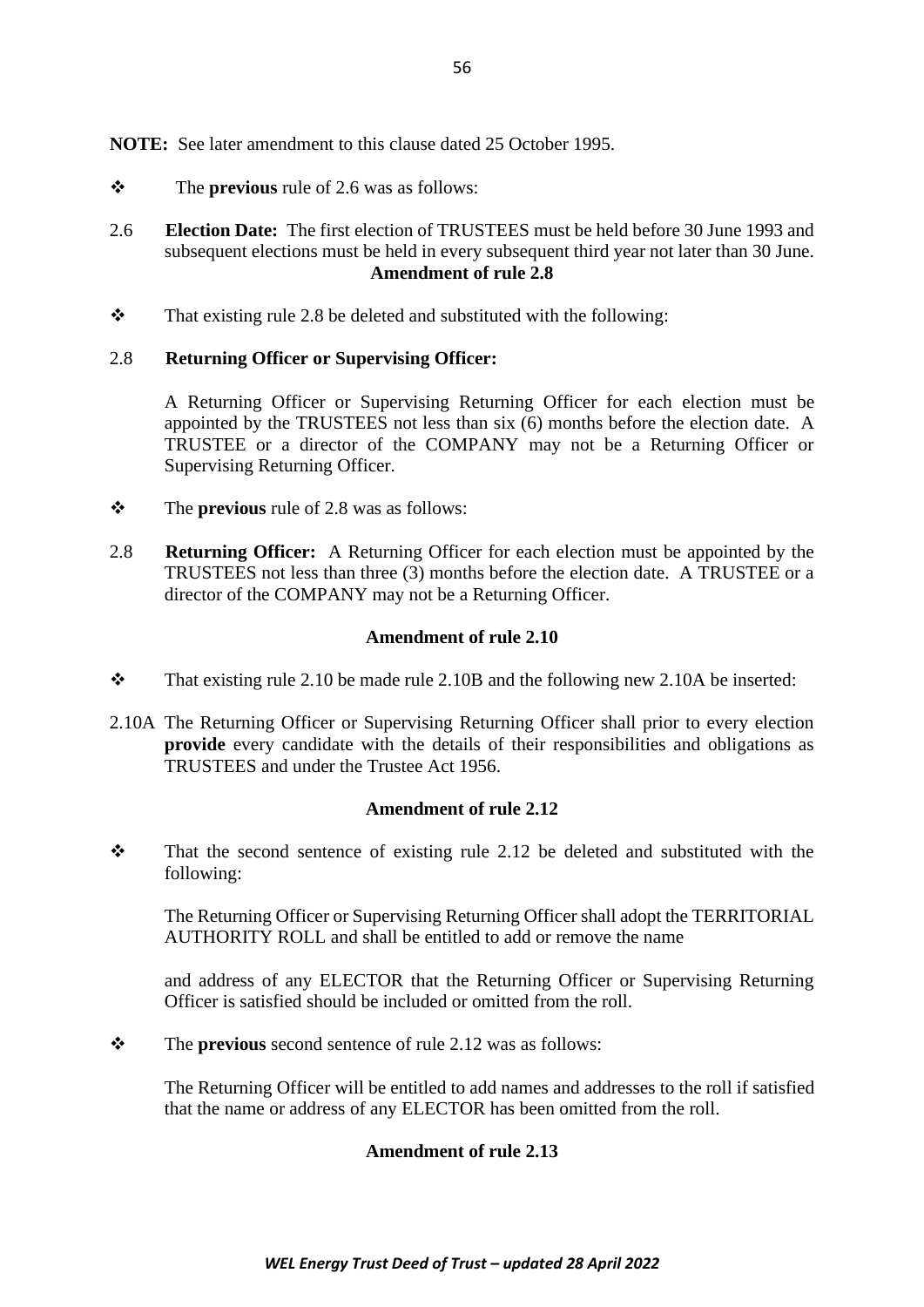**NOTE:** See later amendment to this clause dated 25 October 1995.

- The **previous** rule of 2.6 was as follows:

2.6 **Election Date:** The first election of TRUSTEES must be held before 30 June 1993 and subsequent elections must be held in every subsequent third year not later than 30 June.

**Amendment of rule 2.8**

- That existing rule 2.8 be deleted and substituted with the following:

2.8 **Returning Officer or Supervising Officer:**

A Returning Officer or Supervising Returning Officer for each election must be appointed by the TRUSTEES not less than six (6) months before the election date. A TRUSTEE or a director of the COMPANY may not be a Returning Officer or Supervising Returning Officer.

- The **previous** rule of 2.8 was as follows:

2.8 **Returning Officer:** A Returning Officer for each election must be appointed by the TRUSTEES not less than three (3) months before the election date. A TRUSTEE or a director of the COMPANY may not be a Returning Officer.

**Amendment of rule 2.10**

- That existing rule 2.10 be made rule 2.10B and the following new 2.10A be inserted:

2.10A The Returning Officer or Supervising Returning Officer shall prior to every election **provide** every candidate with the details of their responsibilities and obligations as TRUSTEES and under the Trustee Act 1956.

**Amendment of rule 2.12**

- That the second sentence of existing rule 2.12 be deleted and substituted with the following:

The Returning Officer or Supervising Returning Officer shall adopt the TERRITORIAL AUTHORITY ROLL and shall be entitled to add or remove the name

and address of any ELECTOR that the Returning Officer or Supervising Returning Officer is satisfied should be included or omitted from the roll.

- The **previous** second sentence of rule 2.12 was as follows:

The Returning Officer will be entitled to add names and addresses to the roll if satisfied that the name or address of any ELECTOR has been omitted from the roll.

**Amendment of rule 2.13**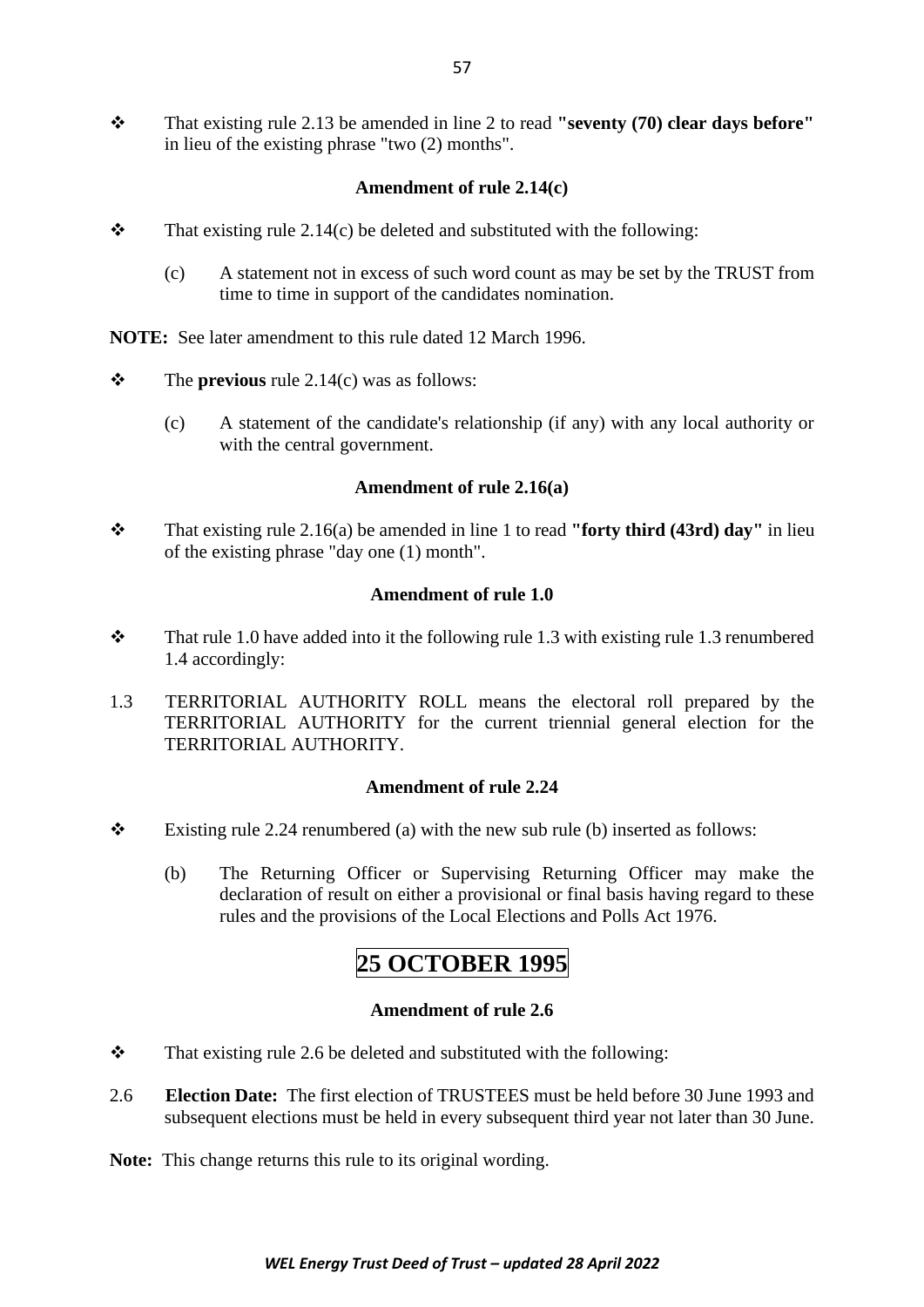- That existing rule 2.13 be amended in line 2 to read **"seventy (70) clear days before"** in lieu of the existing phrase "two (2) months".

**Amendment of rule 2.14(c)**

- That existing rule 2.14(c) be deleted and substituted with the following:

  (c) A statement not in excess of such word count as may be set by the TRUST from time to time in support of the candidates nomination.

**NOTE:** See later amendment to this rule dated 12 March 1996.

- The **previous** rule 2.14(c) was as follows:

  (c) A statement of the candidate's relationship (if any) with any local authority or with the central government.

**Amendment of rule 2.16(a)**

- That existing rule 2.16(a) be amended in line 1 to read **"forty third (43rd) day"** in lieu of the existing phrase "day one (1) month".

**Amendment of rule 1.0**

- That rule 1.0 have added into it the following rule 1.3 with existing rule 1.3 renumbered 1.4 accordingly:

1.3 TERRITORIAL AUTHORITY ROLL means the electoral roll prepared by the TERRITORIAL AUTHORITY for the current triennial general election for the TERRITORIAL AUTHORITY.

**Amendment of rule 2.24**

- Existing rule 2.24 renumbered (a) with the new sub rule (b) inserted as follows:

  (b) The Returning Officer or Supervising Returning Officer may make the declaration of result on either a provisional or final basis having regard to these rules and the provisions of the Local Elections and Polls Act 1976.

## 25 OCTOBER 1995

**Amendment of rule 2.6**

- That existing rule 2.6 be deleted and substituted with the following:

2.6 **Election Date:** The first election of TRUSTEES must be held before 30 June 1993 and subsequent elections must be held in every subsequent third year not later than 30 June.

**Note:** This change returns this rule to its original wording.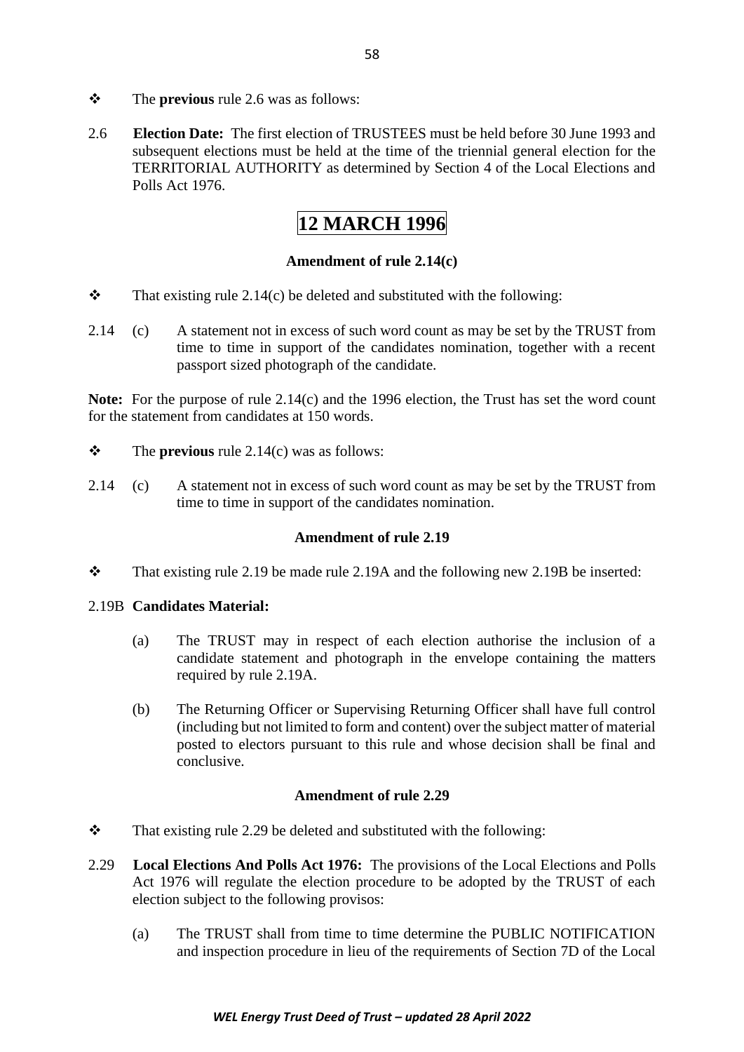- The **previous** rule 2.6 was as follows:

2.6 **Election Date:** The first election of TRUSTEES must be held before 30 June 1993 and subsequent elections must be held at the time of the triennial general election for the TERRITORIAL AUTHORITY as determined by Section 4 of the Local Elections and Polls Act 1976.

# 12 MARCH 1996

### Amendment of rule 2.14(c)

- That existing rule 2.14(c) be deleted and substituted with the following:

2.14 (c) A statement not in excess of such word count as may be set by the TRUST from time to time in support of the candidates nomination, together with a recent passport sized photograph of the candidate.

**Note:** For the purpose of rule 2.14(c) and the 1996 election, the Trust has set the word count for the statement from candidates at 150 words.

- The **previous** rule 2.14(c) was as follows:

2.14 (c) A statement not in excess of such word count as may be set by the TRUST from time to time in support of the candidates nomination.

### Amendment of rule 2.19

- That existing rule 2.19 be made rule 2.19A and the following new 2.19B be inserted:

2.19B **Candidates Material:**

(a) The TRUST may in respect of each election authorise the inclusion of a candidate statement and photograph in the envelope containing the matters required by rule 2.19A.

(b) The Returning Officer or Supervising Returning Officer shall have full control (including but not limited to form and content) over the subject matter of material posted to electors pursuant to this rule and whose decision shall be final and conclusive.

### Amendment of rule 2.29

- That existing rule 2.29 be deleted and substituted with the following:

2.29 **Local Elections And Polls Act 1976:** The provisions of the Local Elections and Polls Act 1976 will regulate the election procedure to be adopted by the TRUST of each election subject to the following provisos:

(a) The TRUST shall from time to time determine the PUBLIC NOTIFICATION and inspection procedure in lieu of the requirements of Section 7D of the Local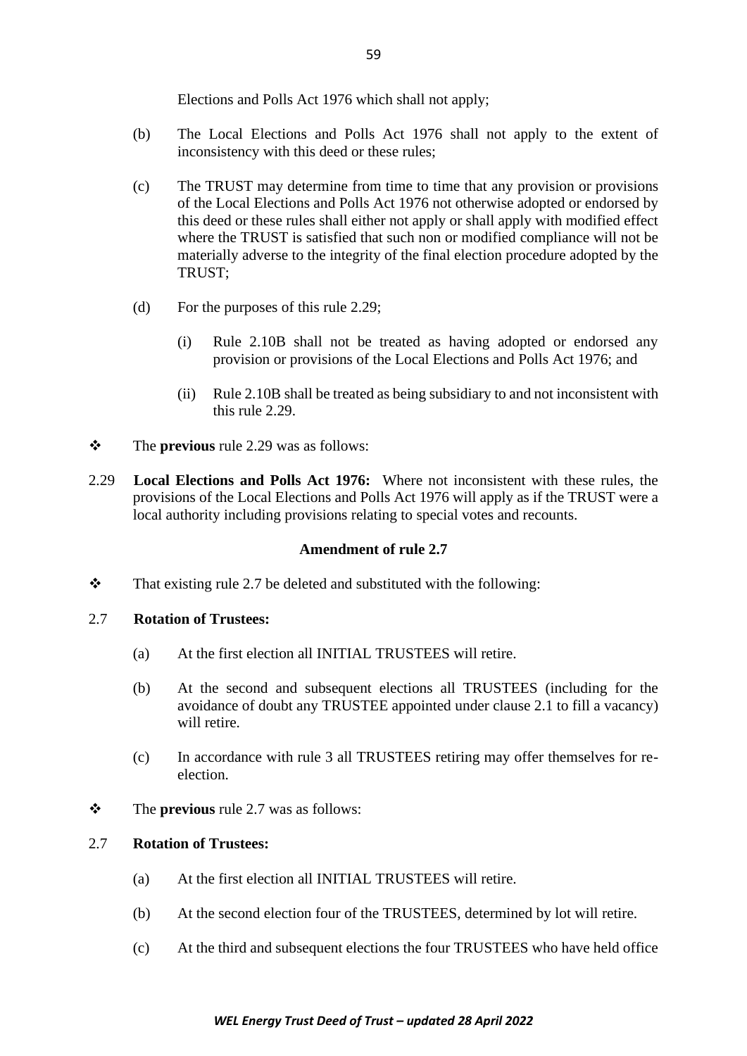Elections and Polls Act 1976 which shall not apply;

(b) The Local Elections and Polls Act 1976 shall not apply to the extent of inconsistency with this deed or these rules;

(c) The TRUST may determine from time to time that any provision or provisions of the Local Elections and Polls Act 1976 not otherwise adopted or endorsed by this deed or these rules shall either not apply or shall apply with modified effect where the TRUST is satisfied that such non or modified compliance will not be materially adverse to the integrity of the final election procedure adopted by the TRUST;

(d) For the purposes of this rule 2.29;

(i) Rule 2.10B shall not be treated as having adopted or endorsed any provision or provisions of the Local Elections and Polls Act 1976; and

(ii) Rule 2.10B shall be treated as being subsidiary to and not inconsistent with this rule 2.29.

❖ The **previous** rule 2.29 was as follows:

2.29 **Local Elections and Polls Act 1976:** Where not inconsistent with these rules, the provisions of the Local Elections and Polls Act 1976 will apply as if the TRUST were a local authority including provisions relating to special votes and recounts.

**Amendment of rule 2.7**

❖ That existing rule 2.7 be deleted and substituted with the following:

2.7 **Rotation of Trustees:**

(a) At the first election all INITIAL TRUSTEES will retire.

(b) At the second and subsequent elections all TRUSTEES (including for the avoidance of doubt any TRUSTEE appointed under clause 2.1 to fill a vacancy) will retire.

(c) In accordance with rule 3 all TRUSTEES retiring may offer themselves for re-election.

❖ The **previous** rule 2.7 was as follows:

2.7 **Rotation of Trustees:**

(a) At the first election all INITIAL TRUSTEES will retire.

(b) At the second election four of the TRUSTEES, determined by lot will retire.

(c) At the third and subsequent elections the four TRUSTEES who have held office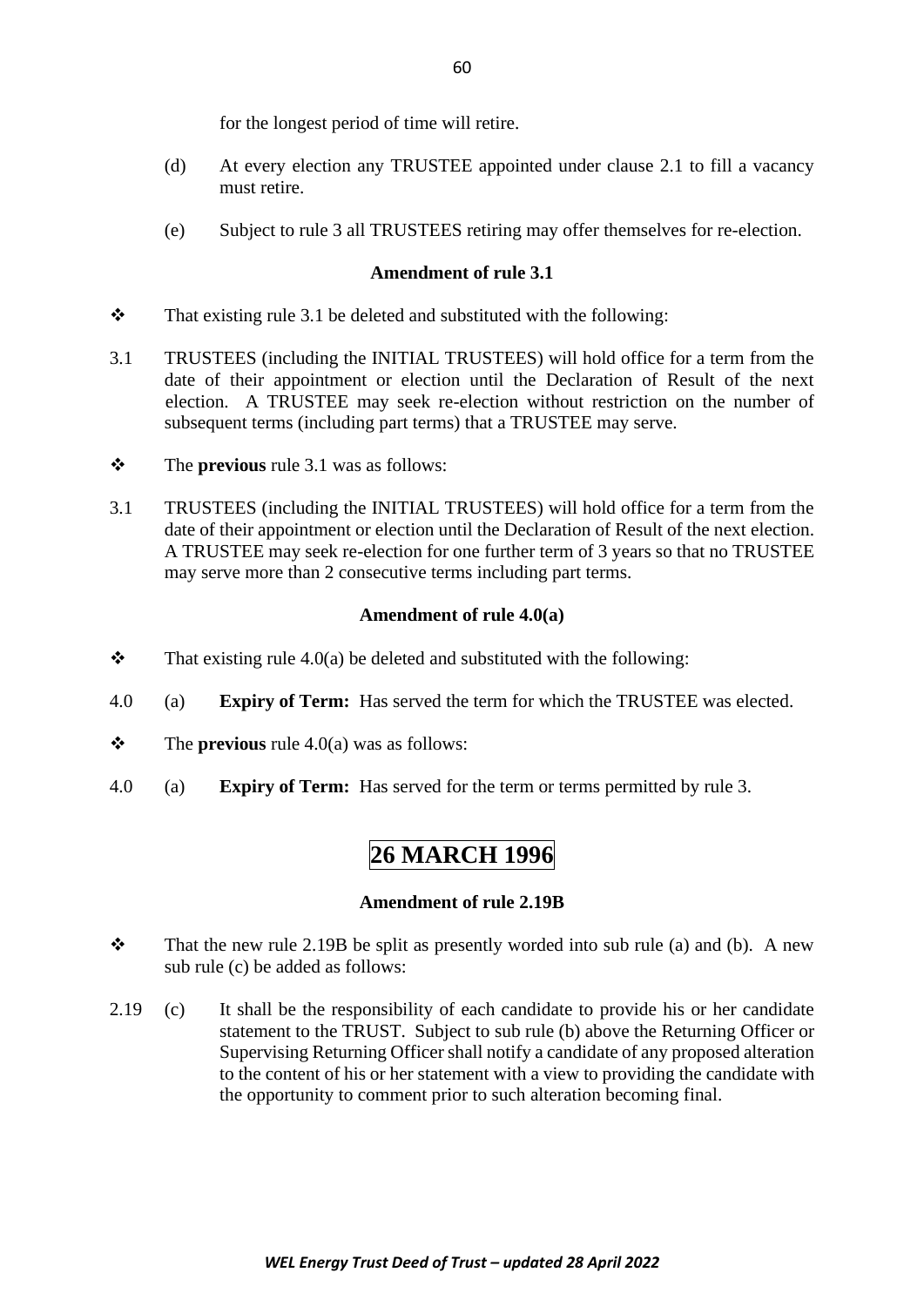for the longest period of time will retire.

(d) At every election any TRUSTEE appointed under clause 2.1 to fill a vacancy must retire.

(e) Subject to rule 3 all TRUSTEES retiring may offer themselves for re-election.

**Amendment of rule 3.1**

❖ That existing rule 3.1 be deleted and substituted with the following:

3.1 TRUSTEES (including the INITIAL TRUSTEES) will hold office for a term from the date of their appointment or election until the Declaration of Result of the next election. A TRUSTEE may seek re-election without restriction on the number of subsequent terms (including part terms) that a TRUSTEE may serve.

❖ The **previous** rule 3.1 was as follows:

3.1 TRUSTEES (including the INITIAL TRUSTEES) will hold office for a term from the date of their appointment or election until the Declaration of Result of the next election. A TRUSTEE may seek re-election for one further term of 3 years so that no TRUSTEE may serve more than 2 consecutive terms including part terms.

**Amendment of rule 4.0(a)**

❖ That existing rule 4.0(a) be deleted and substituted with the following:

4.0 (a) **Expiry of Term:** Has served the term for which the TRUSTEE was elected.

❖ The **previous** rule 4.0(a) was as follows:

4.0 (a) **Expiry of Term:** Has served for the term or terms permitted by rule 3.

# 26 MARCH 1996

**Amendment of rule 2.19B**

❖ That the new rule 2.19B be split as presently worded into sub rule (a) and (b). A new sub rule (c) be added as follows:

2.19 (c) It shall be the responsibility of each candidate to provide his or her candidate statement to the TRUST. Subject to sub rule (b) above the Returning Officer or Supervising Returning Officer shall notify a candidate of any proposed alteration to the content of his or her statement with a view to providing the candidate with the opportunity to comment prior to such alteration becoming final.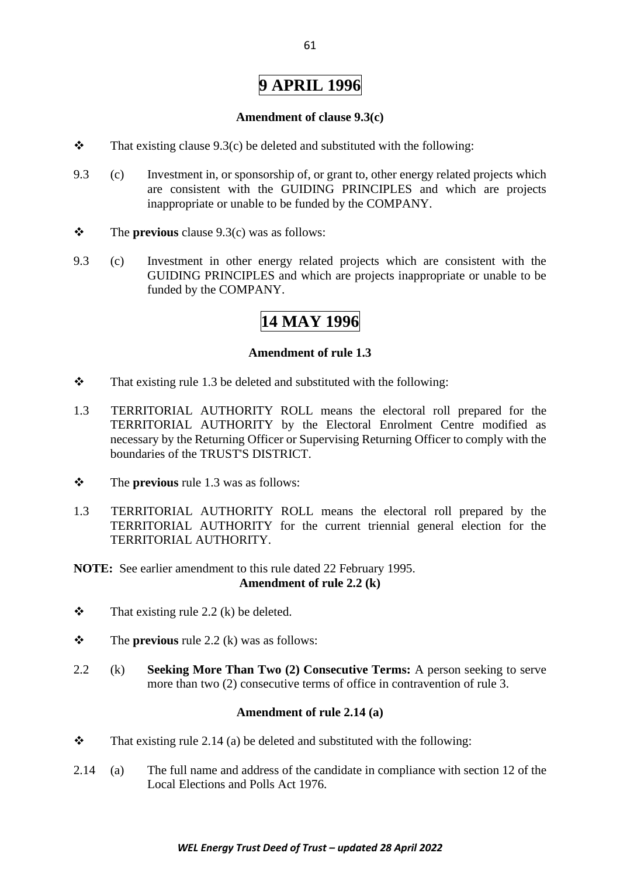# 9 APRIL 1996

### Amendment of clause 9.3(c)

- ❖ That existing clause 9.3(c) be deleted and substituted with the following:

9.3 (c) Investment in, or sponsorship of, or grant to, other energy related projects which are consistent with the GUIDING PRINCIPLES and which are projects inappropriate or unable to be funded by the COMPANY.

- ❖ The **previous** clause 9.3(c) was as follows:

9.3 (c) Investment in other energy related projects which are consistent with the GUIDING PRINCIPLES and which are projects inappropriate or unable to be funded by the COMPANY.

# 14 MAY 1996

### Amendment of rule 1.3

- ❖ That existing rule 1.3 be deleted and substituted with the following:

1.3 TERRITORIAL AUTHORITY ROLL means the electoral roll prepared for the TERRITORIAL AUTHORITY by the Electoral Enrolment Centre modified as necessary by the Returning Officer or Supervising Returning Officer to comply with the boundaries of the TRUST'S DISTRICT.

- ❖ The **previous** rule 1.3 was as follows:

1.3 TERRITORIAL AUTHORITY ROLL means the electoral roll prepared by the TERRITORIAL AUTHORITY for the current triennial general election for the TERRITORIAL AUTHORITY.

**NOTE:** See earlier amendment to this rule dated 22 February 1995.

### Amendment of rule 2.2 (k)

- ❖ That existing rule 2.2 (k) be deleted.
- ❖ The **previous** rule 2.2 (k) was as follows:

2.2 (k) **Seeking More Than Two (2) Consecutive Terms:** A person seeking to serve more than two (2) consecutive terms of office in contravention of rule 3.

### Amendment of rule 2.14 (a)

- ❖ That existing rule 2.14 (a) be deleted and substituted with the following:

2.14 (a) The full name and address of the candidate in compliance with section 12 of the Local Elections and Polls Act 1976.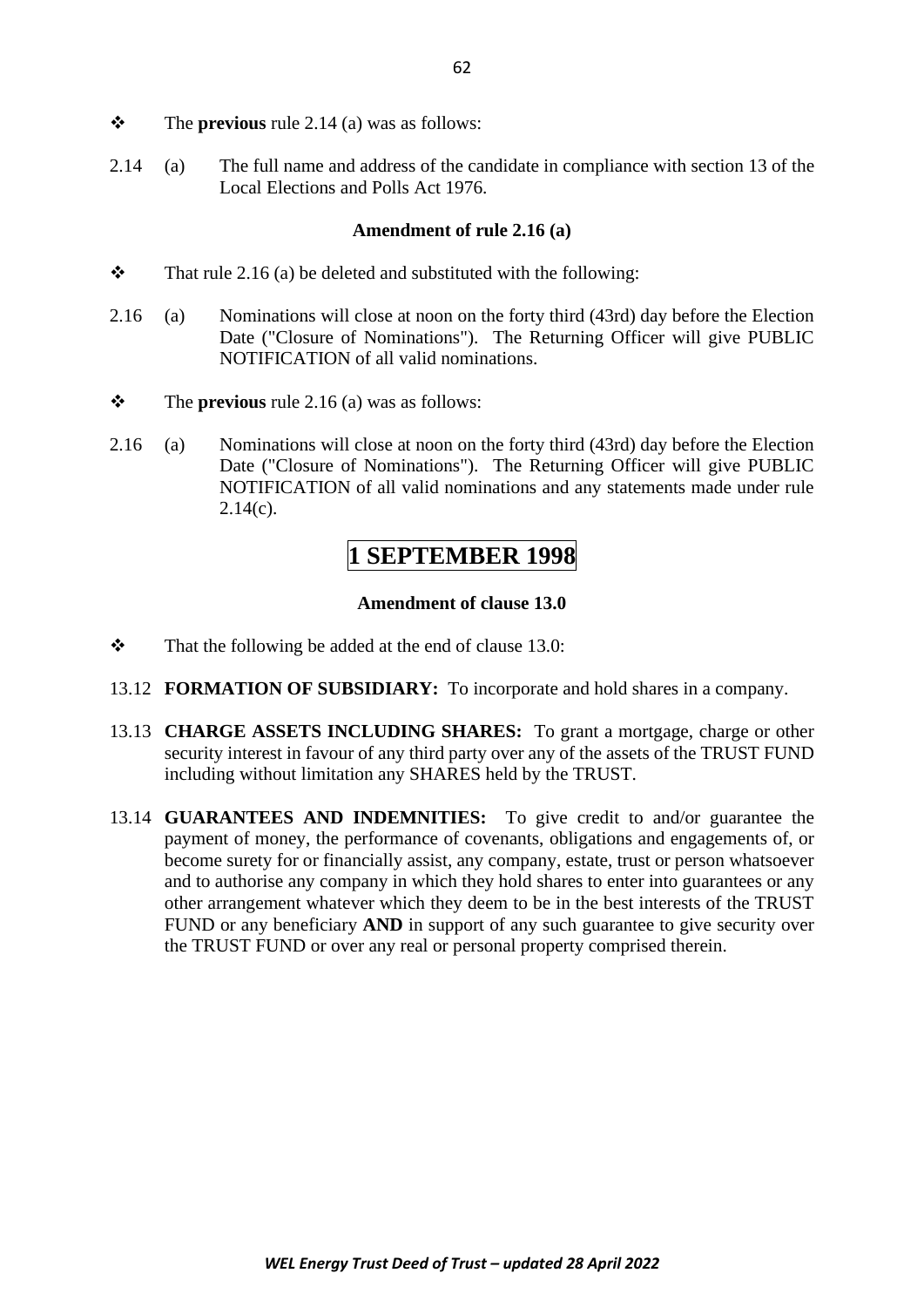- The **previous** rule 2.14 (a) was as follows:

2.14 (a) The full name and address of the candidate in compliance with section 13 of the Local Elections and Polls Act 1976.

**Amendment of rule 2.16 (a)**

- That rule 2.16 (a) be deleted and substituted with the following:

2.16 (a) Nominations will close at noon on the forty third (43rd) day before the Election Date ("Closure of Nominations"). The Returning Officer will give PUBLIC NOTIFICATION of all valid nominations.

- The **previous** rule 2.16 (a) was as follows:

2.16 (a) Nominations will close at noon on the forty third (43rd) day before the Election Date ("Closure of Nominations"). The Returning Officer will give PUBLIC NOTIFICATION of all valid nominations and any statements made under rule 2.14(c).

# 1 SEPTEMBER 1998

**Amendment of clause 13.0**

- That the following be added at the end of clause 13.0:

13.12 **FORMATION OF SUBSIDIARY:** To incorporate and hold shares in a company.

13.13 **CHARGE ASSETS INCLUDING SHARES:** To grant a mortgage, charge or other security interest in favour of any third party over any of the assets of the TRUST FUND including without limitation any SHARES held by the TRUST.

13.14 **GUARANTEES AND INDEMNITIES:** To give credit to and/or guarantee the payment of money, the performance of covenants, obligations and engagements of, or become surety for or financially assist, any company, estate, trust or person whatsoever and to authorise any company in which they hold shares to enter into guarantees or any other arrangement whatever which they deem to be in the best interests of the TRUST FUND or any beneficiary **AND** in support of any such guarantee to give security over the TRUST FUND or over any real or personal property comprised therein.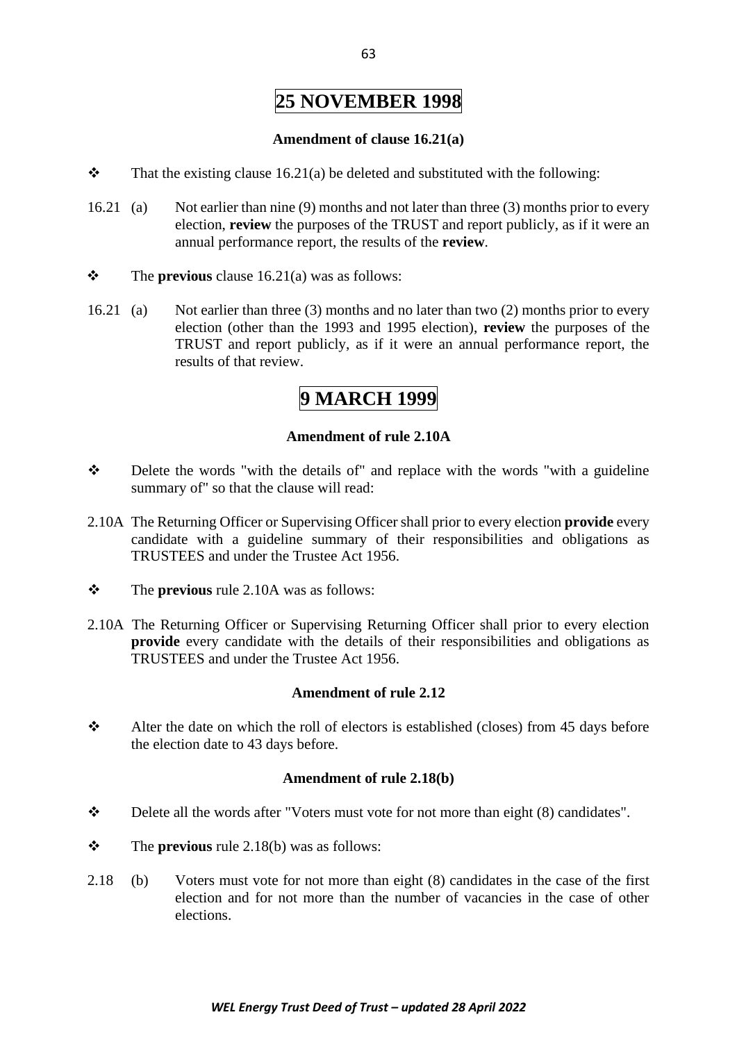# 25 NOVEMBER 1998

### Amendment of clause 16.21(a)

❖ That the existing clause 16.21(a) be deleted and substituted with the following:

16.21 (a) Not earlier than nine (9) months and not later than three (3) months prior to every election, **review** the purposes of the TRUST and report publicly, as if it were an annual performance report, the results of the **review**.

❖ The **previous** clause 16.21(a) was as follows:

16.21 (a) Not earlier than three (3) months and no later than two (2) months prior to every election (other than the 1993 and 1995 election), **review** the purposes of the TRUST and report publicly, as if it were an annual performance report, the results of that review.

# 9 MARCH 1999

### Amendment of rule 2.10A

❖ Delete the words "with the details of" and replace with the words "with a guideline summary of" so that the clause will read:

2.10A The Returning Officer or Supervising Officer shall prior to every election **provide** every candidate with a guideline summary of their responsibilities and obligations as TRUSTEES and under the Trustee Act 1956.

❖ The **previous** rule 2.10A was as follows:

2.10A The Returning Officer or Supervising Returning Officer shall prior to every election **provide** every candidate with the details of their responsibilities and obligations as TRUSTEES and under the Trustee Act 1956.

### Amendment of rule 2.12

❖ Alter the date on which the roll of electors is established (closes) from 45 days before the election date to 43 days before.

### Amendment of rule 2.18(b)

❖ Delete all the words after "Voters must vote for not more than eight (8) candidates".

❖ The **previous** rule 2.18(b) was as follows:

2.18 (b) Voters must vote for not more than eight (8) candidates in the case of the first election and for not more than the number of vacancies in the case of other elections.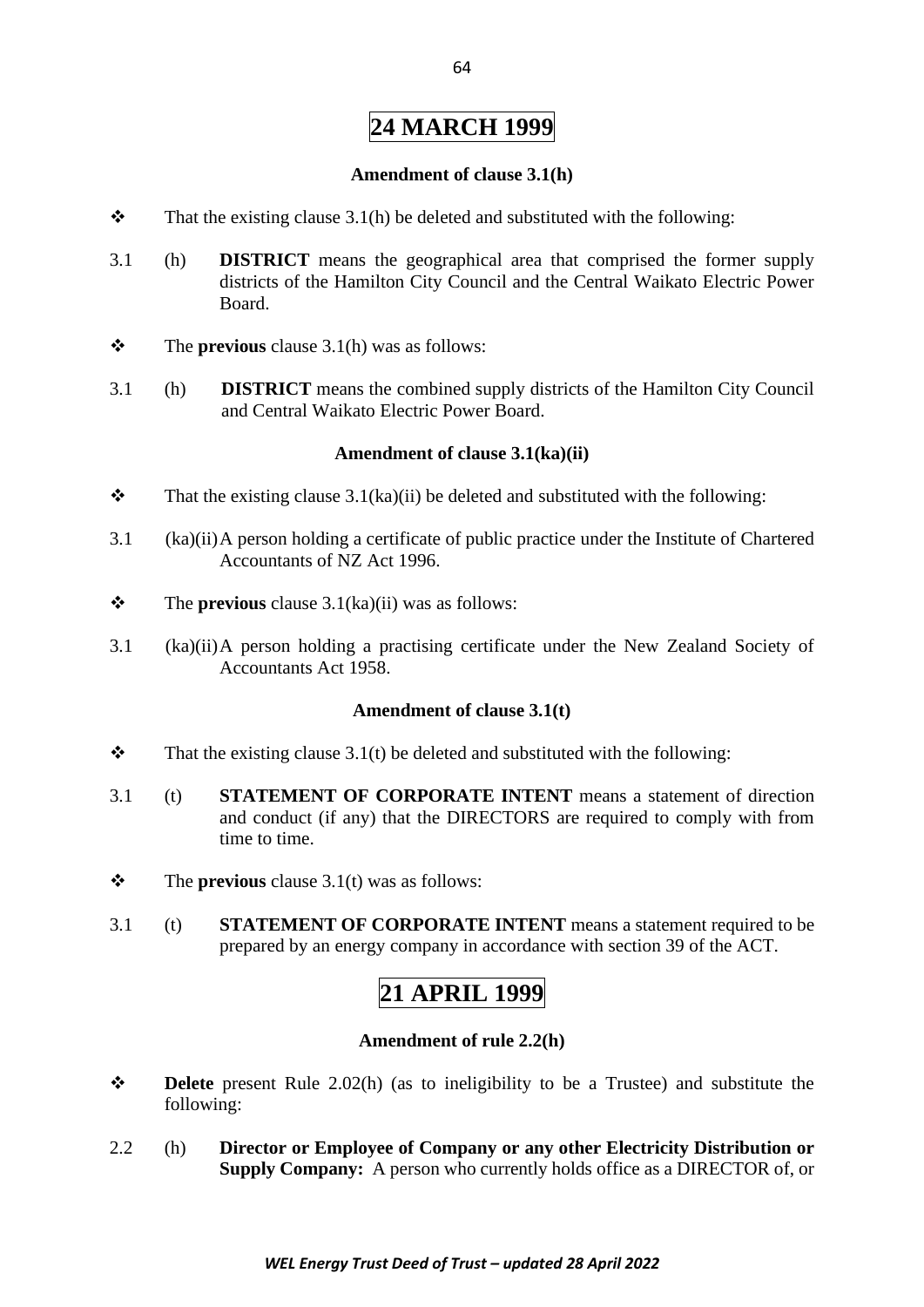## 24 MARCH 1999

**Amendment of clause 3.1(h)**

❖ That the existing clause 3.1(h) be deleted and substituted with the following:

3.1 (h) **DISTRICT** means the geographical area that comprised the former supply districts of the Hamilton City Council and the Central Waikato Electric Power Board.

❖ The **previous** clause 3.1(h) was as follows:

3.1 (h) **DISTRICT** means the combined supply districts of the Hamilton City Council and Central Waikato Electric Power Board.

**Amendment of clause 3.1(ka)(ii)**

❖ That the existing clause 3.1(ka)(ii) be deleted and substituted with the following:

3.1 (ka)(ii) A person holding a certificate of public practice under the Institute of Chartered Accountants of NZ Act 1996.

❖ The **previous** clause 3.1(ka)(ii) was as follows:

3.1 (ka)(ii) A person holding a practising certificate under the New Zealand Society of Accountants Act 1958.

**Amendment of clause 3.1(t)**

❖ That the existing clause 3.1(t) be deleted and substituted with the following:

3.1 (t) **STATEMENT OF CORPORATE INTENT** means a statement of direction and conduct (if any) that the DIRECTORS are required to comply with from time to time.

❖ The **previous** clause 3.1(t) was as follows:

3.1 (t) **STATEMENT OF CORPORATE INTENT** means a statement required to be prepared by an energy company in accordance with section 39 of the ACT.

## 21 APRIL 1999

**Amendment of rule 2.2(h)**

❖ **Delete** present Rule 2.02(h) (as to ineligibility to be a Trustee) and substitute the following:

2.2 (h) **Director or Employee of Company or any other Electricity Distribution or Supply Company:** A person who currently holds office as a DIRECTOR of, or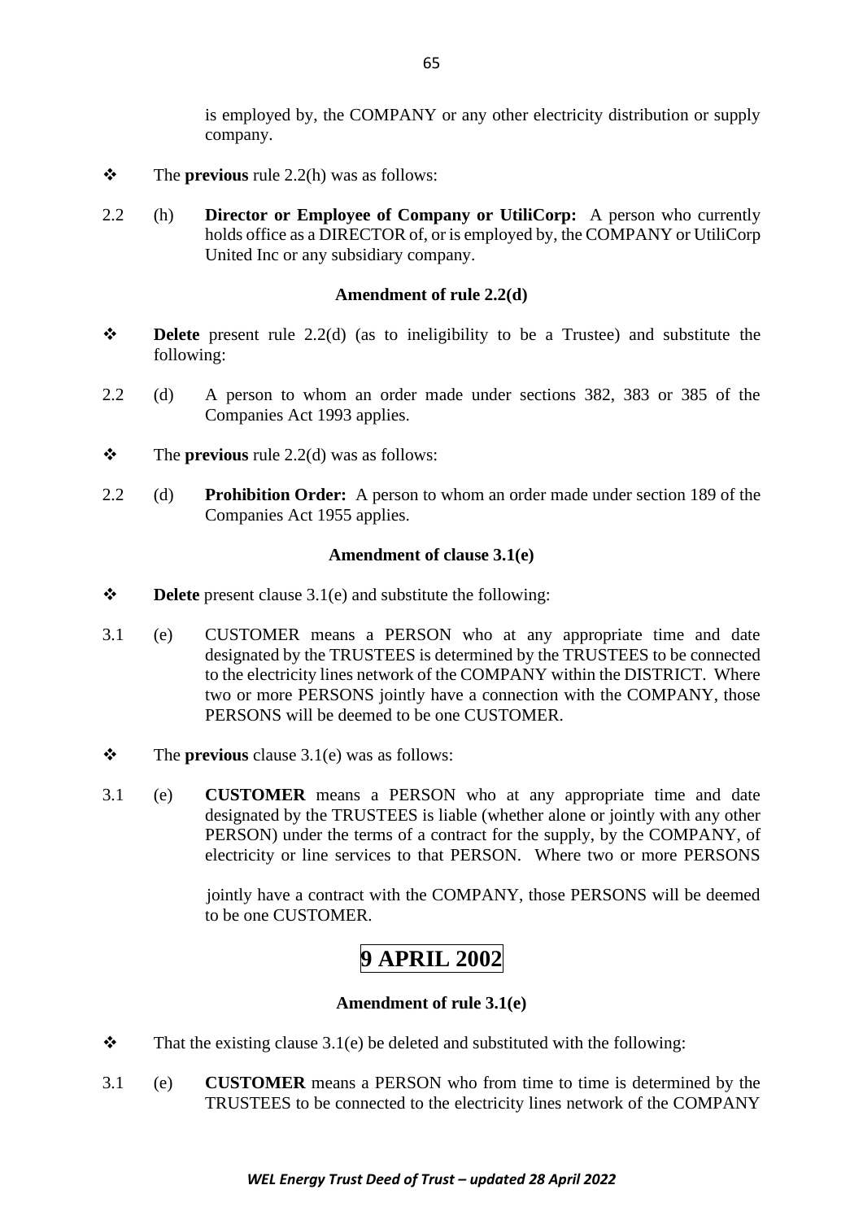is employed by, the COMPANY or any other electricity distribution or supply company.

❖ The **previous** rule 2.2(h) was as follows:

2.2 (h) **Director or Employee of Company or UtiliCorp:** A person who currently holds office as a DIRECTOR of, or is employed by, the COMPANY or UtiliCorp United Inc or any subsidiary company.

**Amendment of rule 2.2(d)**

❖ **Delete** present rule 2.2(d) (as to ineligibility to be a Trustee) and substitute the following:

2.2 (d) A person to whom an order made under sections 382, 383 or 385 of the Companies Act 1993 applies.

❖ The **previous** rule 2.2(d) was as follows:

2.2 (d) **Prohibition Order:** A person to whom an order made under section 189 of the Companies Act 1955 applies.

**Amendment of clause 3.1(e)**

❖ **Delete** present clause 3.1(e) and substitute the following:

3.1 (e) CUSTOMER means a PERSON who at any appropriate time and date designated by the TRUSTEES is determined by the TRUSTEES to be connected to the electricity lines network of the COMPANY within the DISTRICT. Where two or more PERSONS jointly have a connection with the COMPANY, those PERSONS will be deemed to be one CUSTOMER.

❖ The **previous** clause 3.1(e) was as follows:

3.1 (e) **CUSTOMER** means a PERSON who at any appropriate time and date designated by the TRUSTEES is liable (whether alone or jointly with any other PERSON) under the terms of a contract for the supply, by the COMPANY, of electricity or line services to that PERSON. Where two or more PERSONS jointly have a contract with the COMPANY, those PERSONS will be deemed to be one CUSTOMER.

# 9 APRIL 2002

**Amendment of rule 3.1(e)**

❖ That the existing clause 3.1(e) be deleted and substituted with the following:

3.1 (e) **CUSTOMER** means a PERSON who from time to time is determined by the TRUSTEES to be connected to the electricity lines network of the COMPANY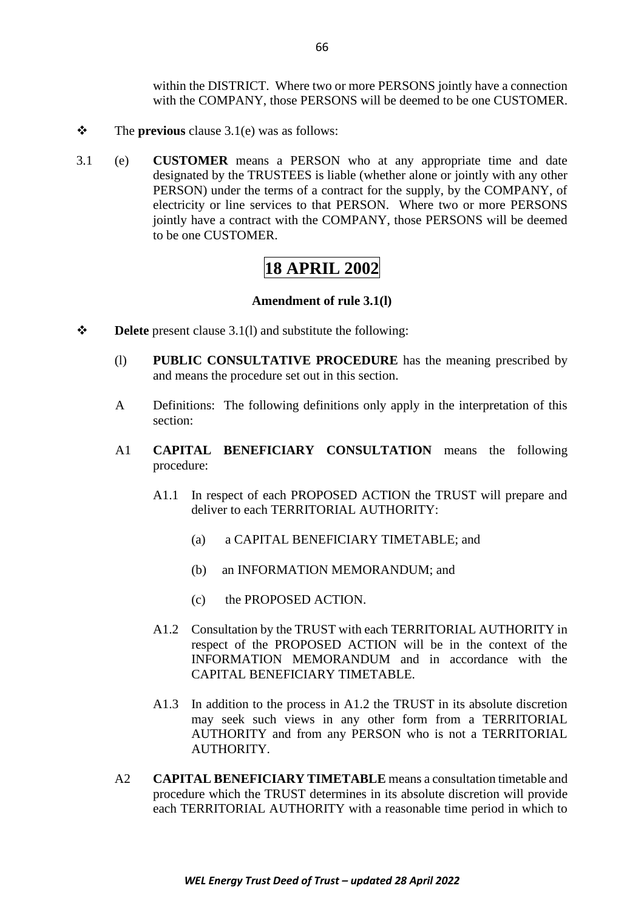within the DISTRICT. Where two or more PERSONS jointly have a connection with the COMPANY, those PERSONS will be deemed to be one CUSTOMER.

- The **previous** clause 3.1(e) was as follows:

3.1 (e) **CUSTOMER** means a PERSON who at any appropriate time and date designated by the TRUSTEES is liable (whether alone or jointly with any other PERSON) under the terms of a contract for the supply, by the COMPANY, of electricity or line services to that PERSON. Where two or more PERSONS jointly have a contract with the COMPANY, those PERSONS will be deemed to be one CUSTOMER.

# 18 APRIL 2002

**Amendment of rule 3.1(l)**

- **Delete** present clause 3.1(l) and substitute the following:

(l) **PUBLIC CONSULTATIVE PROCEDURE** has the meaning prescribed by and means the procedure set out in this section.

A Definitions: The following definitions only apply in the interpretation of this section:

A1 **CAPITAL BENEFICIARY CONSULTATION** means the following procedure:

A1.1 In respect of each PROPOSED ACTION the TRUST will prepare and deliver to each TERRITORIAL AUTHORITY:

(a) a CAPITAL BENEFICIARY TIMETABLE; and

(b) an INFORMATION MEMORANDUM; and

(c) the PROPOSED ACTION.

A1.2 Consultation by the TRUST with each TERRITORIAL AUTHORITY in respect of the PROPOSED ACTION will be in the context of the INFORMATION MEMORANDUM and in accordance with the CAPITAL BENEFICIARY TIMETABLE.

A1.3 In addition to the process in A1.2 the TRUST in its absolute discretion may seek such views in any other form from a TERRITORIAL AUTHORITY and from any PERSON who is not a TERRITORIAL AUTHORITY.

A2 **CAPITAL BENEFICIARY TIMETABLE** means a consultation timetable and procedure which the TRUST determines in its absolute discretion will provide each TERRITORIAL AUTHORITY with a reasonable time period in which to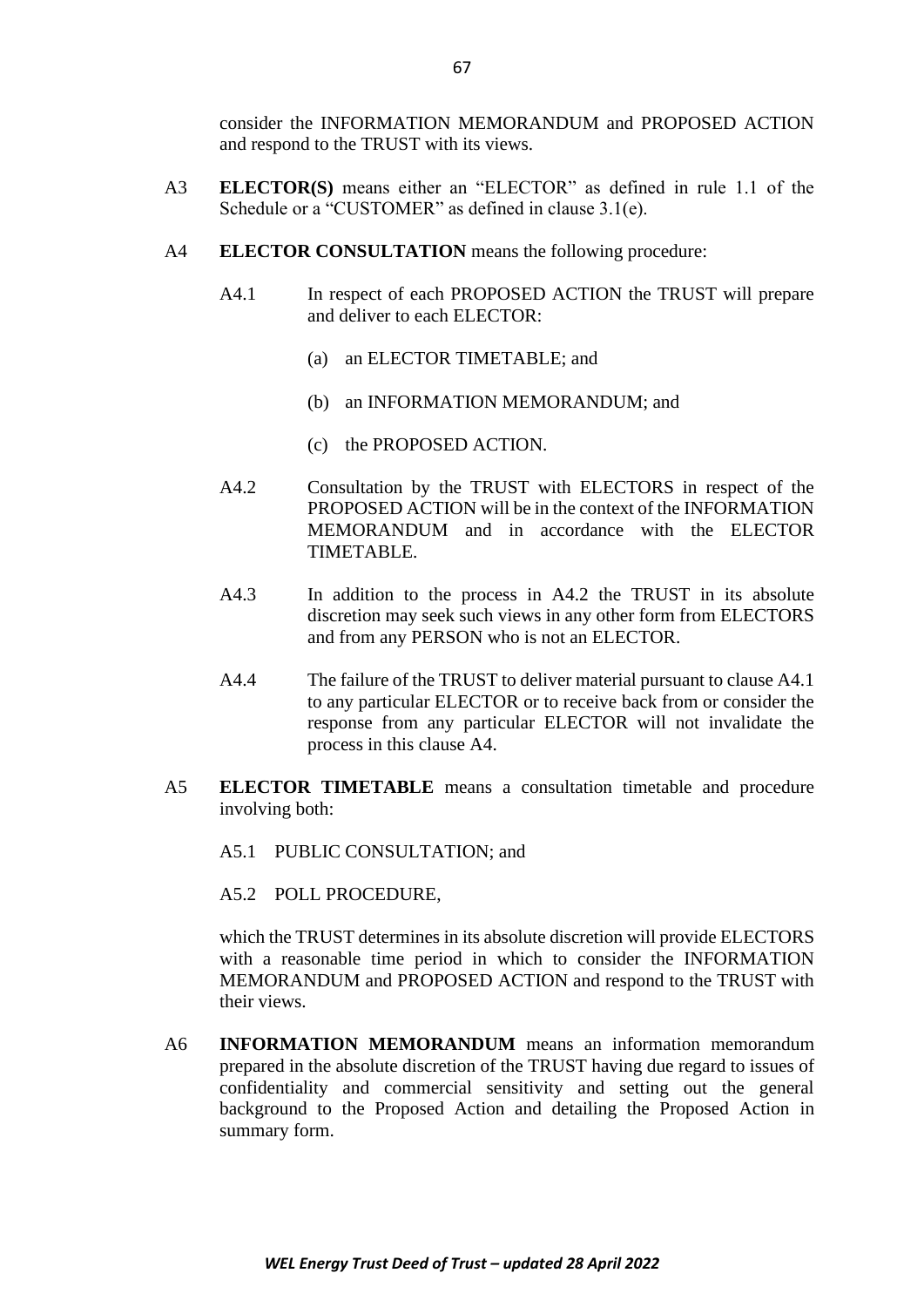consider the INFORMATION MEMORANDUM and PROPOSED ACTION and respond to the TRUST with its views.

A3 **ELECTOR(S)** means either an "ELECTOR" as defined in rule 1.1 of the Schedule or a "CUSTOMER" as defined in clause 3.1(e).

A4 **ELECTOR CONSULTATION** means the following procedure:

A4.1 In respect of each PROPOSED ACTION the TRUST will prepare and deliver to each ELECTOR:

(a) an ELECTOR TIMETABLE; and

(b) an INFORMATION MEMORANDUM; and

(c) the PROPOSED ACTION.

A4.2 Consultation by the TRUST with ELECTORS in respect of the PROPOSED ACTION will be in the context of the INFORMATION MEMORANDUM and in accordance with the ELECTOR TIMETABLE.

A4.3 In addition to the process in A4.2 the TRUST in its absolute discretion may seek such views in any other form from ELECTORS and from any PERSON who is not an ELECTOR.

A4.4 The failure of the TRUST to deliver material pursuant to clause A4.1 to any particular ELECTOR or to receive back from or consider the response from any particular ELECTOR will not invalidate the process in this clause A4.

A5 **ELECTOR TIMETABLE** means a consultation timetable and procedure involving both:

A5.1 PUBLIC CONSULTATION; and

A5.2 POLL PROCEDURE,

which the TRUST determines in its absolute discretion will provide ELECTORS with a reasonable time period in which to consider the INFORMATION MEMORANDUM and PROPOSED ACTION and respond to the TRUST with their views.

A6 **INFORMATION MEMORANDUM** means an information memorandum prepared in the absolute discretion of the TRUST having due regard to issues of confidentiality and commercial sensitivity and setting out the general background to the Proposed Action and detailing the Proposed Action in summary form.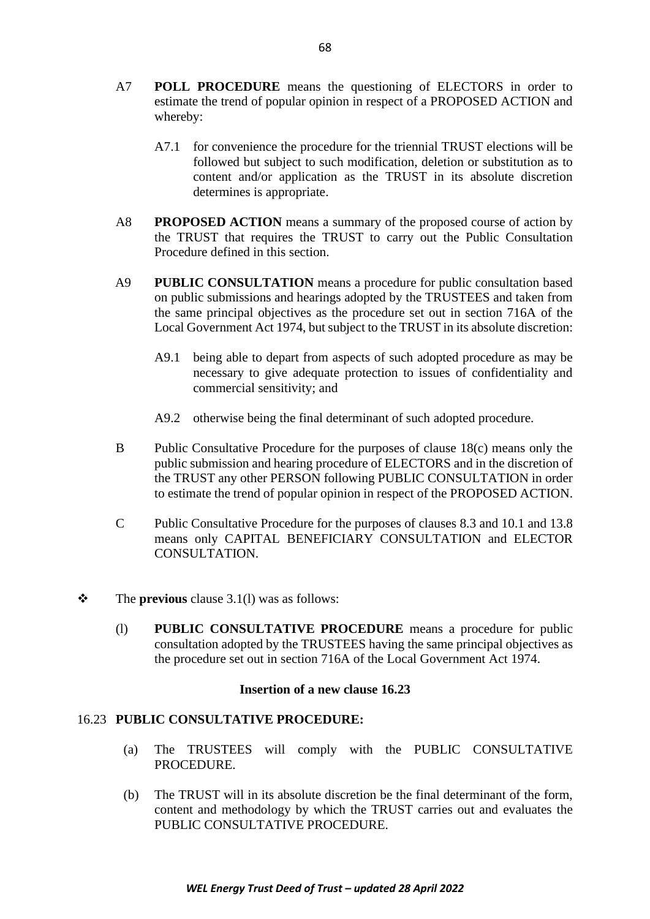A7 **POLL PROCEDURE** means the questioning of ELECTORS in order to estimate the trend of popular opinion in respect of a PROPOSED ACTION and whereby:

A7.1 for convenience the procedure for the triennial TRUST elections will be followed but subject to such modification, deletion or substitution as to content and/or application as the TRUST in its absolute discretion determines is appropriate.

A8 **PROPOSED ACTION** means a summary of the proposed course of action by the TRUST that requires the TRUST to carry out the Public Consultation Procedure defined in this section.

A9 **PUBLIC CONSULTATION** means a procedure for public consultation based on public submissions and hearings adopted by the TRUSTEES and taken from the same principal objectives as the procedure set out in section 716A of the Local Government Act 1974, but subject to the TRUST in its absolute discretion:

A9.1 being able to depart from aspects of such adopted procedure as may be necessary to give adequate protection to issues of confidentiality and commercial sensitivity; and

A9.2 otherwise being the final determinant of such adopted procedure.

B Public Consultative Procedure for the purposes of clause 18(c) means only the public submission and hearing procedure of ELECTORS and in the discretion of the TRUST any other PERSON following PUBLIC CONSULTATION in order to estimate the trend of popular opinion in respect of the PROPOSED ACTION.

C Public Consultative Procedure for the purposes of clauses 8.3 and 10.1 and 13.8 means only CAPITAL BENEFICIARY CONSULTATION and ELECTOR CONSULTATION.

❖ The **previous** clause 3.1(l) was as follows:

(l) **PUBLIC CONSULTATIVE PROCEDURE** means a procedure for public consultation adopted by the TRUSTEES having the same principal objectives as the procedure set out in section 716A of the Local Government Act 1974.

**Insertion of a new clause 16.23**

16.23 **PUBLIC CONSULTATIVE PROCEDURE:**

(a) The TRUSTEES will comply with the PUBLIC CONSULTATIVE PROCEDURE.

(b) The TRUST will in its absolute discretion be the final determinant of the form, content and methodology by which the TRUST carries out and evaluates the PUBLIC CONSULTATIVE PROCEDURE.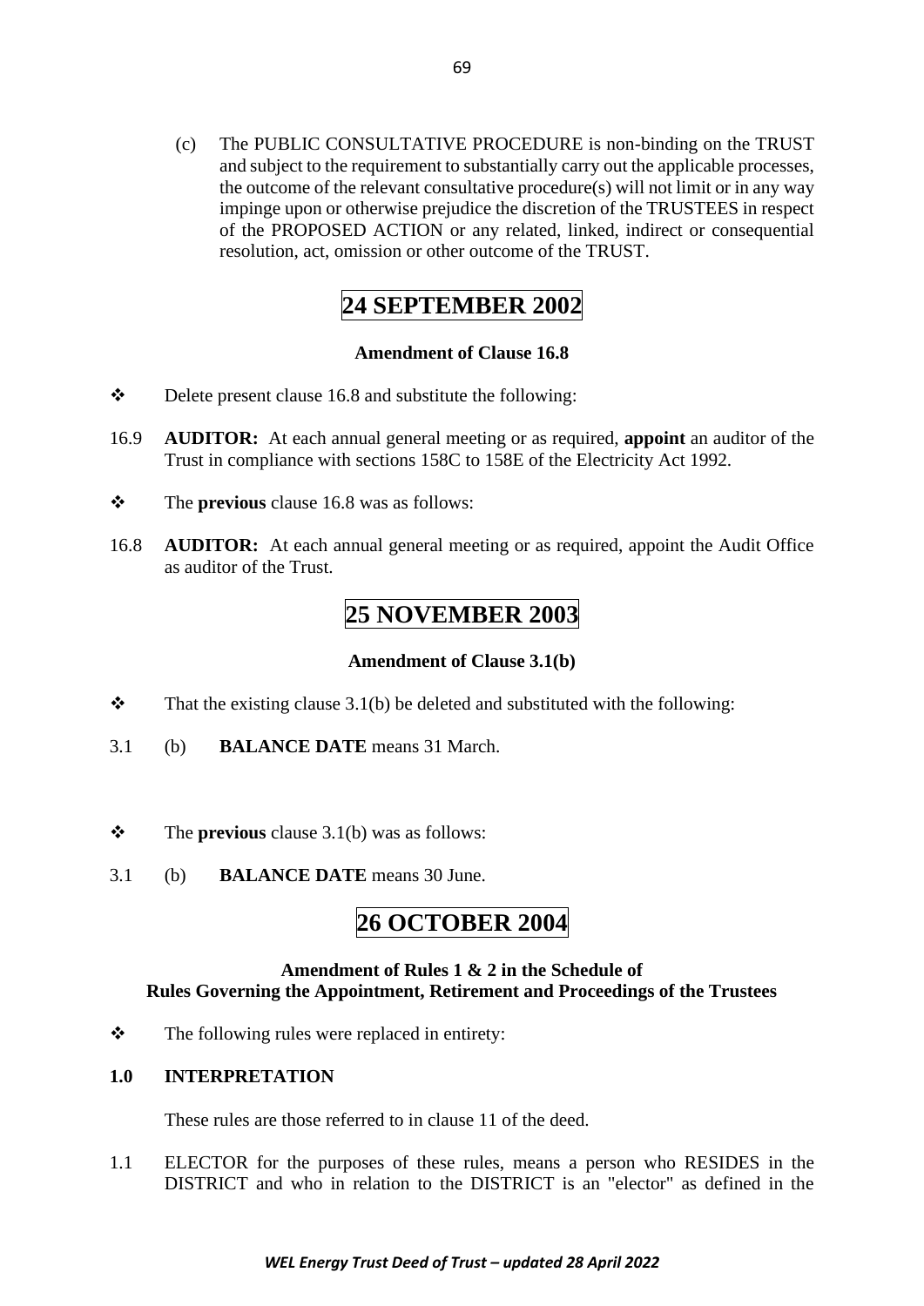(c) The PUBLIC CONSULTATIVE PROCEDURE is non-binding on the TRUST and subject to the requirement to substantially carry out the applicable processes, the outcome of the relevant consultative procedure(s) will not limit or in any way impinge upon or otherwise prejudice the discretion of the TRUSTEES in respect of the PROPOSED ACTION or any related, linked, indirect or consequential resolution, act, omission or other outcome of the TRUST.

# 24 SEPTEMBER 2002

### Amendment of Clause 16.8

❖ Delete present clause 16.8 and substitute the following:

16.9 **AUDITOR:** At each annual general meeting or as required, **appoint** an auditor of the Trust in compliance with sections 158C to 158E of the Electricity Act 1992.

❖ The **previous** clause 16.8 was as follows:

16.8 **AUDITOR:** At each annual general meeting or as required, appoint the Audit Office as auditor of the Trust.

# 25 NOVEMBER 2003

### Amendment of Clause 3.1(b)

❖ That the existing clause 3.1(b) be deleted and substituted with the following:

3.1 (b) **BALANCE DATE** means 31 March.

❖ The **previous** clause 3.1(b) was as follows:

3.1 (b) **BALANCE DATE** means 30 June.

# 26 OCTOBER 2004

### Amendment of Rules 1 & 2 in the Schedule of Rules Governing the Appointment, Retirement and Proceedings of the Trustees

❖ The following rules were replaced in entirety:

**1.0 INTERPRETATION**

These rules are those referred to in clause 11 of the deed.

1.1 ELECTOR for the purposes of these rules, means a person who RESIDES in the DISTRICT and who in relation to the DISTRICT is an "elector" as defined in the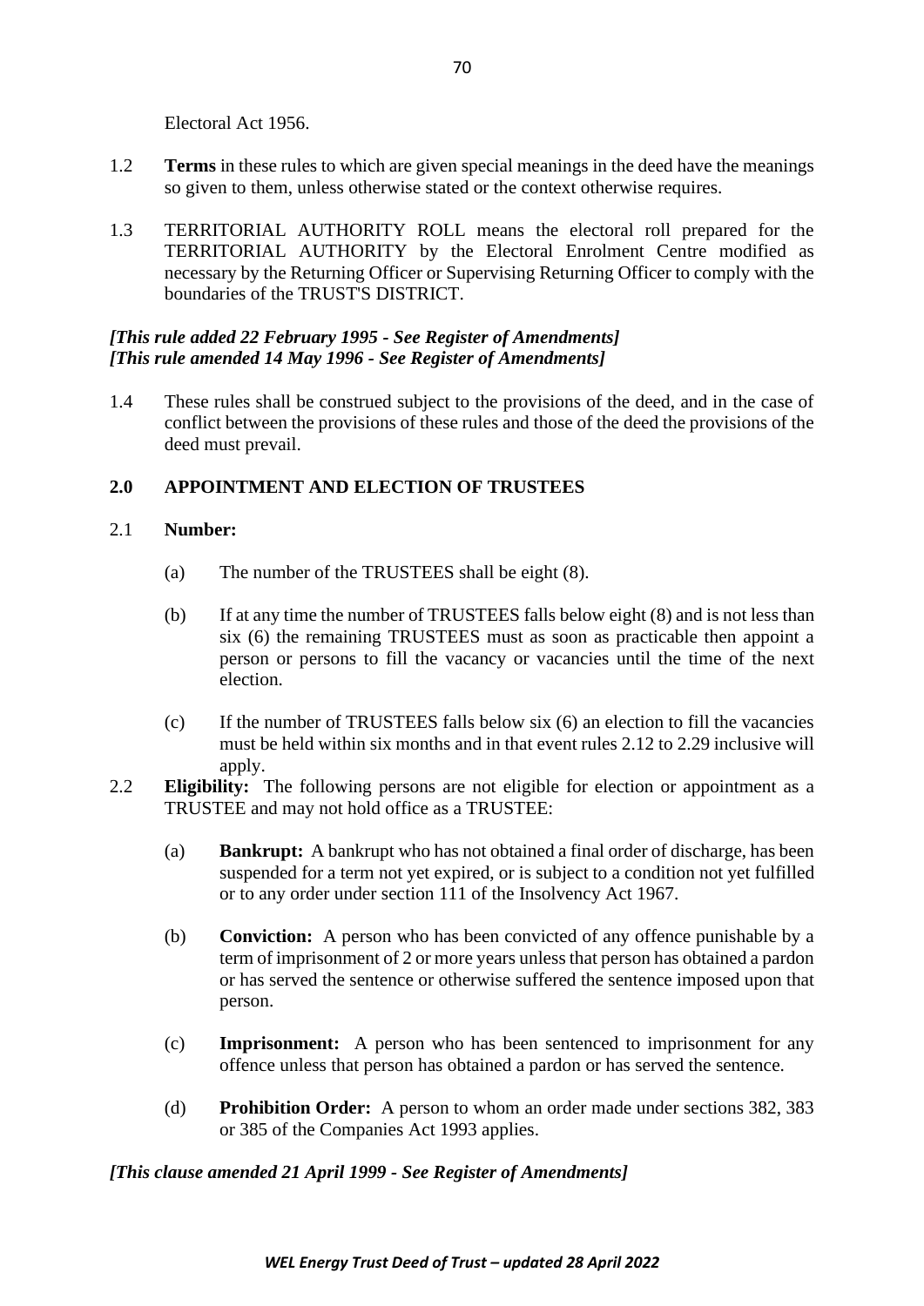Electoral Act 1956.

1.2 **Terms** in these rules to which are given special meanings in the deed have the meanings so given to them, unless otherwise stated or the context otherwise requires.

1.3 TERRITORIAL AUTHORITY ROLL means the electoral roll prepared for the TERRITORIAL AUTHORITY by the Electoral Enrolment Centre modified as necessary by the Returning Officer or Supervising Returning Officer to comply with the boundaries of the TRUST'S DISTRICT.

***[This rule added 22 February 1995 - See Register of Amendments]***
***[This rule amended 14 May 1996 - See Register of Amendments]***

1.4 These rules shall be construed subject to the provisions of the deed, and in the case of conflict between the provisions of these rules and those of the deed the provisions of the deed must prevail.

## 2.0 APPOINTMENT AND ELECTION OF TRUSTEES

2.1 **Number:**

(a) The number of the TRUSTEES shall be eight (8).

(b) If at any time the number of TRUSTEES falls below eight (8) and is not less than six (6) the remaining TRUSTEES must as soon as practicable then appoint a person or persons to fill the vacancy or vacancies until the time of the next election.

(c) If the number of TRUSTEES falls below six (6) an election to fill the vacancies must be held within six months and in that event rules 2.12 to 2.29 inclusive will apply.

2.2 **Eligibility:** The following persons are not eligible for election or appointment as a TRUSTEE and may not hold office as a TRUSTEE:

(a) **Bankrupt:** A bankrupt who has not obtained a final order of discharge, has been suspended for a term not yet expired, or is subject to a condition not yet fulfilled or to any order under section 111 of the Insolvency Act 1967.

(b) **Conviction:** A person who has been convicted of any offence punishable by a term of imprisonment of 2 or more years unless that person has obtained a pardon or has served the sentence or otherwise suffered the sentence imposed upon that person.

(c) **Imprisonment:** A person who has been sentenced to imprisonment for any offence unless that person has obtained a pardon or has served the sentence.

(d) **Prohibition Order:** A person to whom an order made under sections 382, 383 or 385 of the Companies Act 1993 applies.

***[This clause amended 21 April 1999 - See Register of Amendments]***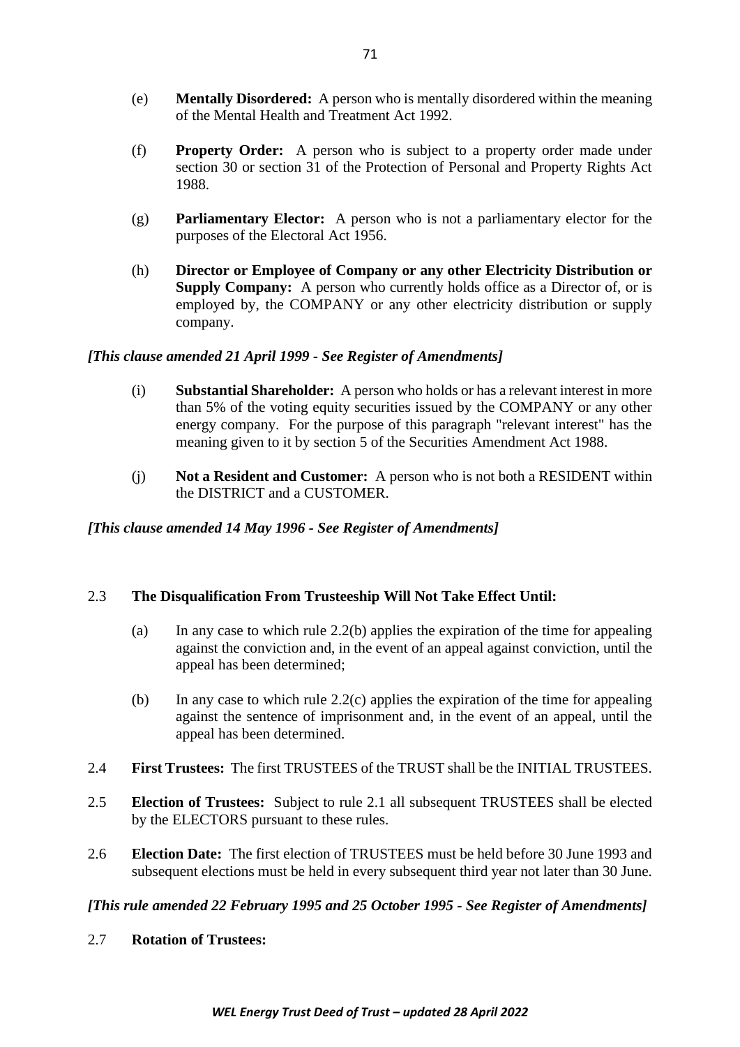(e) **Mentally Disordered:** A person who is mentally disordered within the meaning of the Mental Health and Treatment Act 1992.

(f) **Property Order:** A person who is subject to a property order made under section 30 or section 31 of the Protection of Personal and Property Rights Act 1988.

(g) **Parliamentary Elector:** A person who is not a parliamentary elector for the purposes of the Electoral Act 1956.

(h) **Director or Employee of Company or any other Electricity Distribution or Supply Company:** A person who currently holds office as a Director of, or is employed by, the COMPANY or any other electricity distribution or supply company.

***[This clause amended 21 April 1999 - See Register of Amendments]***

(i) **Substantial Shareholder:** A person who holds or has a relevant interest in more than 5% of the voting equity securities issued by the COMPANY or any other energy company. For the purpose of this paragraph "relevant interest" has the meaning given to it by section 5 of the Securities Amendment Act 1988.

(j) **Not a Resident and Customer:** A person who is not both a RESIDENT within the DISTRICT and a CUSTOMER.

***[This clause amended 14 May 1996 - See Register of Amendments]***

2.3 **The Disqualification From Trusteeship Will Not Take Effect Until:**

(a) In any case to which rule 2.2(b) applies the expiration of the time for appealing against the conviction and, in the event of an appeal against conviction, until the appeal has been determined;

(b) In any case to which rule 2.2(c) applies the expiration of the time for appealing against the sentence of imprisonment and, in the event of an appeal, until the appeal has been determined.

2.4 **First Trustees:** The first TRUSTEES of the TRUST shall be the INITIAL TRUSTEES.

2.5 **Election of Trustees:** Subject to rule 2.1 all subsequent TRUSTEES shall be elected by the ELECTORS pursuant to these rules.

2.6 **Election Date:** The first election of TRUSTEES must be held before 30 June 1993 and subsequent elections must be held in every subsequent third year not later than 30 June.

***[This rule amended 22 February 1995 and 25 October 1995 - See Register of Amendments]***

2.7 **Rotation of Trustees:**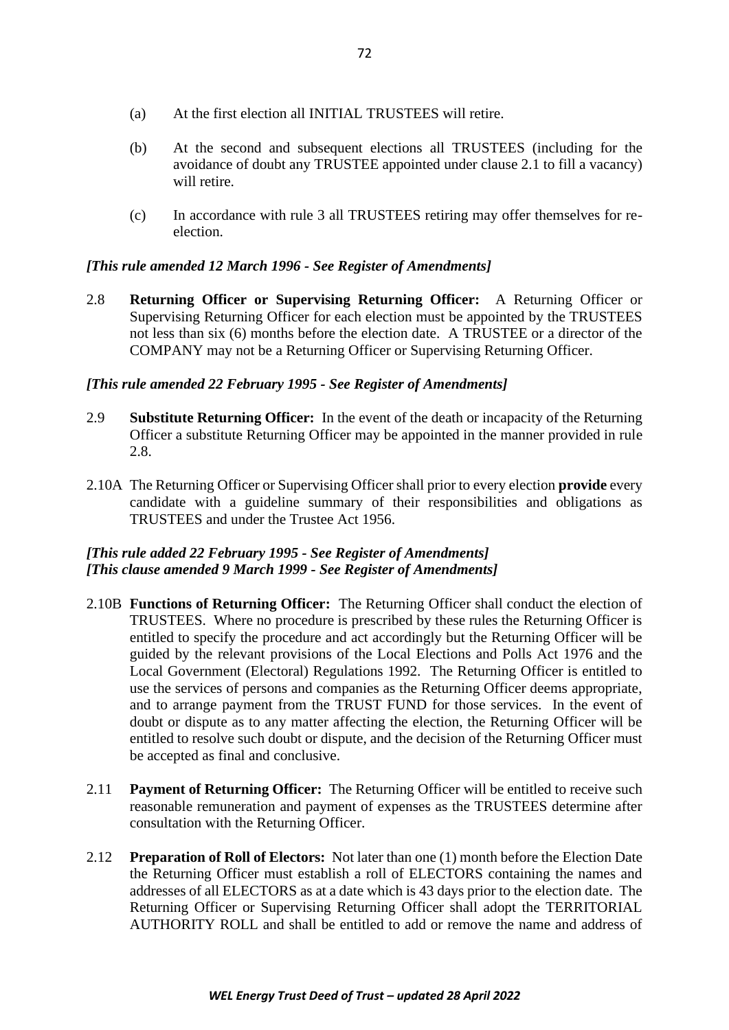(a) At the first election all INITIAL TRUSTEES will retire.

(b) At the second and subsequent elections all TRUSTEES (including for the avoidance of doubt any TRUSTEE appointed under clause 2.1 to fill a vacancy) will retire.

(c) In accordance with rule 3 all TRUSTEES retiring may offer themselves for re-election.

***[This rule amended 12 March 1996 - See Register of Amendments]***

2.8 **Returning Officer or Supervising Returning Officer:** A Returning Officer or Supervising Returning Officer for each election must be appointed by the TRUSTEES not less than six (6) months before the election date. A TRUSTEE or a director of the COMPANY may not be a Returning Officer or Supervising Returning Officer.

***[This rule amended 22 February 1995 - See Register of Amendments]***

2.9 **Substitute Returning Officer:** In the event of the death or incapacity of the Returning Officer a substitute Returning Officer may be appointed in the manner provided in rule 2.8.

2.10A The Returning Officer or Supervising Officer shall prior to every election **provide** every candidate with a guideline summary of their responsibilities and obligations as TRUSTEES and under the Trustee Act 1956.

***[This rule added 22 February 1995 - See Register of Amendments]***
***[This clause amended 9 March 1999 - See Register of Amendments]***

2.10B **Functions of Returning Officer:** The Returning Officer shall conduct the election of TRUSTEES. Where no procedure is prescribed by these rules the Returning Officer is entitled to specify the procedure and act accordingly but the Returning Officer will be guided by the relevant provisions of the Local Elections and Polls Act 1976 and the Local Government (Electoral) Regulations 1992. The Returning Officer is entitled to use the services of persons and companies as the Returning Officer deems appropriate, and to arrange payment from the TRUST FUND for those services. In the event of doubt or dispute as to any matter affecting the election, the Returning Officer will be entitled to resolve such doubt or dispute, and the decision of the Returning Officer must be accepted as final and conclusive.

2.11 **Payment of Returning Officer:** The Returning Officer will be entitled to receive such reasonable remuneration and payment of expenses as the TRUSTEES determine after consultation with the Returning Officer.

2.12 **Preparation of Roll of Electors:** Not later than one (1) month before the Election Date the Returning Officer must establish a roll of ELECTORS containing the names and addresses of all ELECTORS as at a date which is 43 days prior to the election date. The Returning Officer or Supervising Returning Officer shall adopt the TERRITORIAL AUTHORITY ROLL and shall be entitled to add or remove the name and address of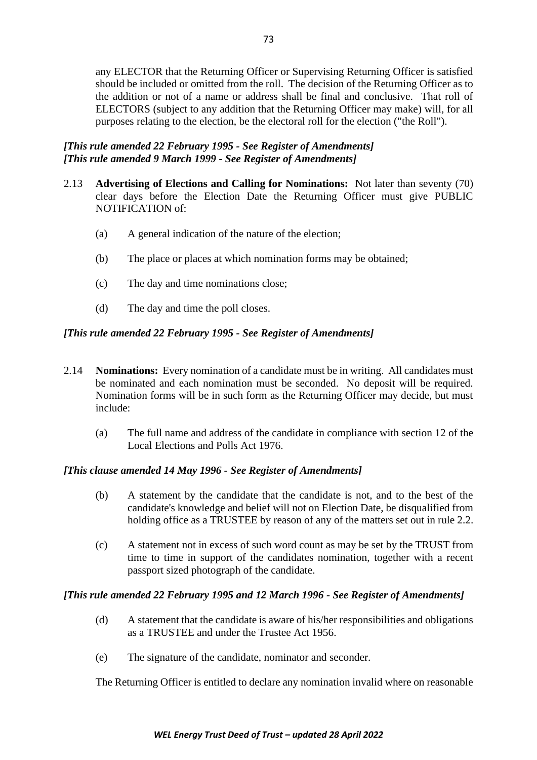any ELECTOR that the Returning Officer or Supervising Returning Officer is satisfied should be included or omitted from the roll. The decision of the Returning Officer as to the addition or not of a name or address shall be final and conclusive. That roll of ELECTORS (subject to any addition that the Returning Officer may make) will, for all purposes relating to the election, be the electoral roll for the election ("the Roll").

***[This rule amended 22 February 1995 - See Register of Amendments]***
***[This rule amended 9 March 1999 - See Register of Amendments]***

2.13 **Advertising of Elections and Calling for Nominations:** Not later than seventy (70) clear days before the Election Date the Returning Officer must give PUBLIC NOTIFICATION of:

(a) A general indication of the nature of the election;

(b) The place or places at which nomination forms may be obtained;

(c) The day and time nominations close;

(d) The day and time the poll closes.

***[This rule amended 22 February 1995 - See Register of Amendments]***

2.14 **Nominations:** Every nomination of a candidate must be in writing. All candidates must be nominated and each nomination must be seconded. No deposit will be required. Nomination forms will be in such form as the Returning Officer may decide, but must include:

(a) The full name and address of the candidate in compliance with section 12 of the Local Elections and Polls Act 1976.

***[This clause amended 14 May 1996 - See Register of Amendments]***

(b) A statement by the candidate that the candidate is not, and to the best of the candidate's knowledge and belief will not on Election Date, be disqualified from holding office as a TRUSTEE by reason of any of the matters set out in rule 2.2.

(c) A statement not in excess of such word count as may be set by the TRUST from time to time in support of the candidates nomination, together with a recent passport sized photograph of the candidate.

***[This rule amended 22 February 1995 and 12 March 1996 - See Register of Amendments]***

(d) A statement that the candidate is aware of his/her responsibilities and obligations as a TRUSTEE and under the Trustee Act 1956.

(e) The signature of the candidate, nominator and seconder.

The Returning Officer is entitled to declare any nomination invalid where on reasonable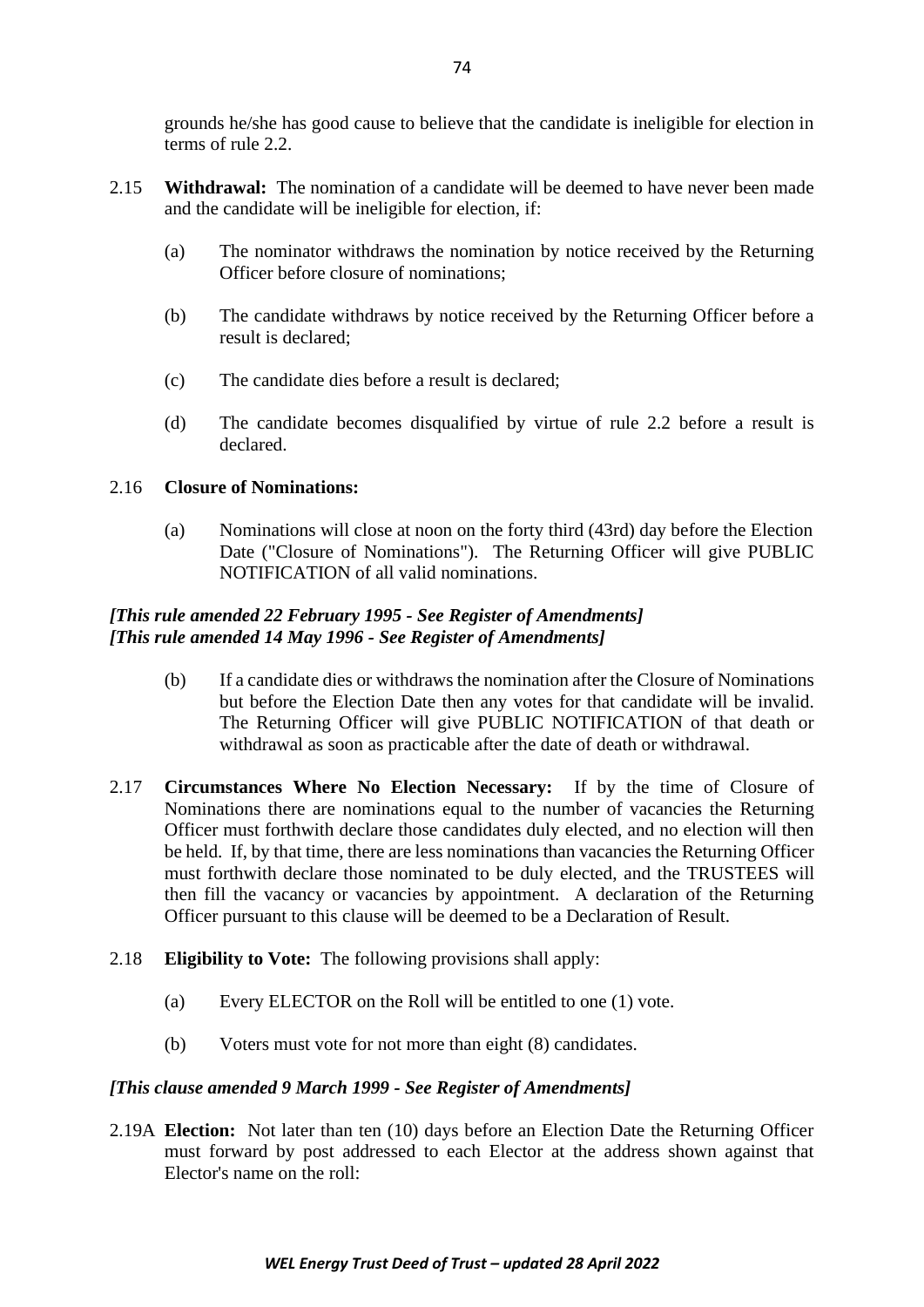grounds he/she has good cause to believe that the candidate is ineligible for election in terms of rule 2.2.

2.15 **Withdrawal:** The nomination of a candidate will be deemed to have never been made and the candidate will be ineligible for election, if:

(a) The nominator withdraws the nomination by notice received by the Returning Officer before closure of nominations;

(b) The candidate withdraws by notice received by the Returning Officer before a result is declared;

(c) The candidate dies before a result is declared;

(d) The candidate becomes disqualified by virtue of rule 2.2 before a result is declared.

2.16 **Closure of Nominations:**

(a) Nominations will close at noon on the forty third (43rd) day before the Election Date ("Closure of Nominations"). The Returning Officer will give PUBLIC NOTIFICATION of all valid nominations.

***[This rule amended 22 February 1995 - See Register of Amendments]***
***[This rule amended 14 May 1996 - See Register of Amendments]***

(b) If a candidate dies or withdraws the nomination after the Closure of Nominations but before the Election Date then any votes for that candidate will be invalid. The Returning Officer will give PUBLIC NOTIFICATION of that death or withdrawal as soon as practicable after the date of death or withdrawal.

2.17 **Circumstances Where No Election Necessary:** If by the time of Closure of Nominations there are nominations equal to the number of vacancies the Returning Officer must forthwith declare those candidates duly elected, and no election will then be held. If, by that time, there are less nominations than vacancies the Returning Officer must forthwith declare those nominated to be duly elected, and the TRUSTEES will then fill the vacancy or vacancies by appointment. A declaration of the Returning Officer pursuant to this clause will be deemed to be a Declaration of Result.

2.18 **Eligibility to Vote:** The following provisions shall apply:

(a) Every ELECTOR on the Roll will be entitled to one (1) vote.

(b) Voters must vote for not more than eight (8) candidates.

***[This clause amended 9 March 1999 - See Register of Amendments]***

2.19A **Election:** Not later than ten (10) days before an Election Date the Returning Officer must forward by post addressed to each Elector at the address shown against that Elector's name on the roll: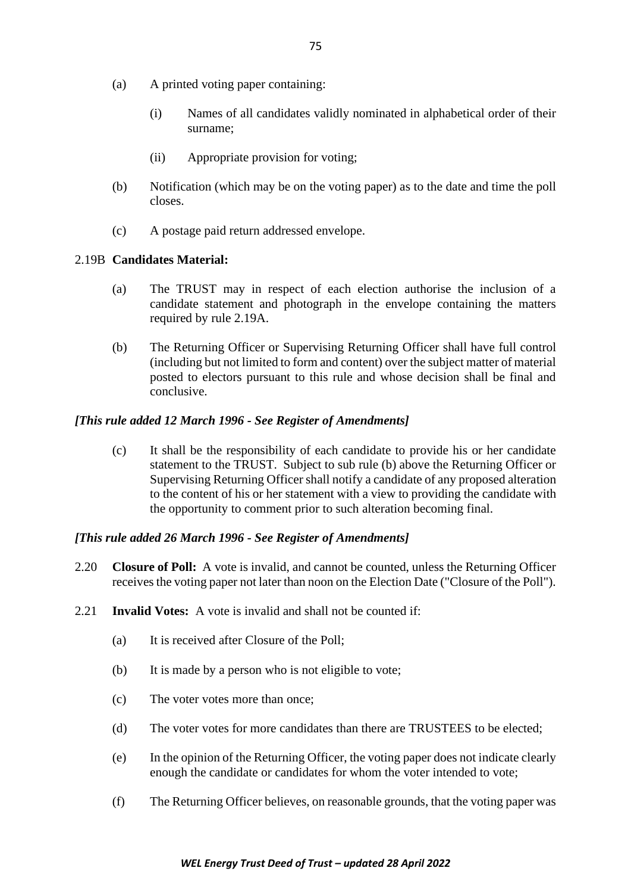(a) A printed voting paper containing:

    (i) Names of all candidates validly nominated in alphabetical order of their surname;

    (ii) Appropriate provision for voting;

(b) Notification (which may be on the voting paper) as to the date and time the poll closes.

(c) A postage paid return addressed envelope.

2.19B **Candidates Material:**

(a) The TRUST may in respect of each election authorise the inclusion of a candidate statement and photograph in the envelope containing the matters required by rule 2.19A.

(b) The Returning Officer or Supervising Returning Officer shall have full control (including but not limited to form and content) over the subject matter of material posted to electors pursuant to this rule and whose decision shall be final and conclusive.

***[This rule added 12 March 1996 - See Register of Amendments]***

(c) It shall be the responsibility of each candidate to provide his or her candidate statement to the TRUST. Subject to sub rule (b) above the Returning Officer or Supervising Returning Officer shall notify a candidate of any proposed alteration to the content of his or her statement with a view to providing the candidate with the opportunity to comment prior to such alteration becoming final.

***[This rule added 26 March 1996 - See Register of Amendments]***

2.20 **Closure of Poll:** A vote is invalid, and cannot be counted, unless the Returning Officer receives the voting paper not later than noon on the Election Date ("Closure of the Poll").

2.21 **Invalid Votes:** A vote is invalid and shall not be counted if:

(a) It is received after Closure of the Poll;

(b) It is made by a person who is not eligible to vote;

(c) The voter votes more than once;

(d) The voter votes for more candidates than there are TRUSTEES to be elected;

(e) In the opinion of the Returning Officer, the voting paper does not indicate clearly enough the candidate or candidates for whom the voter intended to vote;

(f) The Returning Officer believes, on reasonable grounds, that the voting paper was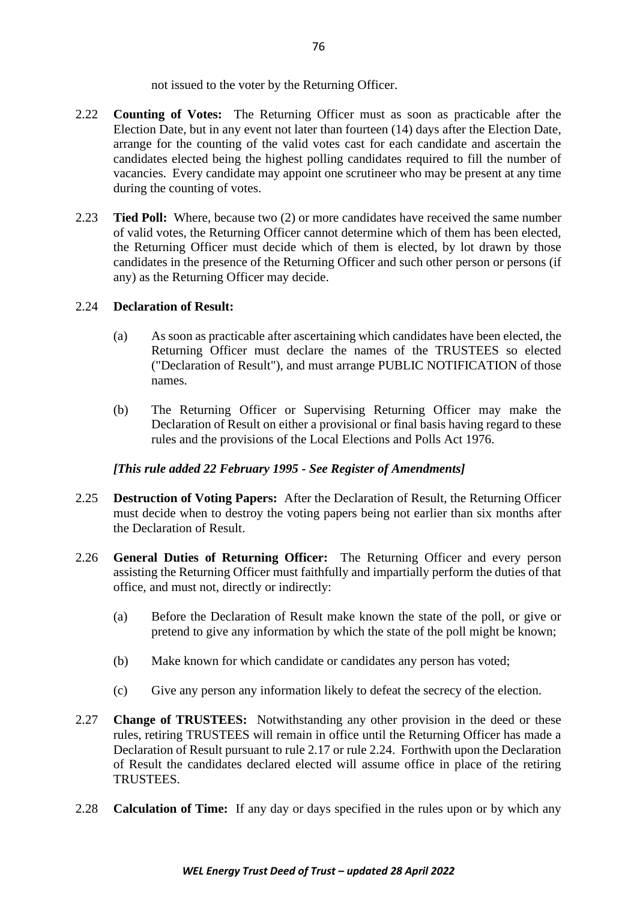not issued to the voter by the Returning Officer.

2.22 **Counting of Votes:** The Returning Officer must as soon as practicable after the Election Date, but in any event not later than fourteen (14) days after the Election Date, arrange for the counting of the valid votes cast for each candidate and ascertain the candidates elected being the highest polling candidates required to fill the number of vacancies. Every candidate may appoint one scrutineer who may be present at any time during the counting of votes.

2.23 **Tied Poll:** Where, because two (2) or more candidates have received the same number of valid votes, the Returning Officer cannot determine which of them has been elected, the Returning Officer must decide which of them is elected, by lot drawn by those candidates in the presence of the Returning Officer and such other person or persons (if any) as the Returning Officer may decide.

2.24 **Declaration of Result:**

(a) As soon as practicable after ascertaining which candidates have been elected, the Returning Officer must declare the names of the TRUSTEES so elected ("Declaration of Result"), and must arrange PUBLIC NOTIFICATION of those names.

(b) The Returning Officer or Supervising Returning Officer may make the Declaration of Result on either a provisional or final basis having regard to these rules and the provisions of the Local Elections and Polls Act 1976.

***[This rule added 22 February 1995 - See Register of Amendments]***

2.25 **Destruction of Voting Papers:** After the Declaration of Result, the Returning Officer must decide when to destroy the voting papers being not earlier than six months after the Declaration of Result.

2.26 **General Duties of Returning Officer:** The Returning Officer and every person assisting the Returning Officer must faithfully and impartially perform the duties of that office, and must not, directly or indirectly:

(a) Before the Declaration of Result make known the state of the poll, or give or pretend to give any information by which the state of the poll might be known;

(b) Make known for which candidate or candidates any person has voted;

(c) Give any person any information likely to defeat the secrecy of the election.

2.27 **Change of TRUSTEES:** Notwithstanding any other provision in the deed or these rules, retiring TRUSTEES will remain in office until the Returning Officer has made a Declaration of Result pursuant to rule 2.17 or rule 2.24. Forthwith upon the Declaration of Result the candidates declared elected will assume office in place of the retiring TRUSTEES.

2.28 **Calculation of Time:** If any day or days specified in the rules upon or by which any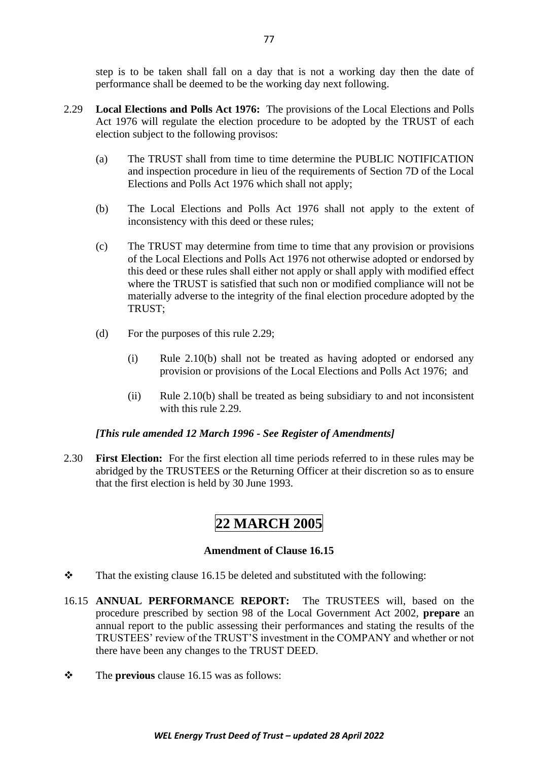step is to be taken shall fall on a day that is not a working day then the date of performance shall be deemed to be the working day next following.

2.29 **Local Elections and Polls Act 1976:** The provisions of the Local Elections and Polls Act 1976 will regulate the election procedure to be adopted by the TRUST of each election subject to the following provisos:

(a) The TRUST shall from time to time determine the PUBLIC NOTIFICATION and inspection procedure in lieu of the requirements of Section 7D of the Local Elections and Polls Act 1976 which shall not apply;

(b) The Local Elections and Polls Act 1976 shall not apply to the extent of inconsistency with this deed or these rules;

(c) The TRUST may determine from time to time that any provision or provisions of the Local Elections and Polls Act 1976 not otherwise adopted or endorsed by this deed or these rules shall either not apply or shall apply with modified effect where the TRUST is satisfied that such non or modified compliance will not be materially adverse to the integrity of the final election procedure adopted by the TRUST;

(d) For the purposes of this rule 2.29;

(i) Rule 2.10(b) shall not be treated as having adopted or endorsed any provision or provisions of the Local Elections and Polls Act 1976; and

(ii) Rule 2.10(b) shall be treated as being subsidiary to and not inconsistent with this rule 2.29.

***[This rule amended 12 March 1996 - See Register of Amendments]***

2.30 **First Election:** For the first election all time periods referred to in these rules may be abridged by the TRUSTEES or the Returning Officer at their discretion so as to ensure that the first election is held by 30 June 1993.

# 22 MARCH 2005

### Amendment of Clause 16.15

- That the existing clause 16.15 be deleted and substituted with the following:

16.15 **ANNUAL PERFORMANCE REPORT:** The TRUSTEES will, based on the procedure prescribed by section 98 of the Local Government Act 2002, **prepare** an annual report to the public assessing their performances and stating the results of the TRUSTEES' review of the TRUST'S investment in the COMPANY and whether or not there have been any changes to the TRUST DEED.

- The **previous** clause 16.15 was as follows: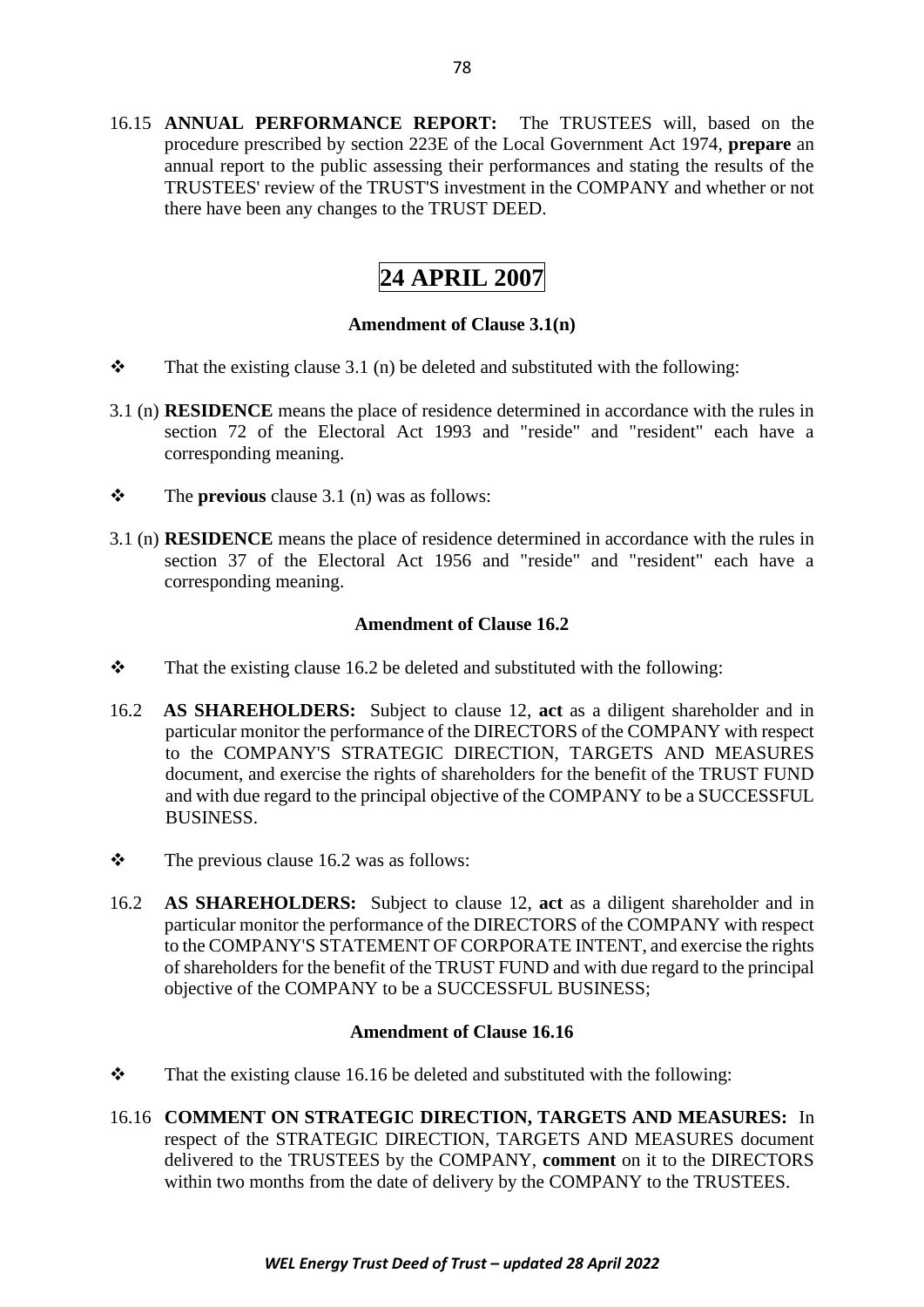16.15 **ANNUAL PERFORMANCE REPORT:** The TRUSTEES will, based on the procedure prescribed by section 223E of the Local Government Act 1974, **prepare** an annual report to the public assessing their performances and stating the results of the TRUSTEES' review of the TRUST'S investment in the COMPANY and whether or not there have been any changes to the TRUST DEED.

# 24 APRIL 2007

### Amendment of Clause 3.1(n)

- ❖ That the existing clause 3.1 (n) be deleted and substituted with the following:

3.1 (n) **RESIDENCE** means the place of residence determined in accordance with the rules in section 72 of the Electoral Act 1993 and "reside" and "resident" each have a corresponding meaning.

- ❖ The **previous** clause 3.1 (n) was as follows:

3.1 (n) **RESIDENCE** means the place of residence determined in accordance with the rules in section 37 of the Electoral Act 1956 and "reside" and "resident" each have a corresponding meaning.

### Amendment of Clause 16.2

- ❖ That the existing clause 16.2 be deleted and substituted with the following:

16.2 **AS SHAREHOLDERS:** Subject to clause 12, **act** as a diligent shareholder and in particular monitor the performance of the DIRECTORS of the COMPANY with respect to the COMPANY'S STRATEGIC DIRECTION, TARGETS AND MEASURES document, and exercise the rights of shareholders for the benefit of the TRUST FUND and with due regard to the principal objective of the COMPANY to be a SUCCESSFUL BUSINESS.

- ❖ The previous clause 16.2 was as follows:

16.2 **AS SHAREHOLDERS:** Subject to clause 12, **act** as a diligent shareholder and in particular monitor the performance of the DIRECTORS of the COMPANY with respect to the COMPANY'S STATEMENT OF CORPORATE INTENT, and exercise the rights of shareholders for the benefit of the TRUST FUND and with due regard to the principal objective of the COMPANY to be a SUCCESSFUL BUSINESS;

### Amendment of Clause 16.16

- ❖ That the existing clause 16.16 be deleted and substituted with the following:

16.16 **COMMENT ON STRATEGIC DIRECTION, TARGETS AND MEASURES:** In respect of the STRATEGIC DIRECTION, TARGETS AND MEASURES document delivered to the TRUSTEES by the COMPANY, **comment** on it to the DIRECTORS within two months from the date of delivery by the COMPANY to the TRUSTEES.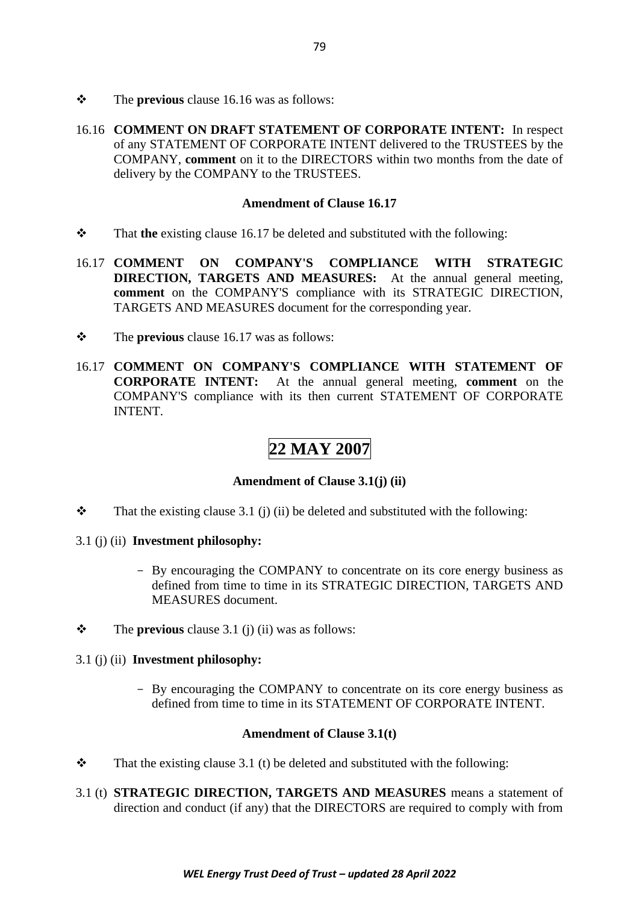- The **previous** clause 16.16 was as follows:

16.16 **COMMENT ON DRAFT STATEMENT OF CORPORATE INTENT:** In respect of any STATEMENT OF CORPORATE INTENT delivered to the TRUSTEES by the COMPANY, **comment** on it to the DIRECTORS within two months from the date of delivery by the COMPANY to the TRUSTEES.

### Amendment of Clause 16.17

- That **the** existing clause 16.17 be deleted and substituted with the following:

16.17 **COMMENT ON COMPANY'S COMPLIANCE WITH STRATEGIC DIRECTION, TARGETS AND MEASURES:** At the annual general meeting, **comment** on the COMPANY'S compliance with its STRATEGIC DIRECTION, TARGETS AND MEASURES document for the corresponding year.

- The **previous** clause 16.17 was as follows:

16.17 **COMMENT ON COMPANY'S COMPLIANCE WITH STATEMENT OF CORPORATE INTENT:** At the annual general meeting, **comment** on the COMPANY'S compliance with its then current STATEMENT OF CORPORATE INTENT.

## 22 MAY 2007

### Amendment of Clause 3.1(j) (ii)

- That the existing clause 3.1 (j) (ii) be deleted and substituted with the following:

3.1 (j) (ii) **Investment philosophy:**

- By encouraging the COMPANY to concentrate on its core energy business as defined from time to time in its STRATEGIC DIRECTION, TARGETS AND MEASURES document.

- The **previous** clause 3.1 (j) (ii) was as follows:

3.1 (j) (ii) **Investment philosophy:**

- By encouraging the COMPANY to concentrate on its core energy business as defined from time to time in its STATEMENT OF CORPORATE INTENT.

### Amendment of Clause 3.1(t)

- That the existing clause 3.1 (t) be deleted and substituted with the following:

3.1 (t) **STRATEGIC DIRECTION, TARGETS AND MEASURES** means a statement of direction and conduct (if any) that the DIRECTORS are required to comply with from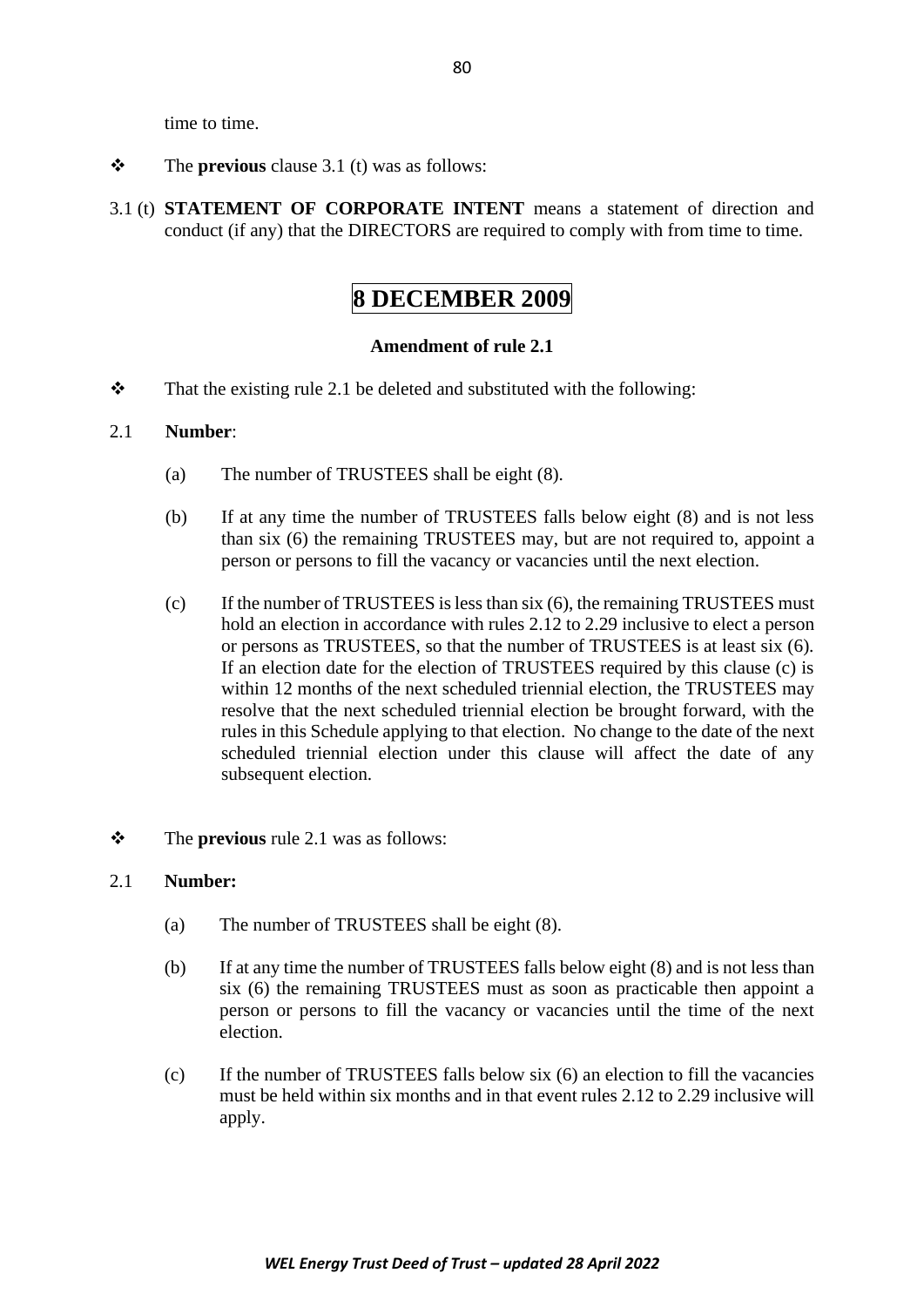time to time.

- The **previous** clause 3.1 (t) was as follows:

3.1 (t) **STATEMENT OF CORPORATE INTENT** means a statement of direction and conduct (if any) that the DIRECTORS are required to comply with from time to time.

# 8 DECEMBER 2009

**Amendment of rule 2.1**

- That the existing rule 2.1 be deleted and substituted with the following:

2.1 **Number**:

(a) The number of TRUSTEES shall be eight (8).

(b) If at any time the number of TRUSTEES falls below eight (8) and is not less than six (6) the remaining TRUSTEES may, but are not required to, appoint a person or persons to fill the vacancy or vacancies until the next election.

(c) If the number of TRUSTEES is less than six (6), the remaining TRUSTEES must hold an election in accordance with rules 2.12 to 2.29 inclusive to elect a person or persons as TRUSTEES, so that the number of TRUSTEES is at least six (6). If an election date for the election of TRUSTEES required by this clause (c) is within 12 months of the next scheduled triennial election, the TRUSTEES may resolve that the next scheduled triennial election be brought forward, with the rules in this Schedule applying to that election. No change to the date of the next scheduled triennial election under this clause will affect the date of any subsequent election.

- The **previous** rule 2.1 was as follows:

2.1 **Number:**

(a) The number of TRUSTEES shall be eight (8).

(b) If at any time the number of TRUSTEES falls below eight (8) and is not less than six (6) the remaining TRUSTEES must as soon as practicable then appoint a person or persons to fill the vacancy or vacancies until the time of the next election.

(c) If the number of TRUSTEES falls below six (6) an election to fill the vacancies must be held within six months and in that event rules 2.12 to 2.29 inclusive will apply.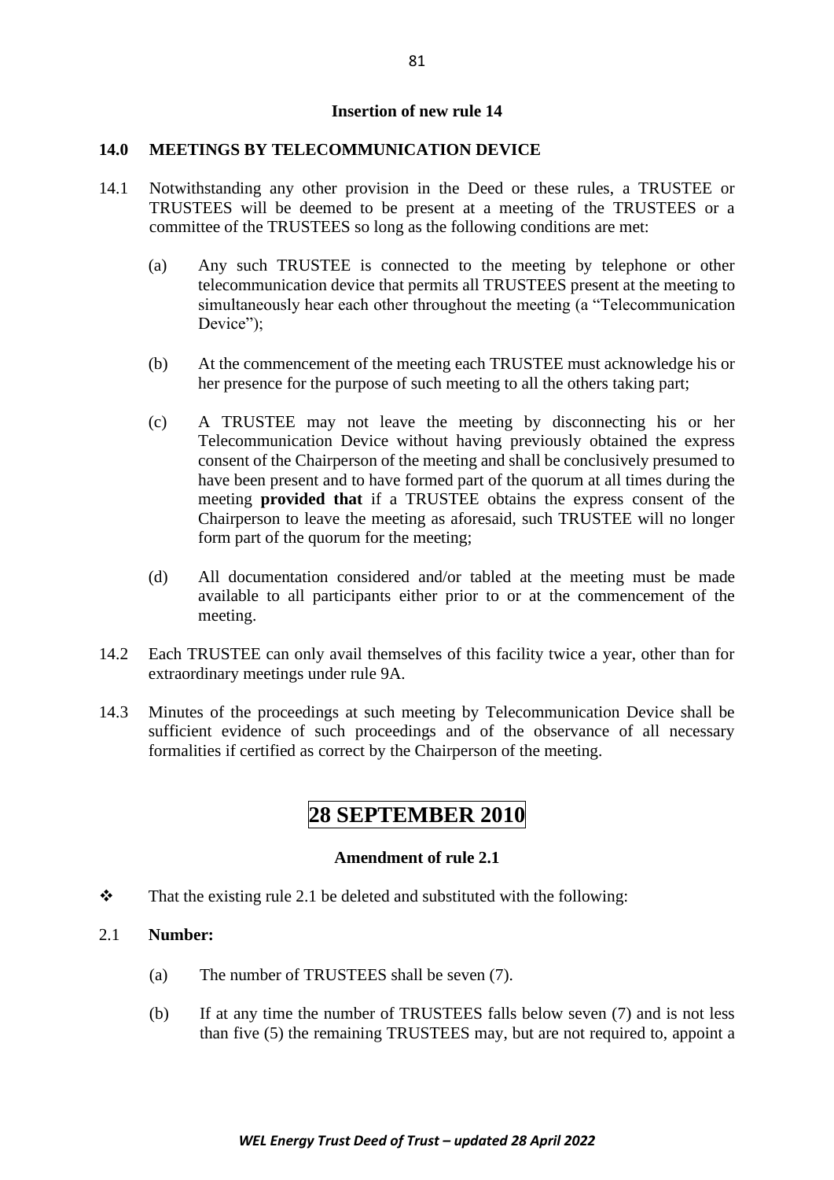**Insertion of new rule 14**

**14.0 MEETINGS BY TELECOMMUNICATION DEVICE**

14.1 Notwithstanding any other provision in the Deed or these rules, a TRUSTEE or TRUSTEES will be deemed to be present at a meeting of the TRUSTEES or a committee of the TRUSTEES so long as the following conditions are met:

(a) Any such TRUSTEE is connected to the meeting by telephone or other telecommunication device that permits all TRUSTEES present at the meeting to simultaneously hear each other throughout the meeting (a "Telecommunication Device");

(b) At the commencement of the meeting each TRUSTEE must acknowledge his or her presence for the purpose of such meeting to all the others taking part;

(c) A TRUSTEE may not leave the meeting by disconnecting his or her Telecommunication Device without having previously obtained the express consent of the Chairperson of the meeting and shall be conclusively presumed to have been present and to have formed part of the quorum at all times during the meeting **provided that** if a TRUSTEE obtains the express consent of the Chairperson to leave the meeting as aforesaid, such TRUSTEE will no longer form part of the quorum for the meeting;

(d) All documentation considered and/or tabled at the meeting must be made available to all participants either prior to or at the commencement of the meeting.

14.2 Each TRUSTEE can only avail themselves of this facility twice a year, other than for extraordinary meetings under rule 9A.

14.3 Minutes of the proceedings at such meeting by Telecommunication Device shall be sufficient evidence of such proceedings and of the observance of all necessary formalities if certified as correct by the Chairperson of the meeting.

# 28 SEPTEMBER 2010

**Amendment of rule 2.1**

❖ That the existing rule 2.1 be deleted and substituted with the following:

2.1 **Number:**

(a) The number of TRUSTEES shall be seven (7).

(b) If at any time the number of TRUSTEES falls below seven (7) and is not less than five (5) the remaining TRUSTEES may, but are not required to, appoint a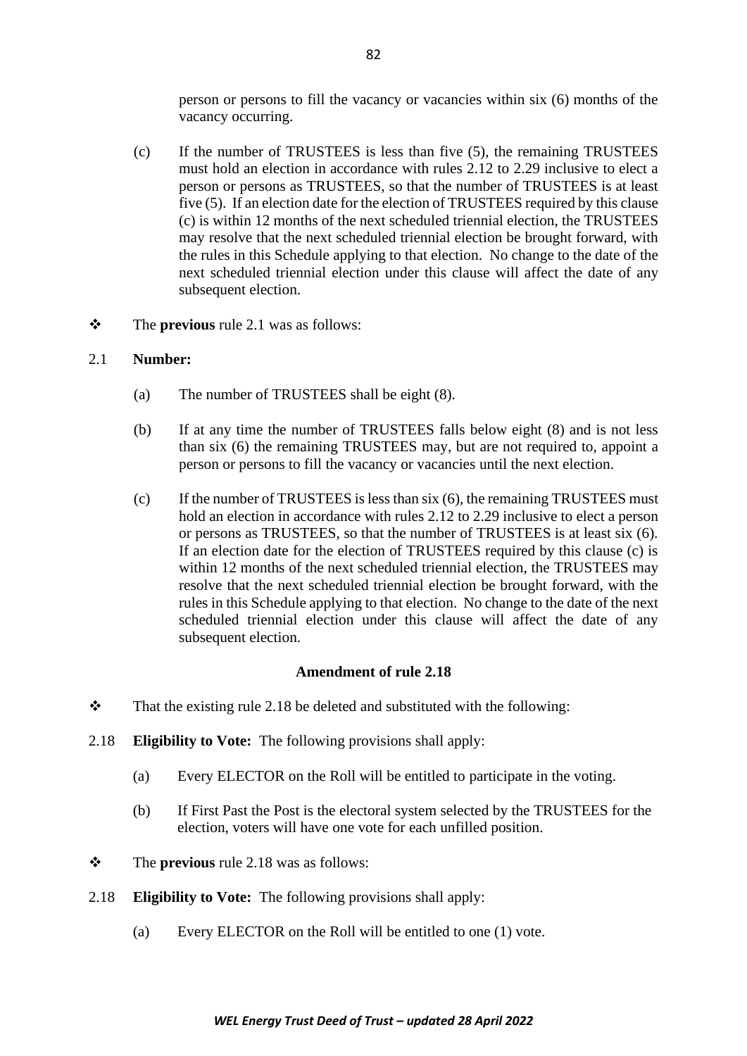person or persons to fill the vacancy or vacancies within six (6) months of the vacancy occurring.

(c) If the number of TRUSTEES is less than five (5), the remaining TRUSTEES must hold an election in accordance with rules 2.12 to 2.29 inclusive to elect a person or persons as TRUSTEES, so that the number of TRUSTEES is at least five (5). If an election date for the election of TRUSTEES required by this clause (c) is within 12 months of the next scheduled triennial election, the TRUSTEES may resolve that the next scheduled triennial election be brought forward, with the rules in this Schedule applying to that election. No change to the date of the next scheduled triennial election under this clause will affect the date of any subsequent election.

❖ The **previous** rule 2.1 was as follows:

2.1 **Number:**

(a) The number of TRUSTEES shall be eight (8).

(b) If at any time the number of TRUSTEES falls below eight (8) and is not less than six (6) the remaining TRUSTEES may, but are not required to, appoint a person or persons to fill the vacancy or vacancies until the next election.

(c) If the number of TRUSTEES is less than six (6), the remaining TRUSTEES must hold an election in accordance with rules 2.12 to 2.29 inclusive to elect a person or persons as TRUSTEES, so that the number of TRUSTEES is at least six (6). If an election date for the election of TRUSTEES required by this clause (c) is within 12 months of the next scheduled triennial election, the TRUSTEES may resolve that the next scheduled triennial election be brought forward, with the rules in this Schedule applying to that election. No change to the date of the next scheduled triennial election under this clause will affect the date of any subsequent election.

**Amendment of rule 2.18**

❖ That the existing rule 2.18 be deleted and substituted with the following:

2.18 **Eligibility to Vote:** The following provisions shall apply:

(a) Every ELECTOR on the Roll will be entitled to participate in the voting.

(b) If First Past the Post is the electoral system selected by the TRUSTEES for the election, voters will have one vote for each unfilled position.

❖ The **previous** rule 2.18 was as follows:

2.18 **Eligibility to Vote:** The following provisions shall apply:

(a) Every ELECTOR on the Roll will be entitled to one (1) vote.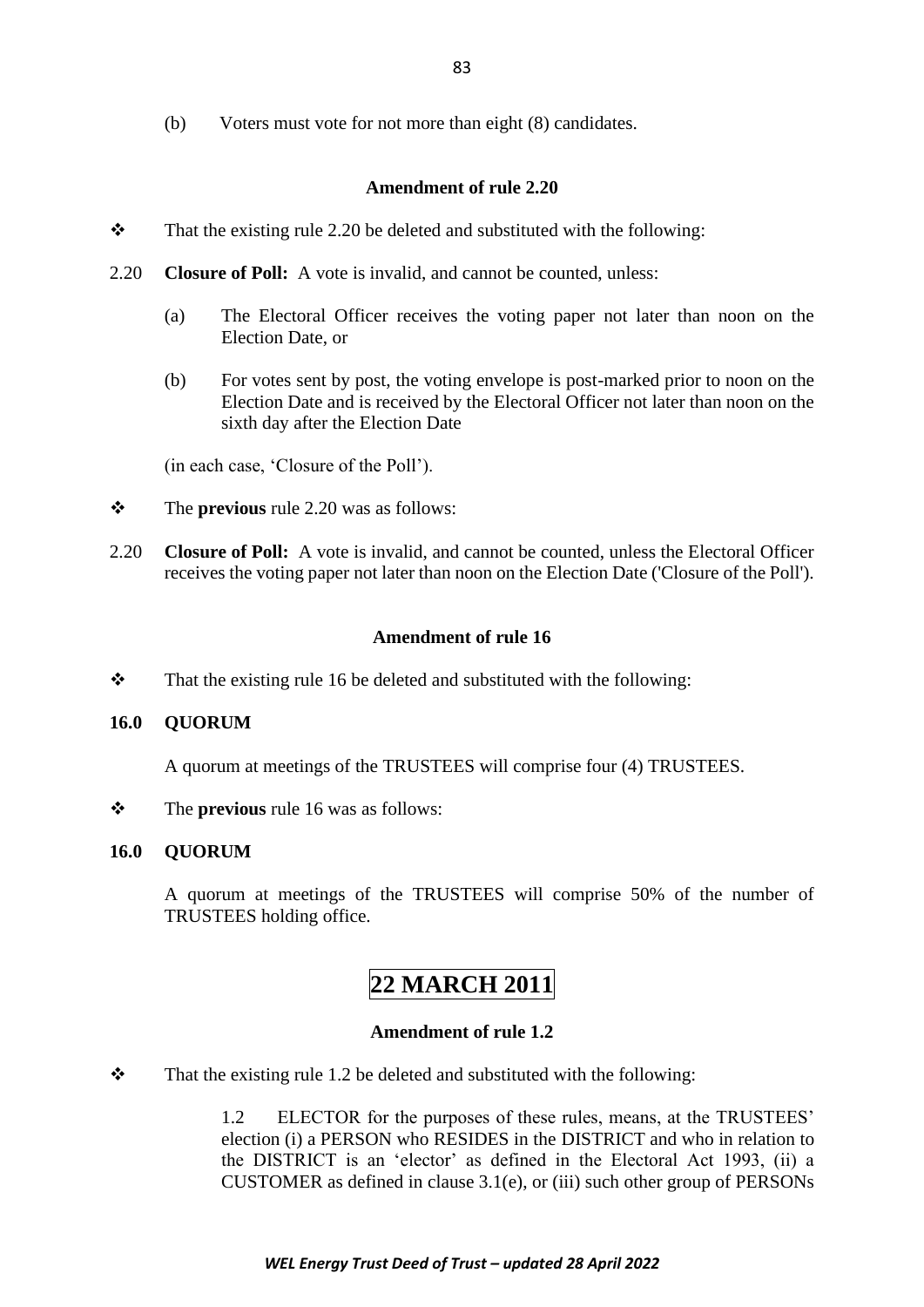(b) Voters must vote for not more than eight (8) candidates.

**Amendment of rule 2.20**

❖ That the existing rule 2.20 be deleted and substituted with the following:

2.20 **Closure of Poll:** A vote is invalid, and cannot be counted, unless:

(a) The Electoral Officer receives the voting paper not later than noon on the Election Date, or

(b) For votes sent by post, the voting envelope is post-marked prior to noon on the Election Date and is received by the Electoral Officer not later than noon on the sixth day after the Election Date

(in each case, 'Closure of the Poll').

❖ The **previous** rule 2.20 was as follows:

2.20 **Closure of Poll:** A vote is invalid, and cannot be counted, unless the Electoral Officer receives the voting paper not later than noon on the Election Date ('Closure of the Poll').

**Amendment of rule 16**

❖ That the existing rule 16 be deleted and substituted with the following:

**16.0 QUORUM**

A quorum at meetings of the TRUSTEES will comprise four (4) TRUSTEES.

❖ The **previous** rule 16 was as follows:

**16.0 QUORUM**

A quorum at meetings of the TRUSTEES will comprise 50% of the number of TRUSTEES holding office.

# 22 MARCH 2011

**Amendment of rule 1.2**

❖ That the existing rule 1.2 be deleted and substituted with the following:

1.2 ELECTOR for the purposes of these rules, means, at the TRUSTEES' election (i) a PERSON who RESIDES in the DISTRICT and who in relation to the DISTRICT is an 'elector' as defined in the Electoral Act 1993, (ii) a CUSTOMER as defined in clause 3.1(e), or (iii) such other group of PERSONs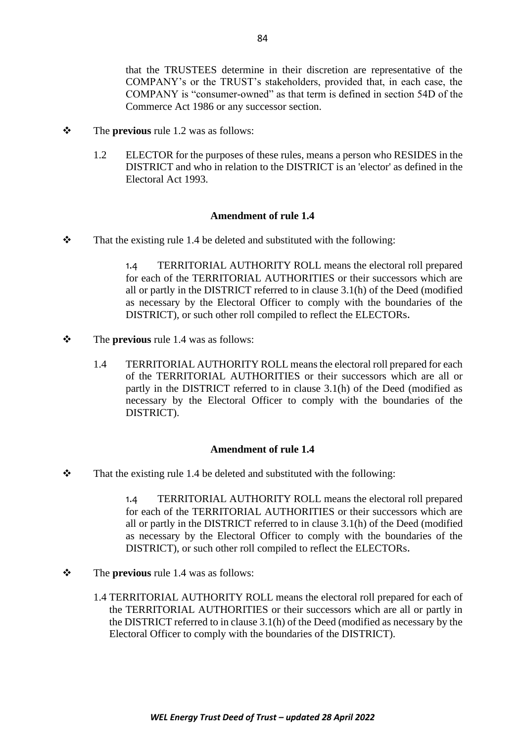that the TRUSTEES determine in their discretion are representative of the COMPANY's or the TRUST's stakeholders, provided that, in each case, the COMPANY is "consumer-owned" as that term is defined in section 54D of the Commerce Act 1986 or any successor section.

❖ The **previous** rule 1.2 was as follows:

> 1.2 ELECTOR for the purposes of these rules, means a person who RESIDES in the DISTRICT and who in relation to the DISTRICT is an 'elector' as defined in the Electoral Act 1993.

**Amendment of rule 1.4**

❖ That the existing rule 1.4 be deleted and substituted with the following:

> 1.4 TERRITORIAL AUTHORITY ROLL means the electoral roll prepared for each of the TERRITORIAL AUTHORITIES or their successors which are all or partly in the DISTRICT referred to in clause 3.1(h) of the Deed (modified as necessary by the Electoral Officer to comply with the boundaries of the DISTRICT), or such other roll compiled to reflect the ELECTORs.

❖ The **previous** rule 1.4 was as follows:

> 1.4 TERRITORIAL AUTHORITY ROLL means the electoral roll prepared for each of the TERRITORIAL AUTHORITIES or their successors which are all or partly in the DISTRICT referred to in clause 3.1(h) of the Deed (modified as necessary by the Electoral Officer to comply with the boundaries of the DISTRICT).

**Amendment of rule 1.4**

❖ That the existing rule 1.4 be deleted and substituted with the following:

> 1.4 TERRITORIAL AUTHORITY ROLL means the electoral roll prepared for each of the TERRITORIAL AUTHORITIES or their successors which are all or partly in the DISTRICT referred to in clause 3.1(h) of the Deed (modified as necessary by the Electoral Officer to comply with the boundaries of the DISTRICT), or such other roll compiled to reflect the ELECTORs.

❖ The **previous** rule 1.4 was as follows:

> 1.4 TERRITORIAL AUTHORITY ROLL means the electoral roll prepared for each of the TERRITORIAL AUTHORITIES or their successors which are all or partly in the DISTRICT referred to in clause 3.1(h) of the Deed (modified as necessary by the Electoral Officer to comply with the boundaries of the DISTRICT).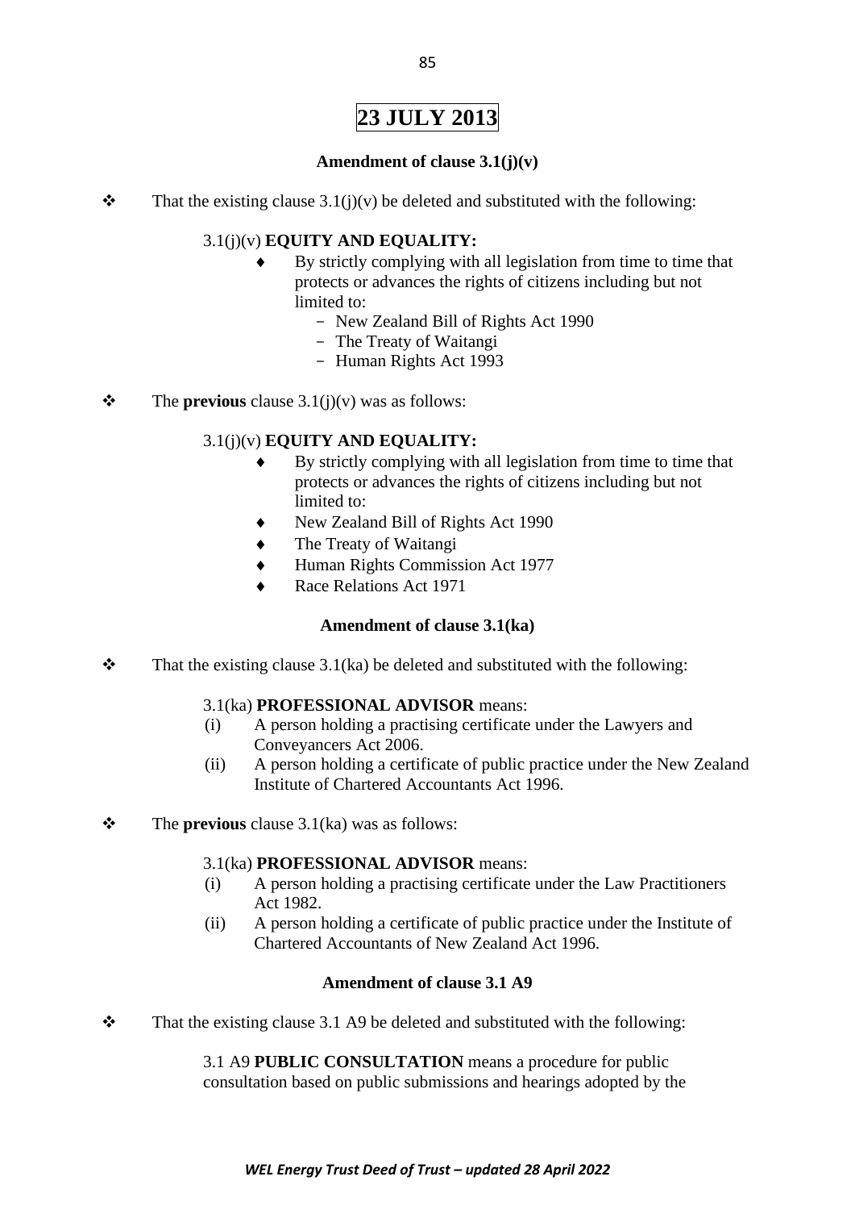# 23 JULY 2013

### Amendment of clause 3.1(j)(v)

❖ That the existing clause 3.1(j)(v) be deleted and substituted with the following:

3.1(j)(v) **EQUITY AND EQUALITY:**

- By strictly complying with all legislation from time to time that protects or advances the rights of citizens including but not limited to:
  - New Zealand Bill of Rights Act 1990
  - The Treaty of Waitangi
  - Human Rights Act 1993

❖ The **previous** clause 3.1(j)(v) was as follows:

3.1(j)(v) **EQUITY AND EQUALITY:**

- By strictly complying with all legislation from time to time that protects or advances the rights of citizens including but not limited to:
- New Zealand Bill of Rights Act 1990
- The Treaty of Waitangi
- Human Rights Commission Act 1977
- Race Relations Act 1971

### Amendment of clause 3.1(ka)

❖ That the existing clause 3.1(ka) be deleted and substituted with the following:

3.1(ka) **PROFESSIONAL ADVISOR** means:

(i) A person holding a practising certificate under the Lawyers and Conveyancers Act 2006.

(ii) A person holding a certificate of public practice under the New Zealand Institute of Chartered Accountants Act 1996.

❖ The **previous** clause 3.1(ka) was as follows:

3.1(ka) **PROFESSIONAL ADVISOR** means:

(i) A person holding a practising certificate under the Law Practitioners Act 1982.

(ii) A person holding a certificate of public practice under the Institute of Chartered Accountants of New Zealand Act 1996.

### Amendment of clause 3.1 A9

❖ That the existing clause 3.1 A9 be deleted and substituted with the following:

3.1 A9 **PUBLIC CONSULTATION** means a procedure for public consultation based on public submissions and hearings adopted by the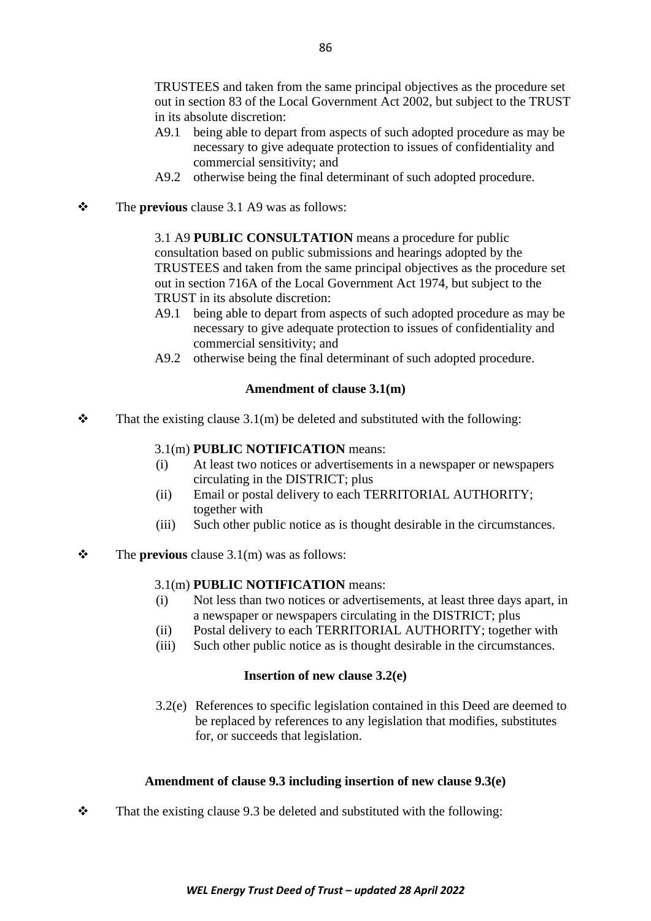TRUSTEES and taken from the same principal objectives as the procedure set out in section 83 of the Local Government Act 2002, but subject to the TRUST in its absolute discretion:

A9.1 being able to depart from aspects of such adopted procedure as may be necessary to give adequate protection to issues of confidentiality and commercial sensitivity; and

A9.2 otherwise being the final determinant of such adopted procedure.

❖ The **previous** clause 3.1 A9 was as follows:

3.1 A9 **PUBLIC CONSULTATION** means a procedure for public consultation based on public submissions and hearings adopted by the TRUSTEES and taken from the same principal objectives as the procedure set out in section 716A of the Local Government Act 1974, but subject to the TRUST in its absolute discretion:

A9.1 being able to depart from aspects of such adopted procedure as may be necessary to give adequate protection to issues of confidentiality and commercial sensitivity; and

A9.2 otherwise being the final determinant of such adopted procedure.

**Amendment of clause 3.1(m)**

❖ That the existing clause 3.1(m) be deleted and substituted with the following:

3.1(m) **PUBLIC NOTIFICATION** means:

(i) At least two notices or advertisements in a newspaper or newspapers circulating in the DISTRICT; plus

(ii) Email or postal delivery to each TERRITORIAL AUTHORITY; together with

(iii) Such other public notice as is thought desirable in the circumstances.

❖ The **previous** clause 3.1(m) was as follows:

3.1(m) **PUBLIC NOTIFICATION** means:

(i) Not less than two notices or advertisements, at least three days apart, in a newspaper or newspapers circulating in the DISTRICT; plus

(ii) Postal delivery to each TERRITORIAL AUTHORITY; together with

(iii) Such other public notice as is thought desirable in the circumstances.

**Insertion of new clause 3.2(e)**

3.2(e) References to specific legislation contained in this Deed are deemed to be replaced by references to any legislation that modifies, substitutes for, or succeeds that legislation.

**Amendment of clause 9.3 including insertion of new clause 9.3(e)**

❖ That the existing clause 9.3 be deleted and substituted with the following: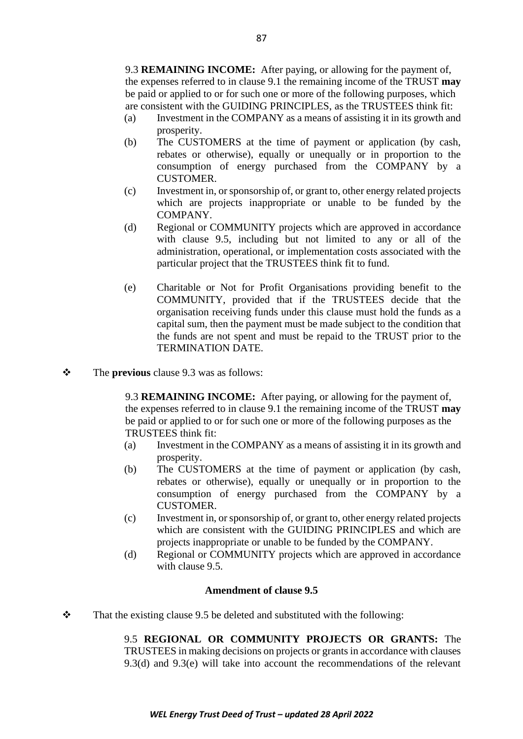9.3 **REMAINING INCOME:** After paying, or allowing for the payment of, the expenses referred to in clause 9.1 the remaining income of the TRUST **may** be paid or applied to or for such one or more of the following purposes, which are consistent with the GUIDING PRINCIPLES, as the TRUSTEES think fit:

(a) Investment in the COMPANY as a means of assisting it in its growth and prosperity.

(b) The CUSTOMERS at the time of payment or application (by cash, rebates or otherwise), equally or unequally or in proportion to the consumption of energy purchased from the COMPANY by a CUSTOMER.

(c) Investment in, or sponsorship of, or grant to, other energy related projects which are projects inappropriate or unable to be funded by the COMPANY.

(d) Regional or COMMUNITY projects which are approved in accordance with clause 9.5, including but not limited to any or all of the administration, operational, or implementation costs associated with the particular project that the TRUSTEES think fit to fund.

(e) Charitable or Not for Profit Organisations providing benefit to the COMMUNITY, provided that if the TRUSTEES decide that the organisation receiving funds under this clause must hold the funds as a capital sum, then the payment must be made subject to the condition that the funds are not spent and must be repaid to the TRUST prior to the TERMINATION DATE.

❖ The **previous** clause 9.3 was as follows:

9.3 **REMAINING INCOME:** After paying, or allowing for the payment of, the expenses referred to in clause 9.1 the remaining income of the TRUST **may** be paid or applied to or for such one or more of the following purposes as the TRUSTEES think fit:

(a) Investment in the COMPANY as a means of assisting it in its growth and prosperity.

(b) The CUSTOMERS at the time of payment or application (by cash, rebates or otherwise), equally or unequally or in proportion to the consumption of energy purchased from the COMPANY by a CUSTOMER.

(c) Investment in, or sponsorship of, or grant to, other energy related projects which are consistent with the GUIDING PRINCIPLES and which are projects inappropriate or unable to be funded by the COMPANY.

(d) Regional or COMMUNITY projects which are approved in accordance with clause 9.5.

**Amendment of clause 9.5**

❖ That the existing clause 9.5 be deleted and substituted with the following:

9.5 **REGIONAL OR COMMUNITY PROJECTS OR GRANTS:** The TRUSTEES in making decisions on projects or grants in accordance with clauses 9.3(d) and 9.3(e) will take into account the recommendations of the relevant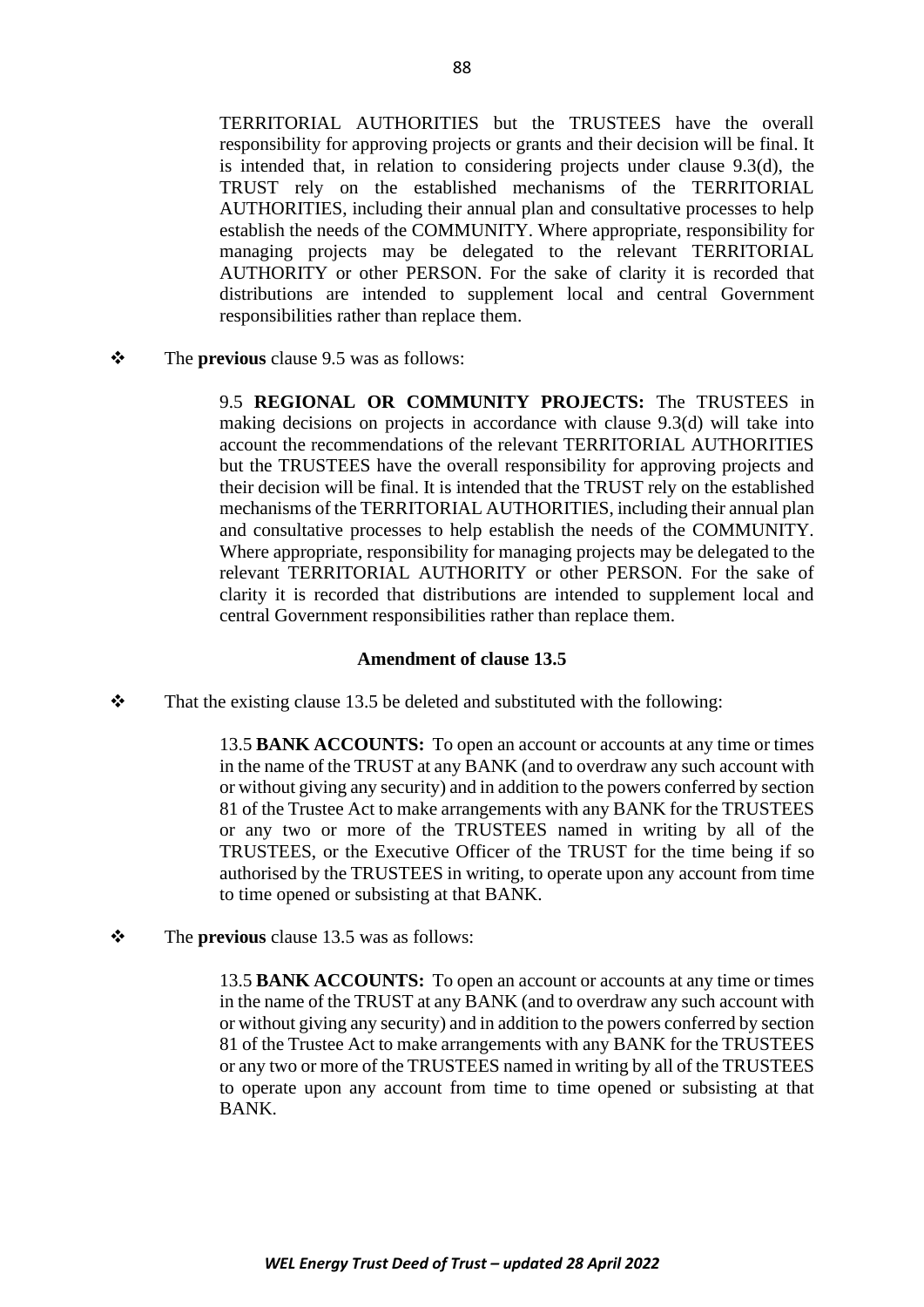TERRITORIAL AUTHORITIES but the TRUSTEES have the overall responsibility for approving projects or grants and their decision will be final. It is intended that, in relation to considering projects under clause 9.3(d), the TRUST rely on the established mechanisms of the TERRITORIAL AUTHORITIES, including their annual plan and consultative processes to help establish the needs of the COMMUNITY. Where appropriate, responsibility for managing projects may be delegated to the relevant TERRITORIAL AUTHORITY or other PERSON. For the sake of clarity it is recorded that distributions are intended to supplement local and central Government responsibilities rather than replace them.

- The **previous** clause 9.5 was as follows:

> 9.5 **REGIONAL OR COMMUNITY PROJECTS:** The TRUSTEES in making decisions on projects in accordance with clause 9.3(d) will take into account the recommendations of the relevant TERRITORIAL AUTHORITIES but the TRUSTEES have the overall responsibility for approving projects and their decision will be final. It is intended that the TRUST rely on the established mechanisms of the TERRITORIAL AUTHORITIES, including their annual plan and consultative processes to help establish the needs of the COMMUNITY. Where appropriate, responsibility for managing projects may be delegated to the relevant TERRITORIAL AUTHORITY or other PERSON. For the sake of clarity it is recorded that distributions are intended to supplement local and central Government responsibilities rather than replace them.

### Amendment of clause 13.5

- That the existing clause 13.5 be deleted and substituted with the following:

> 13.5 **BANK ACCOUNTS:** To open an account or accounts at any time or times in the name of the TRUST at any BANK (and to overdraw any such account with or without giving any security) and in addition to the powers conferred by section 81 of the Trustee Act to make arrangements with any BANK for the TRUSTEES or any two or more of the TRUSTEES named in writing by all of the TRUSTEES, or the Executive Officer of the TRUST for the time being if so authorised by the TRUSTEES in writing, to operate upon any account from time to time opened or subsisting at that BANK.

- The **previous** clause 13.5 was as follows:

> 13.5 **BANK ACCOUNTS:** To open an account or accounts at any time or times in the name of the TRUST at any BANK (and to overdraw any such account with or without giving any security) and in addition to the powers conferred by section 81 of the Trustee Act to make arrangements with any BANK for the TRUSTEES or any two or more of the TRUSTEES named in writing by all of the TRUSTEES to operate upon any account from time to time opened or subsisting at that BANK.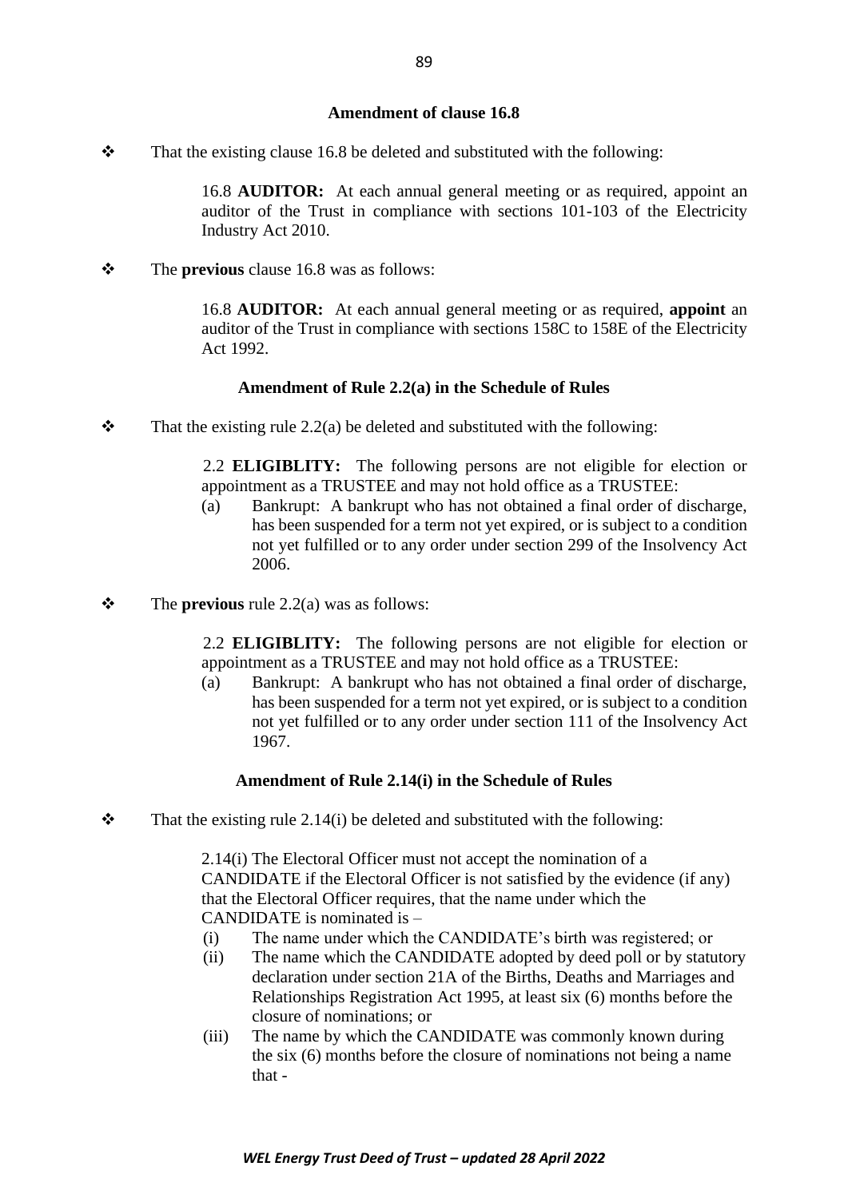**Amendment of clause 16.8**

❖ That the existing clause 16.8 be deleted and substituted with the following:

> 16.8 **AUDITOR:** At each annual general meeting or as required, appoint an auditor of the Trust in compliance with sections 101-103 of the Electricity Industry Act 2010.

❖ The **previous** clause 16.8 was as follows:

> 16.8 **AUDITOR:** At each annual general meeting or as required, **appoint** an auditor of the Trust in compliance with sections 158C to 158E of the Electricity Act 1992.

**Amendment of Rule 2.2(a) in the Schedule of Rules**

❖ That the existing rule 2.2(a) be deleted and substituted with the following:

> 2.2 **ELIGIBLITY:** The following persons are not eligible for election or appointment as a TRUSTEE and may not hold office as a TRUSTEE:
>
> (a) Bankrupt: A bankrupt who has not obtained a final order of discharge, has been suspended for a term not yet expired, or is subject to a condition not yet fulfilled or to any order under section 299 of the Insolvency Act 2006.

❖ The **previous** rule 2.2(a) was as follows:

> 2.2 **ELIGIBLITY:** The following persons are not eligible for election or appointment as a TRUSTEE and may not hold office as a TRUSTEE:
>
> (a) Bankrupt: A bankrupt who has not obtained a final order of discharge, has been suspended for a term not yet expired, or is subject to a condition not yet fulfilled or to any order under section 111 of the Insolvency Act 1967.

**Amendment of Rule 2.14(i) in the Schedule of Rules**

❖ That the existing rule 2.14(i) be deleted and substituted with the following:

> 2.14(i) The Electoral Officer must not accept the nomination of a CANDIDATE if the Electoral Officer is not satisfied by the evidence (if any) that the Electoral Officer requires, that the name under which the CANDIDATE is nominated is –
>
> (i) The name under which the CANDIDATE's birth was registered; or
>
> (ii) The name which the CANDIDATE adopted by deed poll or by statutory declaration under section 21A of the Births, Deaths and Marriages and Relationships Registration Act 1995, at least six (6) months before the closure of nominations; or
>
> (iii) The name by which the CANDIDATE was commonly known during the six (6) months before the closure of nominations not being a name that -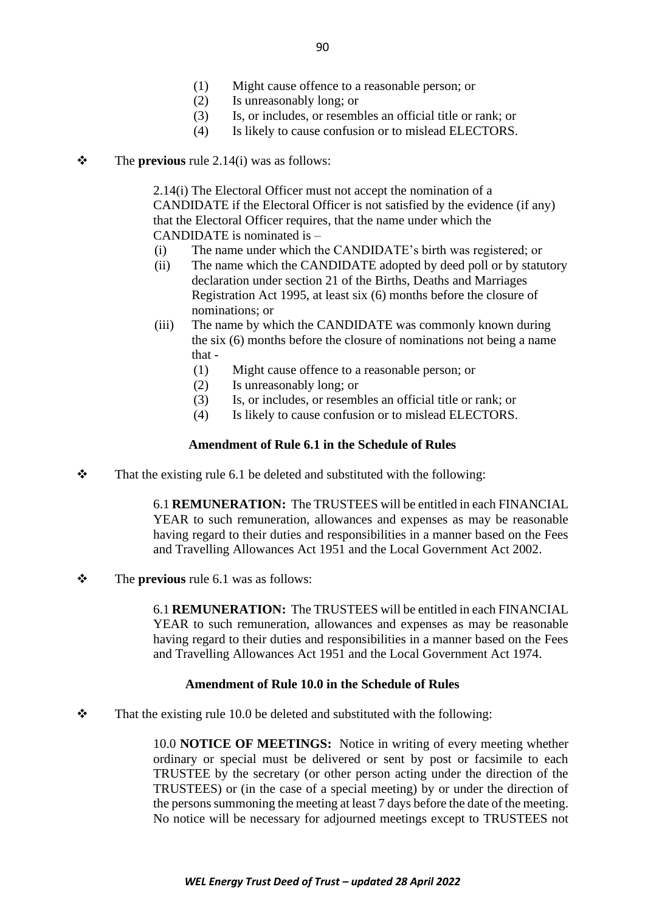(1) Might cause offence to a reasonable person; or
(2) Is unreasonably long; or
(3) Is, or includes, or resembles an official title or rank; or
(4) Is likely to cause confusion or to mislead ELECTORS.

❖ The **previous** rule 2.14(i) was as follows:

> 2.14(i) The Electoral Officer must not accept the nomination of a CANDIDATE if the Electoral Officer is not satisfied by the evidence (if any) that the Electoral Officer requires, that the name under which the CANDIDATE is nominated is –
>
> (i) The name under which the CANDIDATE's birth was registered; or
>
> (ii) The name which the CANDIDATE adopted by deed poll or by statutory declaration under section 21 of the Births, Deaths and Marriages Registration Act 1995, at least six (6) months before the closure of nominations; or
>
> (iii) The name by which the CANDIDATE was commonly known during the six (6) months before the closure of nominations not being a name that -
>
> (1) Might cause offence to a reasonable person; or
> (2) Is unreasonably long; or
> (3) Is, or includes, or resembles an official title or rank; or
> (4) Is likely to cause confusion or to mislead ELECTORS.

**Amendment of Rule 6.1 in the Schedule of Rules**

❖ That the existing rule 6.1 be deleted and substituted with the following:

> 6.1 **REMUNERATION:** The TRUSTEES will be entitled in each FINANCIAL YEAR to such remuneration, allowances and expenses as may be reasonable having regard to their duties and responsibilities in a manner based on the Fees and Travelling Allowances Act 1951 and the Local Government Act 2002.

❖ The **previous** rule 6.1 was as follows:

> 6.1 **REMUNERATION:** The TRUSTEES will be entitled in each FINANCIAL YEAR to such remuneration, allowances and expenses as may be reasonable having regard to their duties and responsibilities in a manner based on the Fees and Travelling Allowances Act 1951 and the Local Government Act 1974.

**Amendment of Rule 10.0 in the Schedule of Rules**

❖ That the existing rule 10.0 be deleted and substituted with the following:

> 10.0 **NOTICE OF MEETINGS:** Notice in writing of every meeting whether ordinary or special must be delivered or sent by post or facsimile to each TRUSTEE by the secretary (or other person acting under the direction of the TRUSTEES) or (in the case of a special meeting) by or under the direction of the persons summoning the meeting at least 7 days before the date of the meeting. No notice will be necessary for adjourned meetings except to TRUSTEES not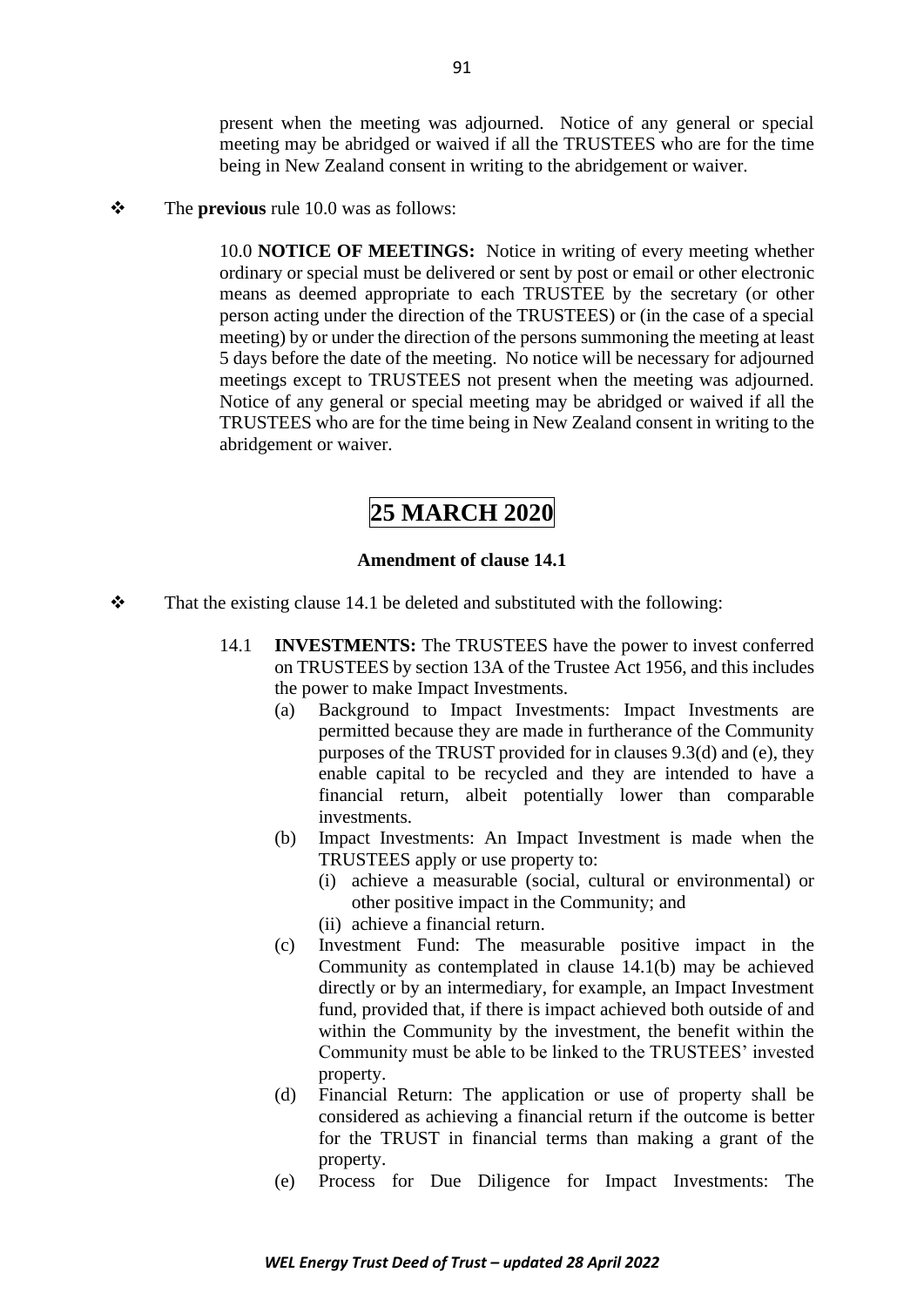present when the meeting was adjourned. Notice of any general or special meeting may be abridged or waived if all the TRUSTEES who are for the time being in New Zealand consent in writing to the abridgement or waiver.

❖ The **previous** rule 10.0 was as follows:

> 10.0 **NOTICE OF MEETINGS:** Notice in writing of every meeting whether ordinary or special must be delivered or sent by post or email or other electronic means as deemed appropriate to each TRUSTEE by the secretary (or other person acting under the direction of the TRUSTEES) or (in the case of a special meeting) by or under the direction of the persons summoning the meeting at least 5 days before the date of the meeting. No notice will be necessary for adjourned meetings except to TRUSTEES not present when the meeting was adjourned. Notice of any general or special meeting may be abridged or waived if all the TRUSTEES who are for the time being in New Zealand consent in writing to the abridgement or waiver.

## 25 MARCH 2020

### Amendment of clause 14.1

❖ That the existing clause 14.1 be deleted and substituted with the following:

> 14.1 **INVESTMENTS:** The TRUSTEES have the power to invest conferred on TRUSTEES by section 13A of the Trustee Act 1956, and this includes the power to make Impact Investments.
>
> (a) Background to Impact Investments: Impact Investments are permitted because they are made in furtherance of the Community purposes of the TRUST provided for in clauses 9.3(d) and (e), they enable capital to be recycled and they are intended to have a financial return, albeit potentially lower than comparable investments.
>
> (b) Impact Investments: An Impact Investment is made when the TRUSTEES apply or use property to:
>
> (i) achieve a measurable (social, cultural or environmental) or other positive impact in the Community; and
>
> (ii) achieve a financial return.
>
> (c) Investment Fund: The measurable positive impact in the Community as contemplated in clause 14.1(b) may be achieved directly or by an intermediary, for example, an Impact Investment fund, provided that, if there is impact achieved both outside of and within the Community by the investment, the benefit within the Community must be able to be linked to the TRUSTEES' invested property.
>
> (d) Financial Return: The application or use of property shall be considered as achieving a financial return if the outcome is better for the TRUST in financial terms than making a grant of the property.
>
> (e) Process for Due Diligence for Impact Investments: The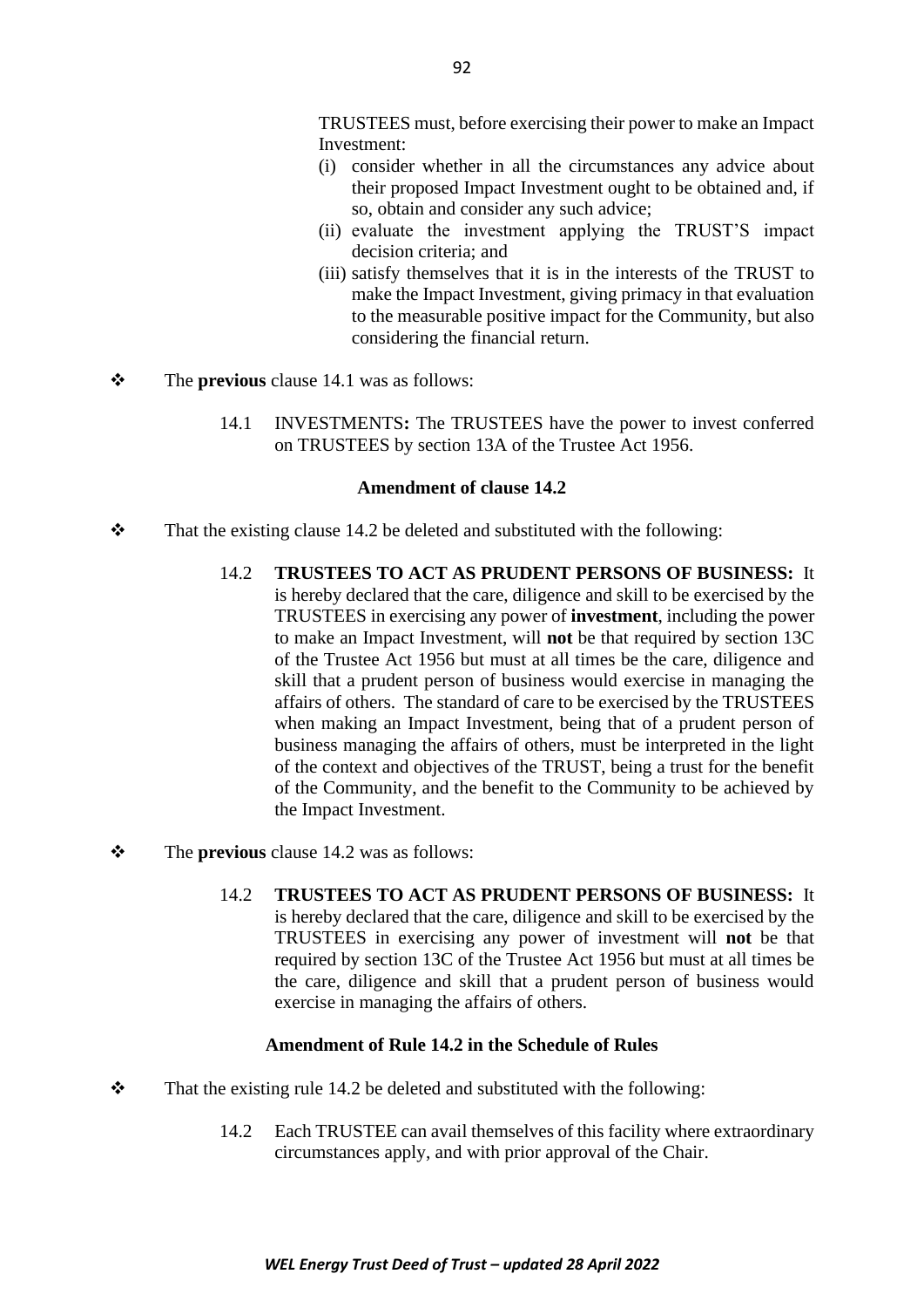TRUSTEES must, before exercising their power to make an Impact Investment:

(i) consider whether in all the circumstances any advice about their proposed Impact Investment ought to be obtained and, if so, obtain and consider any such advice;

(ii) evaluate the investment applying the TRUST'S impact decision criteria; and

(iii) satisfy themselves that it is in the interests of the TRUST to make the Impact Investment, giving primacy in that evaluation to the measurable positive impact for the Community, but also considering the financial return.

❖ The **previous** clause 14.1 was as follows:

> 14.1 INVESTMENTS**:** The TRUSTEES have the power to invest conferred on TRUSTEES by section 13A of the Trustee Act 1956.

**Amendment of clause 14.2**

❖ That the existing clause 14.2 be deleted and substituted with the following:

> 14.2 **TRUSTEES TO ACT AS PRUDENT PERSONS OF BUSINESS:** It is hereby declared that the care, diligence and skill to be exercised by the TRUSTEES in exercising any power of **investment**, including the power to make an Impact Investment, will **not** be that required by section 13C of the Trustee Act 1956 but must at all times be the care, diligence and skill that a prudent person of business would exercise in managing the affairs of others. The standard of care to be exercised by the TRUSTEES when making an Impact Investment, being that of a prudent person of business managing the affairs of others, must be interpreted in the light of the context and objectives of the TRUST, being a trust for the benefit of the Community, and the benefit to the Community to be achieved by the Impact Investment.

❖ The **previous** clause 14.2 was as follows:

> 14.2 **TRUSTEES TO ACT AS PRUDENT PERSONS OF BUSINESS:** It is hereby declared that the care, diligence and skill to be exercised by the TRUSTEES in exercising any power of investment will **not** be that required by section 13C of the Trustee Act 1956 but must at all times be the care, diligence and skill that a prudent person of business would exercise in managing the affairs of others.

**Amendment of Rule 14.2 in the Schedule of Rules**

❖ That the existing rule 14.2 be deleted and substituted with the following:

> 14.2 Each TRUSTEE can avail themselves of this facility where extraordinary circumstances apply, and with prior approval of the Chair.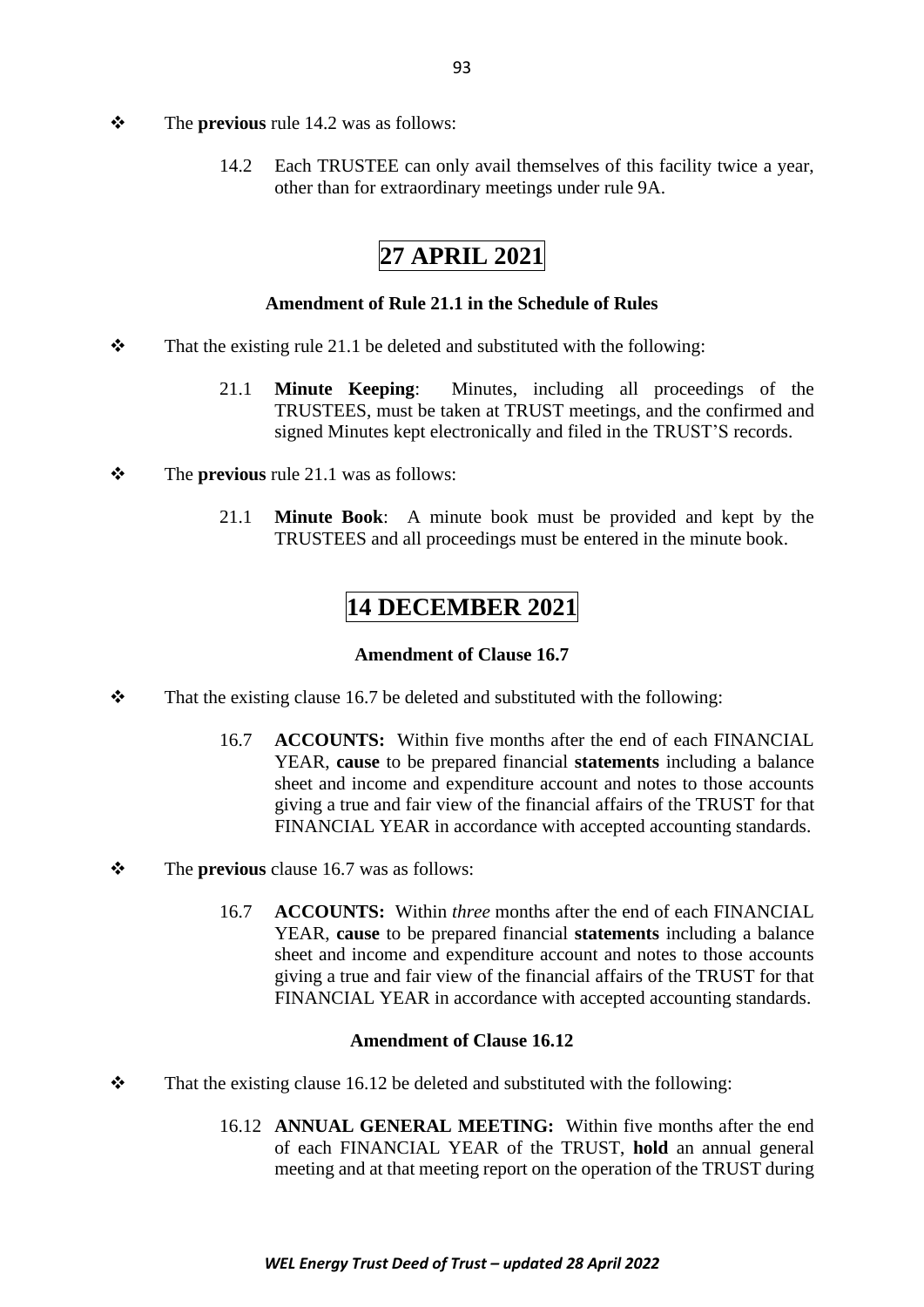❖ The **previous** rule 14.2 was as follows:

> 14.2 Each TRUSTEE can only avail themselves of this facility twice a year, other than for extraordinary meetings under rule 9A.

## 27 APRIL 2021

### Amendment of Rule 21.1 in the Schedule of Rules

❖ That the existing rule 21.1 be deleted and substituted with the following:

> 21.1 **Minute Keeping**: Minutes, including all proceedings of the TRUSTEES, must be taken at TRUST meetings, and the confirmed and signed Minutes kept electronically and filed in the TRUST'S records.

❖ The **previous** rule 21.1 was as follows:

> 21.1 **Minute Book**: A minute book must be provided and kept by the TRUSTEES and all proceedings must be entered in the minute book.

## 14 DECEMBER 2021

### Amendment of Clause 16.7

❖ That the existing clause 16.7 be deleted and substituted with the following:

> 16.7 **ACCOUNTS:** Within five months after the end of each FINANCIAL YEAR, **cause** to be prepared financial **statements** including a balance sheet and income and expenditure account and notes to those accounts giving a true and fair view of the financial affairs of the TRUST for that FINANCIAL YEAR in accordance with accepted accounting standards.

❖ The **previous** clause 16.7 was as follows:

> 16.7 **ACCOUNTS:** Within *three* months after the end of each FINANCIAL YEAR, **cause** to be prepared financial **statements** including a balance sheet and income and expenditure account and notes to those accounts giving a true and fair view of the financial affairs of the TRUST for that FINANCIAL YEAR in accordance with accepted accounting standards.

### Amendment of Clause 16.12

❖ That the existing clause 16.12 be deleted and substituted with the following:

> 16.12 **ANNUAL GENERAL MEETING:** Within five months after the end of each FINANCIAL YEAR of the TRUST, **hold** an annual general meeting and at that meeting report on the operation of the TRUST during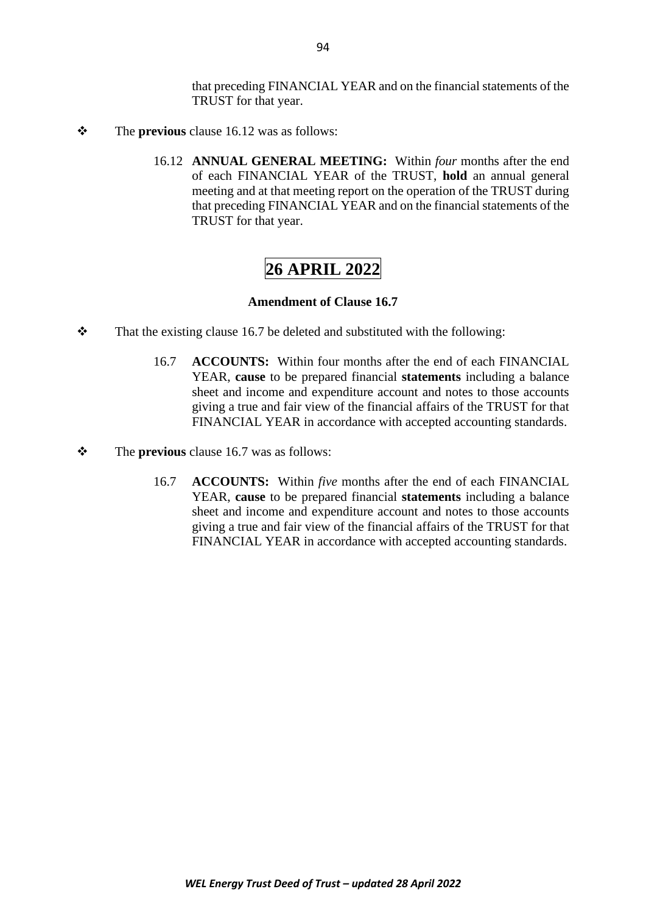that preceding FINANCIAL YEAR and on the financial statements of the TRUST for that year.

- The **previous** clause 16.12 was as follows:

  16.12 **ANNUAL GENERAL MEETING:** Within *four* months after the end of each FINANCIAL YEAR of the TRUST, **hold** an annual general meeting and at that meeting report on the operation of the TRUST during that preceding FINANCIAL YEAR and on the financial statements of the TRUST for that year.

## 26 APRIL 2022

### Amendment of Clause 16.7

- That the existing clause 16.7 be deleted and substituted with the following:

  16.7 **ACCOUNTS:** Within four months after the end of each FINANCIAL YEAR, **cause** to be prepared financial **statements** including a balance sheet and income and expenditure account and notes to those accounts giving a true and fair view of the financial affairs of the TRUST for that FINANCIAL YEAR in accordance with accepted accounting standards.

- The **previous** clause 16.7 was as follows:

  16.7 **ACCOUNTS:** Within *five* months after the end of each FINANCIAL YEAR, **cause** to be prepared financial **statements** including a balance sheet and income and expenditure account and notes to those accounts giving a true and fair view of the financial affairs of the TRUST for that FINANCIAL YEAR in accordance with accepted accounting standards.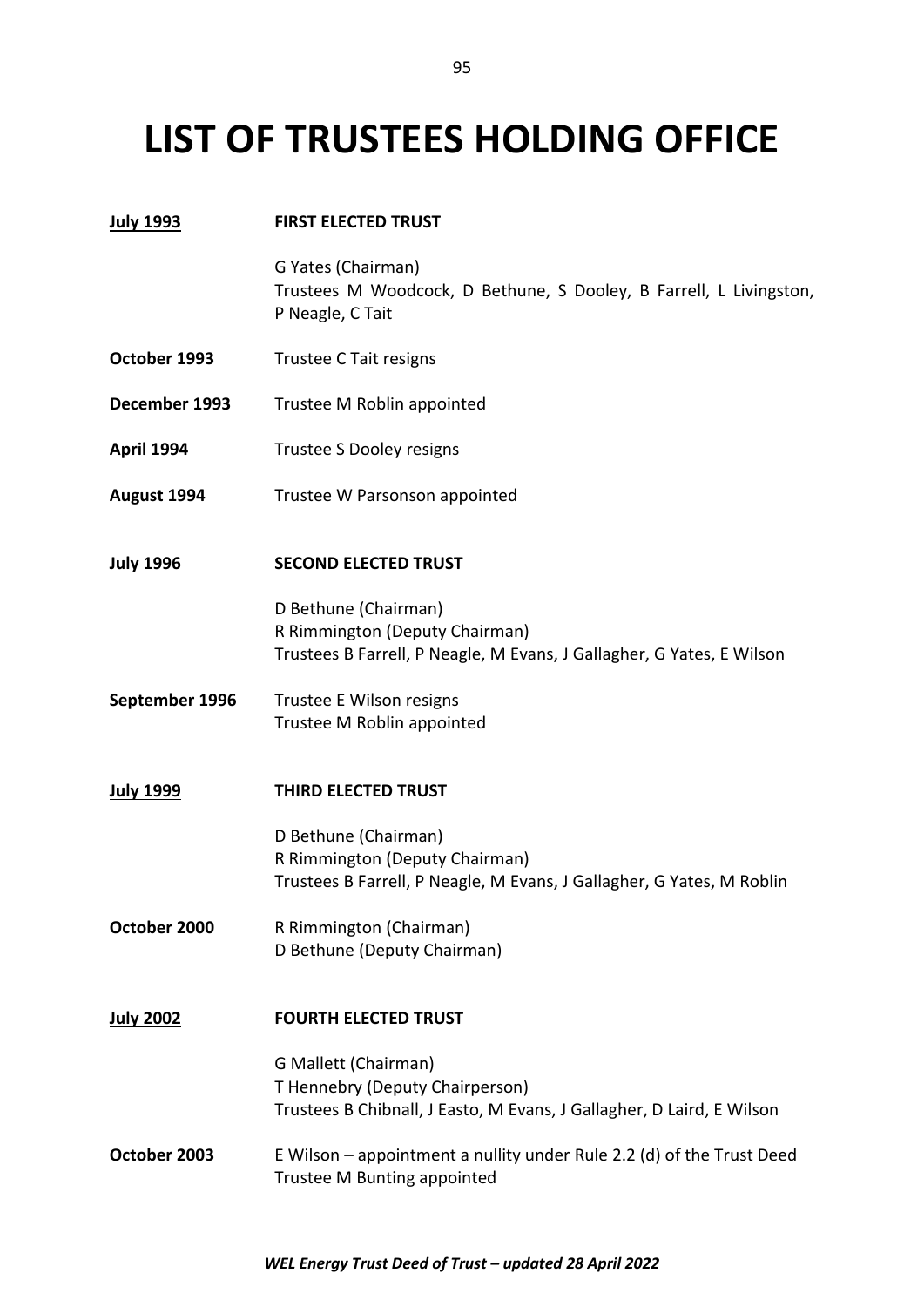# LIST OF TRUSTEES HOLDING OFFICE

| | |
|---|---|
| <u>**July 1993**</u> | **FIRST ELECTED TRUST** |
| | G Yates (Chairman)<br>Trustees M Woodcock, D Bethune, S Dooley, B Farrell, L Livingston, P Neagle, C Tait |
| **October 1993** | Trustee C Tait resigns |
| **December 1993** | Trustee M Roblin appointed |
| **April 1994** | Trustee S Dooley resigns |
| **August 1994** | Trustee W Parsonson appointed |
| <u>**July 1996**</u> | **SECOND ELECTED TRUST** |
| | D Bethune (Chairman)<br>R Rimmington (Deputy Chairman)<br>Trustees B Farrell, P Neagle, M Evans, J Gallagher, G Yates, E Wilson |
| **September 1996** | Trustee E Wilson resigns<br>Trustee M Roblin appointed |
| <u>**July 1999**</u> | **THIRD ELECTED TRUST** |
| | D Bethune (Chairman)<br>R Rimmington (Deputy Chairman)<br>Trustees B Farrell, P Neagle, M Evans, J Gallagher, G Yates, M Roblin |
| **October 2000** | R Rimmington (Chairman)<br>D Bethune (Deputy Chairman) |
| <u>**July 2002**</u> | **FOURTH ELECTED TRUST** |
| | G Mallett (Chairman)<br>T Hennebry (Deputy Chairperson)<br>Trustees B Chibnall, J Easto, M Evans, J Gallagher, D Laird, E Wilson |
| **October 2003** | E Wilson – appointment a nullity under Rule 2.2 (d) of the Trust Deed<br>Trustee M Bunting appointed |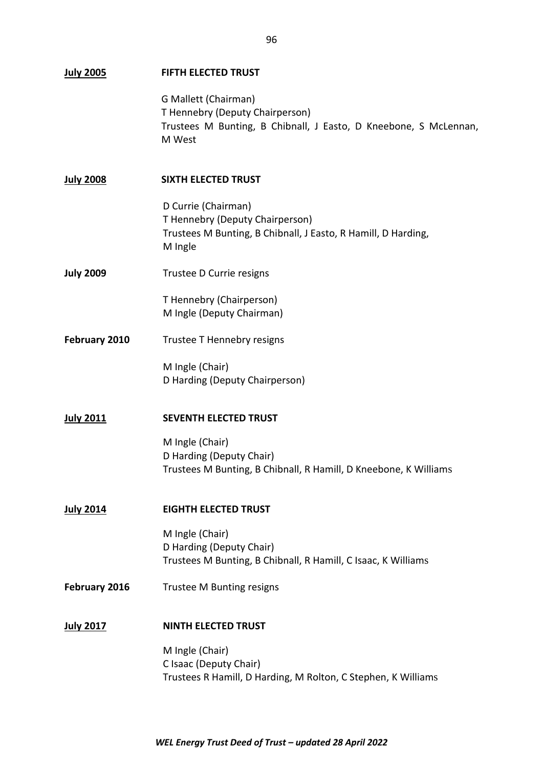| | |
|---|---|
| <u>**July 2005**</u> | **FIFTH ELECTED TRUST** |
| | G Mallett (Chairman)<br>T Hennebry (Deputy Chairperson)<br>Trustees M Bunting, B Chibnall, J Easto, D Kneebone, S McLennan, M West |
| <u>**July 2008**</u> | **SIXTH ELECTED TRUST** |
| | D Currie (Chairman)<br>T Hennebry (Deputy Chairperson)<br>Trustees M Bunting, B Chibnall, J Easto, R Hamill, D Harding, M Ingle |
| **July 2009** | Trustee D Currie resigns |
| | T Hennebry (Chairperson)<br>M Ingle (Deputy Chairman) |
| **February 2010** | Trustee T Hennebry resigns |
| | M Ingle (Chair)<br>D Harding (Deputy Chairperson) |
| <u>**July 2011**</u> | **SEVENTH ELECTED TRUST** |
| | M Ingle (Chair)<br>D Harding (Deputy Chair)<br>Trustees M Bunting, B Chibnall, R Hamill, D Kneebone, K Williams |
| <u>**July 2014**</u> | **EIGHTH ELECTED TRUST** |
| | M Ingle (Chair)<br>D Harding (Deputy Chair)<br>Trustees M Bunting, B Chibnall, R Hamill, C Isaac, K Williams |
| **February 2016** | Trustee M Bunting resigns |
| <u>**July 2017**</u> | **NINTH ELECTED TRUST** |
| | M Ingle (Chair)<br>C Isaac (Deputy Chair)<br>Trustees R Hamill, D Harding, M Rolton, C Stephen, K Williams |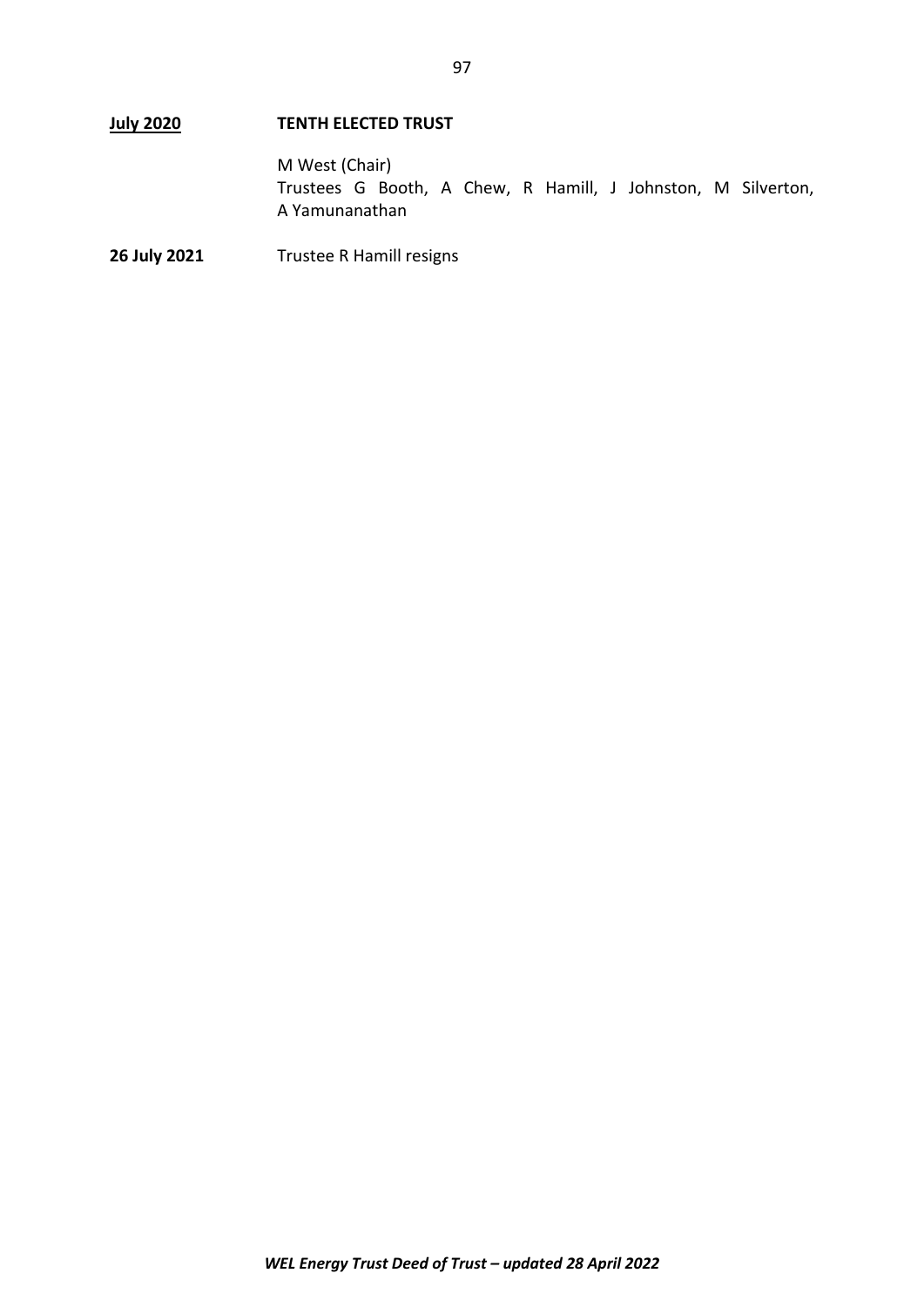**July 2020** **TENTH ELECTED TRUST**

M West (Chair)
Trustees G Booth, A Chew, R Hamill, J Johnston, M Silverton, A Yamunanathan

**26 July 2021** Trustee R Hamill resigns